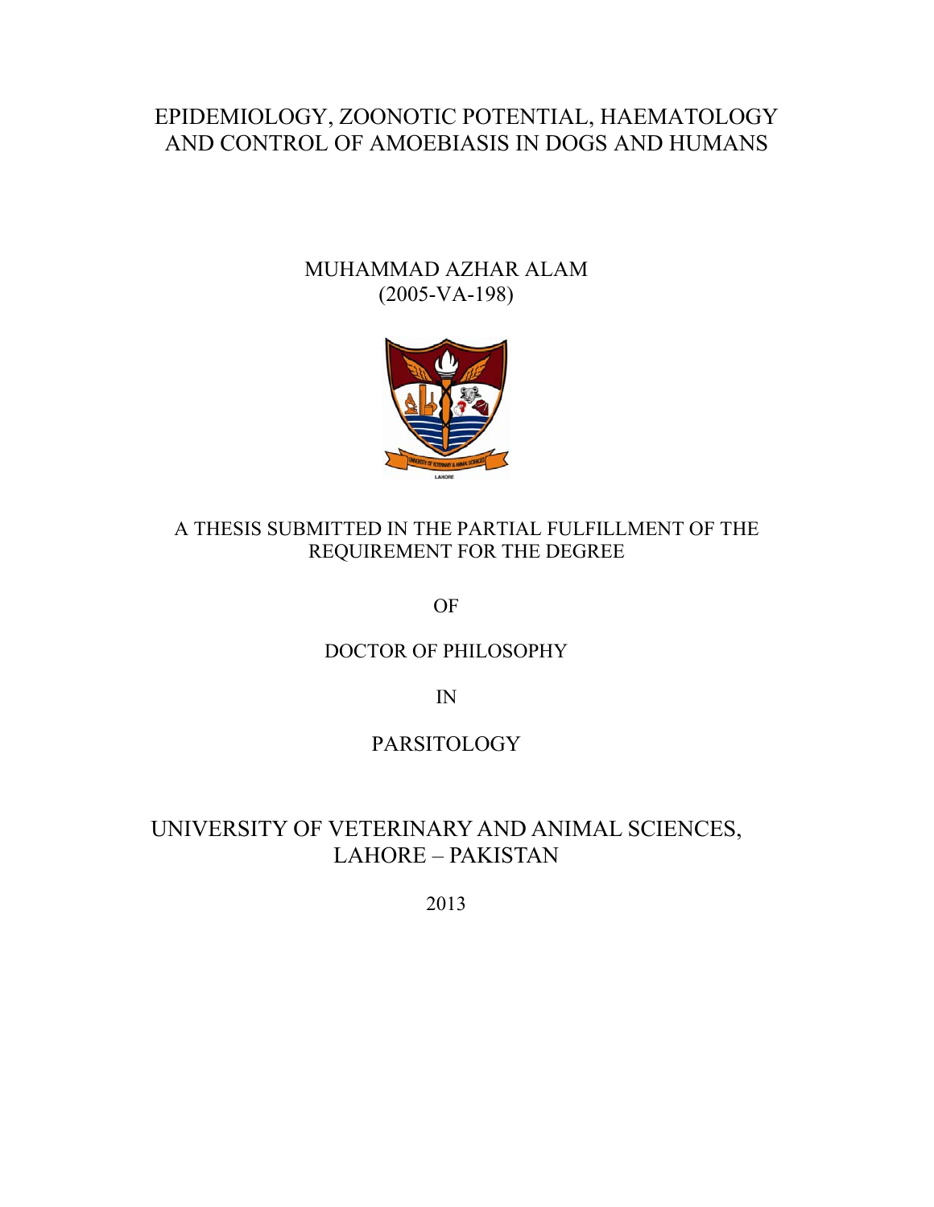# EPIDEMIOLOGY, ZOONOTIC POTENTIAL, HAEMATOLOGY AND CONTROL OF AMOEBIASIS IN DOGS AND HUMANS

MUHAMMAD AZHAR ALAM
(2005-VA-198)

A THESIS SUBMITTED IN THE PARTIAL FULFILLMENT OF THE REQUIREMENT FOR THE DEGREE

OF

DOCTOR OF PHILOSOPHY

IN

PARSITOLOGY

UNIVERSITY OF VETERINARY AND ANIMAL SCIENCES, LAHORE – PAKISTAN

2013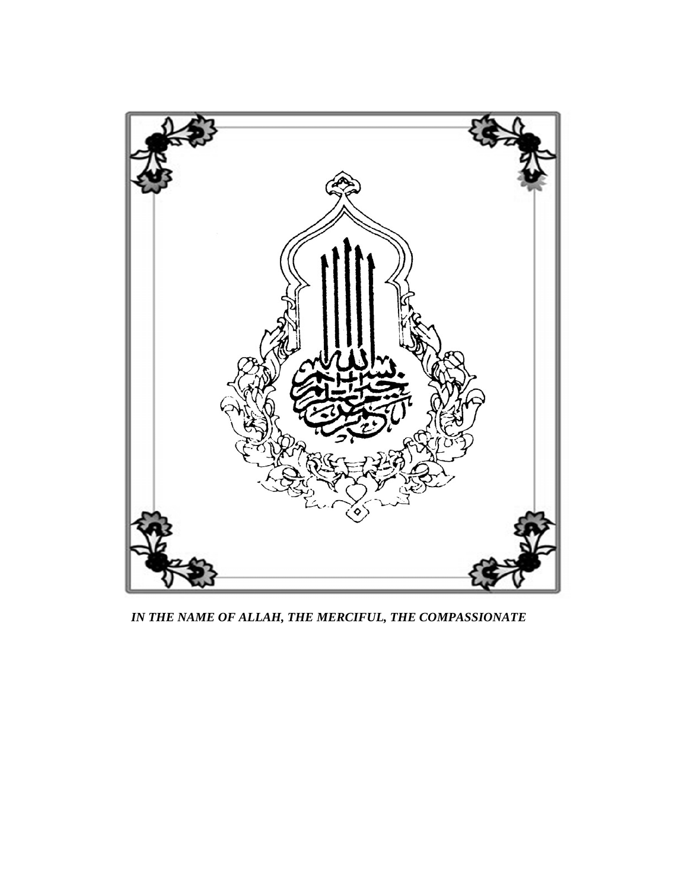***IN THE NAME OF ALLAH, THE MERCIFUL, THE COMPASSIONATE***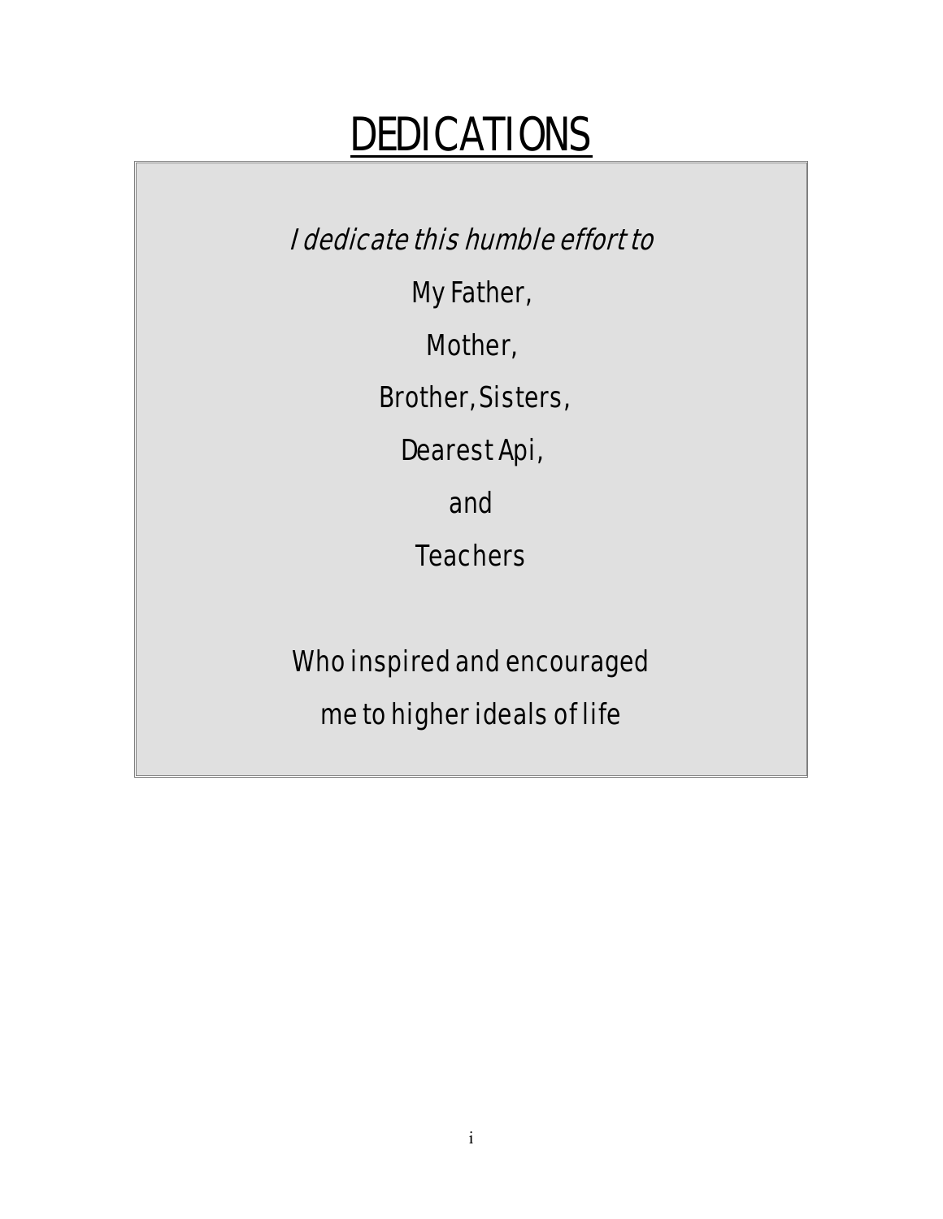# DEDICATIONS

*I dedicate this humble effort to*

My Father,

Mother,

Brother, Sisters,

Dearest Api,

and

Teachers

Who inspired and encouraged

me to higher ideals of life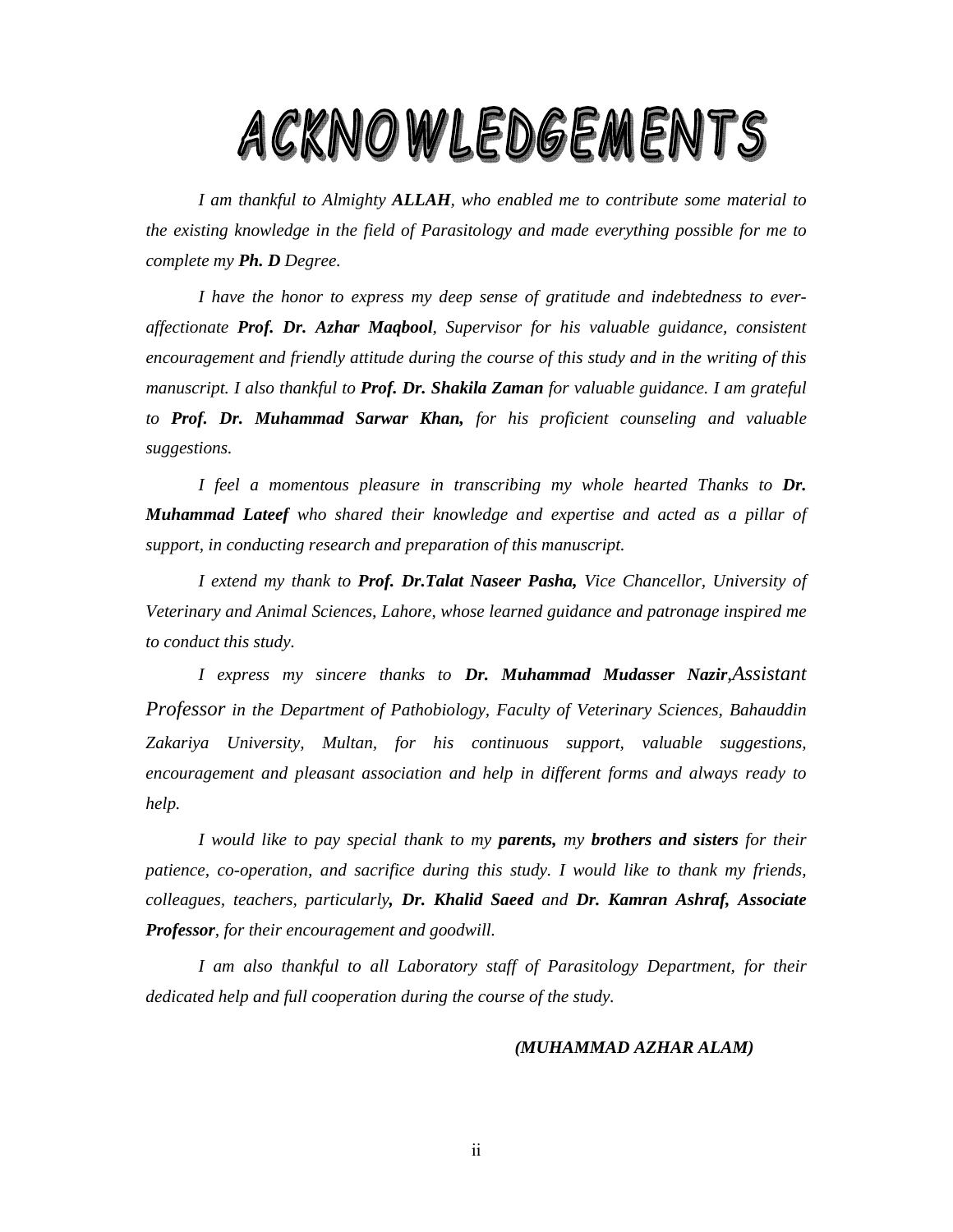# ACKNOWLEDGEMENTS

*I am thankful to Almighty* ***ALLAH****, who enabled me to contribute some material to the existing knowledge in the field of Parasitology and made everything possible for me to complete my* ***Ph. D*** *Degree.*

*I have the honor to express my deep sense of gratitude and indebtedness to ever-affectionate* ***Prof. Dr. Azhar Maqbool****, Supervisor for his valuable guidance, consistent encouragement and friendly attitude during the course of this study and in the writing of this manuscript. I also thankful to* ***Prof. Dr. Shakila Zaman*** *for valuable guidance. I am grateful to* ***Prof. Dr. Muhammad Sarwar Khan,*** *for his proficient counseling and valuable suggestions.*

*I feel a momentous pleasure in transcribing my whole hearted Thanks to* ***Dr. Muhammad Lateef*** *who shared their knowledge and expertise and acted as a pillar of support, in conducting research and preparation of this manuscript.*

*I extend my thank to* ***Prof. Dr.Talat Naseer Pasha,*** *Vice Chancellor, University of Veterinary and Animal Sciences, Lahore, whose learned guidance and patronage inspired me to conduct this study.*

*I express my sincere thanks to* ***Dr. Muhammad Mudasser Nazir,****Assistant Professor in the Department of Pathobiology, Faculty of Veterinary Sciences, Bahauddin Zakariya University, Multan, for his continuous support, valuable suggestions, encouragement and pleasant association and help in different forms and always ready to help.*

*I would like to pay special thank to my* ***parents,*** *my* ***brothers and sisters*** *for their patience, co-operation, and sacrifice during this study. I would like to thank my friends, colleagues, teachers, particularly****, Dr. Khalid Saeed*** *and* ***Dr. Kamran Ashraf, Associate Professor****, for their encouragement and goodwill.*

*I am also thankful to all Laboratory staff of Parasitology Department, for their dedicated help and full cooperation during the course of the study.*

***(MUHAMMAD AZHAR ALAM)***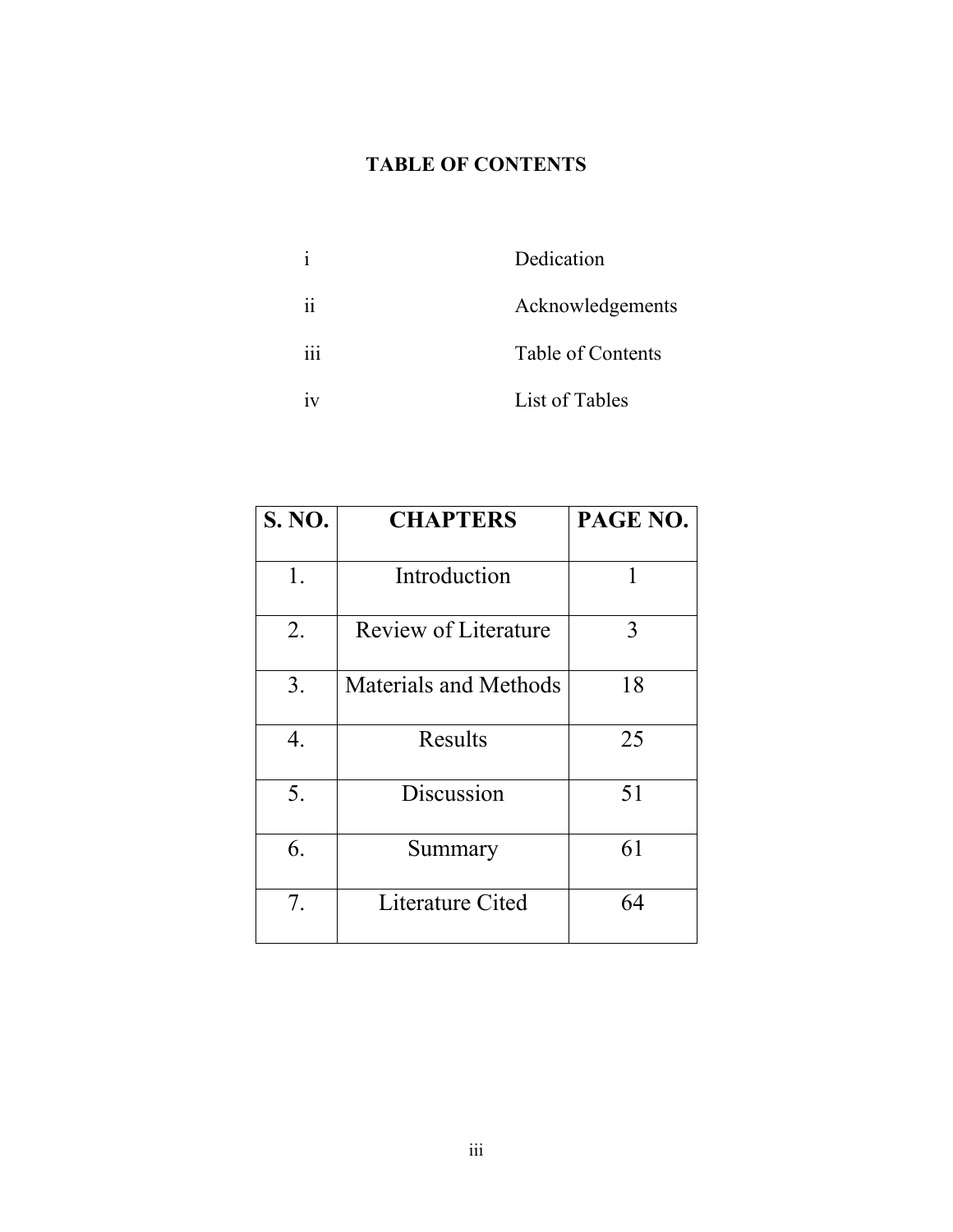# TABLE OF CONTENTS

| | |
|---|---|
| i | Dedication |
| ii | Acknowledgements |
| iii | Table of Contents |
| iv | List of Tables |

| S. NO. | CHAPTERS | PAGE NO. |
|---|---|---|
| 1. | Introduction | 1 |
| 2. | Review of Literature | 3 |
| 3. | Materials and Methods | 18 |
| 4. | Results | 25 |
| 5. | Discussion | 51 |
| 6. | Summary | 61 |
| 7. | Literature Cited | 64 |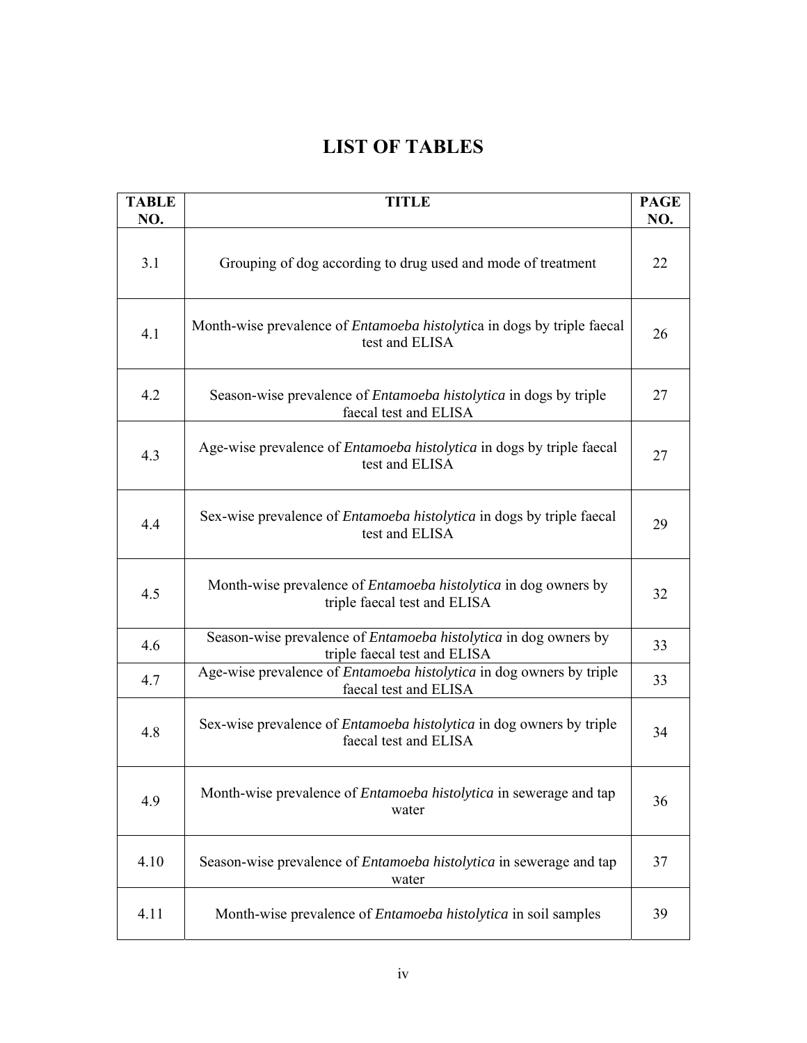# LIST OF TABLES

| TABLE NO. | TITLE | PAGE NO. |
|---|---|---|
| 3.1 | Grouping of dog according to drug used and mode of treatment | 22 |
| 4.1 | Month-wise prevalence of *Entamoeba histolytic*a in dogs by triple faecal test and ELISA | 26 |
| 4.2 | Season-wise prevalence of *Entamoeba histolytica* in dogs by triple faecal test and ELISA | 27 |
| 4.3 | Age-wise prevalence of *Entamoeba histolytica* in dogs by triple faecal test and ELISA | 27 |
| 4.4 | Sex-wise prevalence of *Entamoeba histolytica* in dogs by triple faecal test and ELISA | 29 |
| 4.5 | Month-wise prevalence of *Entamoeba histolytica* in dog owners by triple faecal test and ELISA | 32 |
| 4.6 | Season-wise prevalence of *Entamoeba histolytica* in dog owners by triple faecal test and ELISA | 33 |
| 4.7 | Age-wise prevalence of *Entamoeba histolytica* in dog owners by triple faecal test and ELISA | 33 |
| 4.8 | Sex-wise prevalence of *Entamoeba histolytica* in dog owners by triple faecal test and ELISA | 34 |
| 4.9 | Month-wise prevalence of *Entamoeba histolytica* in sewerage and tap water | 36 |
| 4.10 | Season-wise prevalence of *Entamoeba histolytica* in sewerage and tap water | 37 |
| 4.11 | Month-wise prevalence of *Entamoeba histolytica* in soil samples | 39 |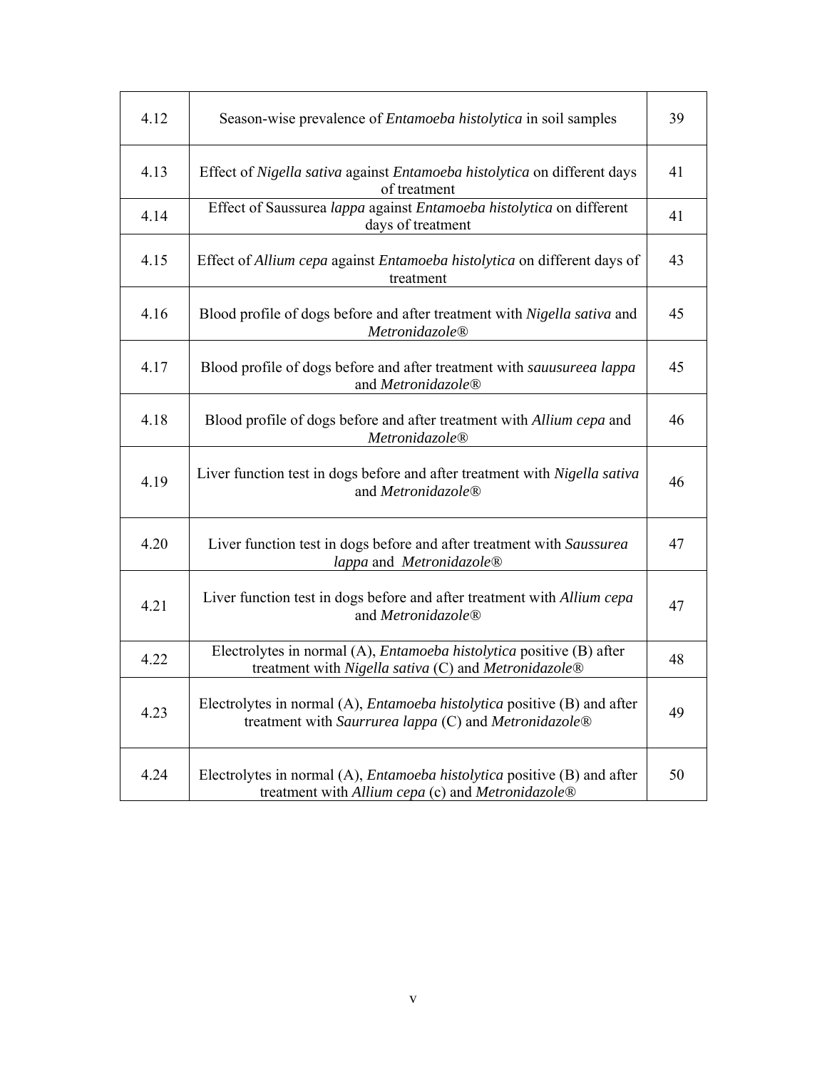| | | |
|---|---|---|
| 4.12 | Season-wise prevalence of *Entamoeba histolytica* in soil samples | 39 |
| 4.13 | Effect of *Nigella sativa* against *Entamoeba histolytica* on different days of treatment | 41 |
| 4.14 | Effect of Saussurea *lappa* against *Entamoeba histolytica* on different days of treatment | 41 |
| 4.15 | Effect of *Allium cepa* against *Entamoeba histolytica* on different days of treatment | 43 |
| 4.16 | Blood profile of dogs before and after treatment with *Nigella sativa* and *Metronidazole®* | 45 |
| 4.17 | Blood profile of dogs before and after treatment with *sauusureea lappa* and *Metronidazole®* | 45 |
| 4.18 | Blood profile of dogs before and after treatment with *Allium cepa* and *Metronidazole®* | 46 |
| 4.19 | Liver function test in dogs before and after treatment with *Nigella sativa* and *Metronidazole®* | 46 |
| 4.20 | Liver function test in dogs before and after treatment with *Saussurea lappa* and *Metronidazole®* | 47 |
| 4.21 | Liver function test in dogs before and after treatment with *Allium cepa* and *Metronidazole®* | 47 |
| 4.22 | Electrolytes in normal (A), *Entamoeba histolytica* positive (B) after treatment with *Nigella sativa* (C) and *Metronidazole®* | 48 |
| 4.23 | Electrolytes in normal (A), *Entamoeba histolytica* positive (B) and after treatment with *Saurrurea lappa* (C) and *Metronidazole®* | 49 |
| 4.24 | Electrolytes in normal (A), *Entamoeba histolytica* positive (B) and after treatment with *Allium cepa* (c) and *Metronidazole®* | 50 |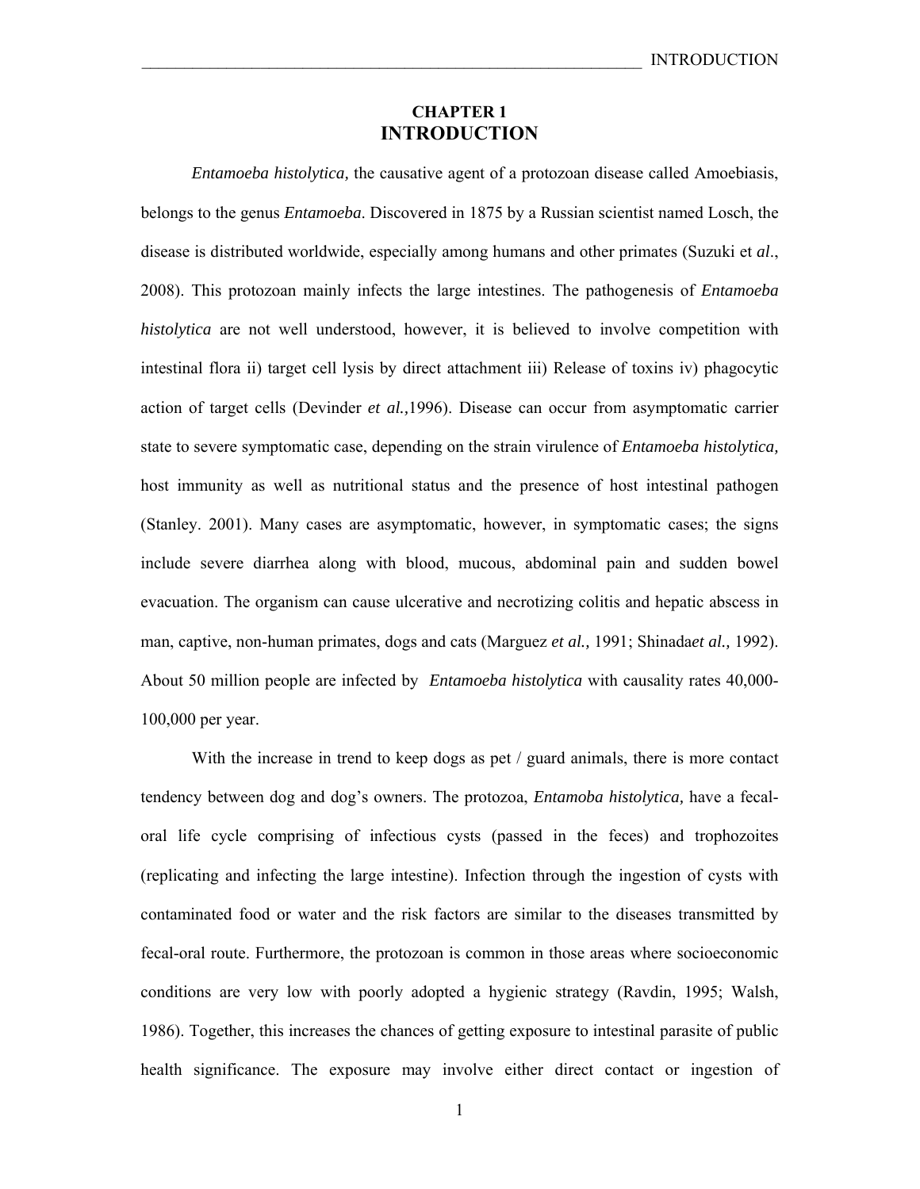# CHAPTER 1
# INTRODUCTION

*Entamoeba histolytica,* the causative agent of a protozoan disease called Amoebiasis, belongs to the genus *Entamoeba*. Discovered in 1875 by a Russian scientist named Losch, the disease is distributed worldwide, especially among humans and other primates (Suzuki et ***al***., 2008). This protozoan mainly infects the large intestines. The pathogenesis of *Entamoeba histolytica* are not well understood, however, it is believed to involve competition with intestinal flora ii) target cell lysis by direct attachment iii) Release of toxins iv) phagocytic action of target cells (Devinder *et al.,*1996). Disease can occur from asymptomatic carrier state to severe symptomatic case, depending on the strain virulence of *Entamoeba histolytica,* host immunity as well as nutritional status and the presence of host intestinal pathogen (Stanley. 2001). Many cases are asymptomatic, however, in symptomatic cases; the signs include severe diarrhea along with blood, mucous, abdominal pain and sudden bowel evacuation. The organism can cause ulcerative and necrotizing colitis and hepatic abscess in man, captive, non-human primates, dogs and cats (Marguez *et al.,* 1991; Shinada*et al.,* 1992). About 50 million people are infected by *Entamoeba histolytica* with causality rates 40,000-100,000 per year.

With the increase in trend to keep dogs as pet / guard animals, there is more contact tendency between dog and dog's owners. The protozoa, *Entamoba histolytica,* have a fecal-oral life cycle comprising of infectious cysts (passed in the feces) and trophozoites (replicating and infecting the large intestine). Infection through the ingestion of cysts with contaminated food or water and the risk factors are similar to the diseases transmitted by fecal-oral route. Furthermore, the protozoan is common in those areas where socioeconomic conditions are very low with poorly adopted a hygienic strategy (Ravdin, 1995; Walsh, 1986). Together, this increases the chances of getting exposure to intestinal parasite of public health significance. The exposure may involve either direct contact or ingestion of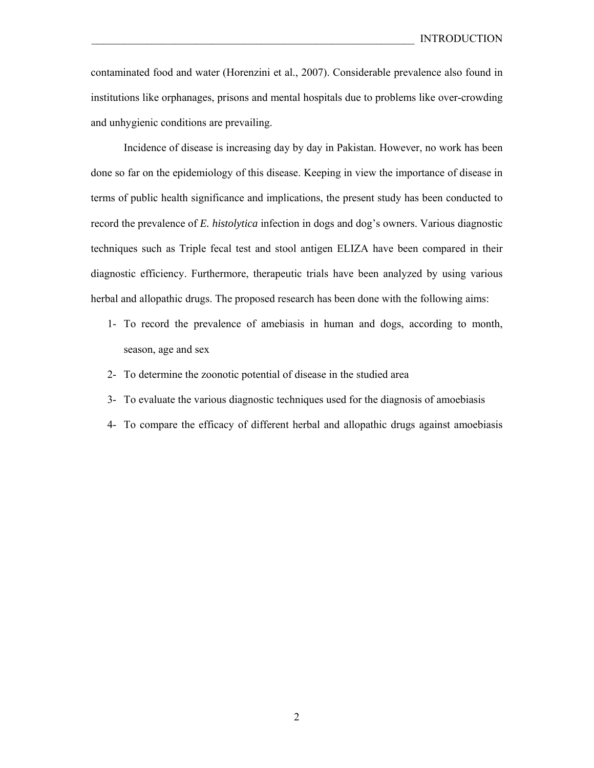contaminated food and water (Horenzini et al., 2007). Considerable prevalence also found in institutions like orphanages, prisons and mental hospitals due to problems like over-crowding and unhygienic conditions are prevailing.

Incidence of disease is increasing day by day in Pakistan. However, no work has been done so far on the epidemiology of this disease. Keeping in view the importance of disease in terms of public health significance and implications, the present study has been conducted to record the prevalence of *E. histolytica* infection in dogs and dog's owners. Various diagnostic techniques such as Triple fecal test and stool antigen ELIZA have been compared in their diagnostic efficiency. Furthermore, therapeutic trials have been analyzed by using various herbal and allopathic drugs. The proposed research has been done with the following aims:

1- To record the prevalence of amebiasis in human and dogs, according to month, season, age and sex
2- To determine the zoonotic potential of disease in the studied area
3- To evaluate the various diagnostic techniques used for the diagnosis of amoebiasis
4- To compare the efficacy of different herbal and allopathic drugs against amoebiasis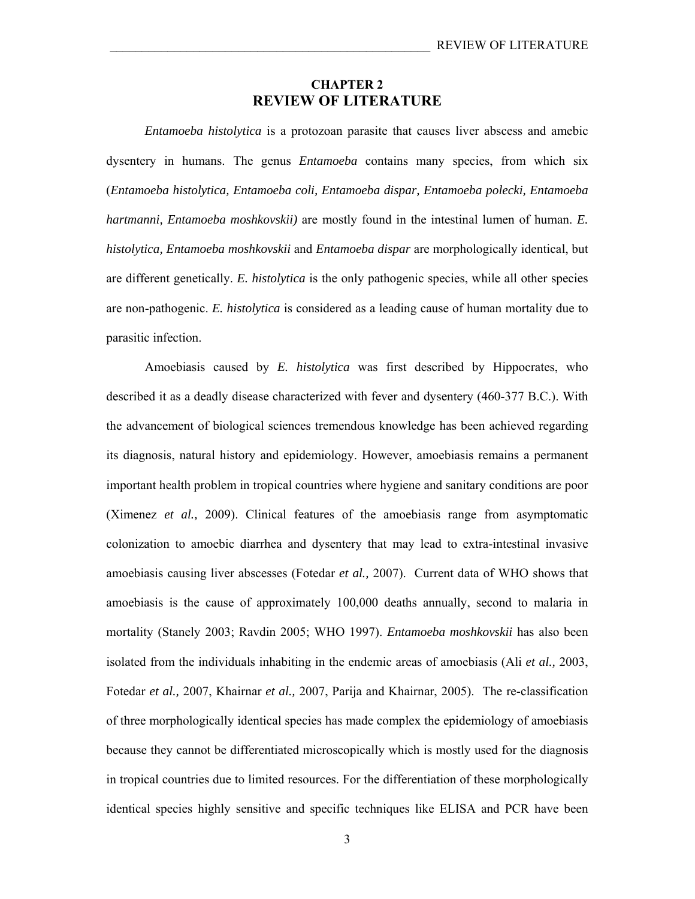# CHAPTER 2
## REVIEW OF LITERATURE

*Entamoeba histolytica* is a protozoan parasite that causes liver abscess and amebic dysentery in humans. The genus *Entamoeba* contains many species, from which six (*Entamoeba histolytica, Entamoeba coli, Entamoeba dispar, Entamoeba polecki, Entamoeba hartmanni, Entamoeba moshkovskii)* are mostly found in the intestinal lumen of human. *E. histolytica, Entamoeba moshkovskii* and *Entamoeba dispar* are morphologically identical, but are different genetically. *E. histolytica* is the only pathogenic species, while all other species are non-pathogenic. *E. histolytica* is considered as a leading cause of human mortality due to parasitic infection.

Amoebiasis caused by *E. histolytica* was first described by Hippocrates, who described it as a deadly disease characterized with fever and dysentery (460-377 B.C.). With the advancement of biological sciences tremendous knowledge has been achieved regarding its diagnosis, natural history and epidemiology. However, amoebiasis remains a permanent important health problem in tropical countries where hygiene and sanitary conditions are poor (Ximenez *et al.,* 2009). Clinical features of the amoebiasis range from asymptomatic colonization to amoebic diarrhea and dysentery that may lead to extra-intestinal invasive amoebiasis causing liver abscesses (Fotedar *et al.,* 2007). Current data of WHO shows that amoebiasis is the cause of approximately 100,000 deaths annually, second to malaria in mortality (Stanely 2003; Ravdin 2005; WHO 1997). *Entamoeba moshkovskii* has also been isolated from the individuals inhabiting in the endemic areas of amoebiasis (Ali *et al.,* 2003, Fotedar *et al.,* 2007, Khairnar *et al.,* 2007, Parija and Khairnar, 2005). The re-classification of three morphologically identical species has made complex the epidemiology of amoebiasis because they cannot be differentiated microscopically which is mostly used for the diagnosis in tropical countries due to limited resources. For the differentiation of these morphologically identical species highly sensitive and specific techniques like ELISA and PCR have been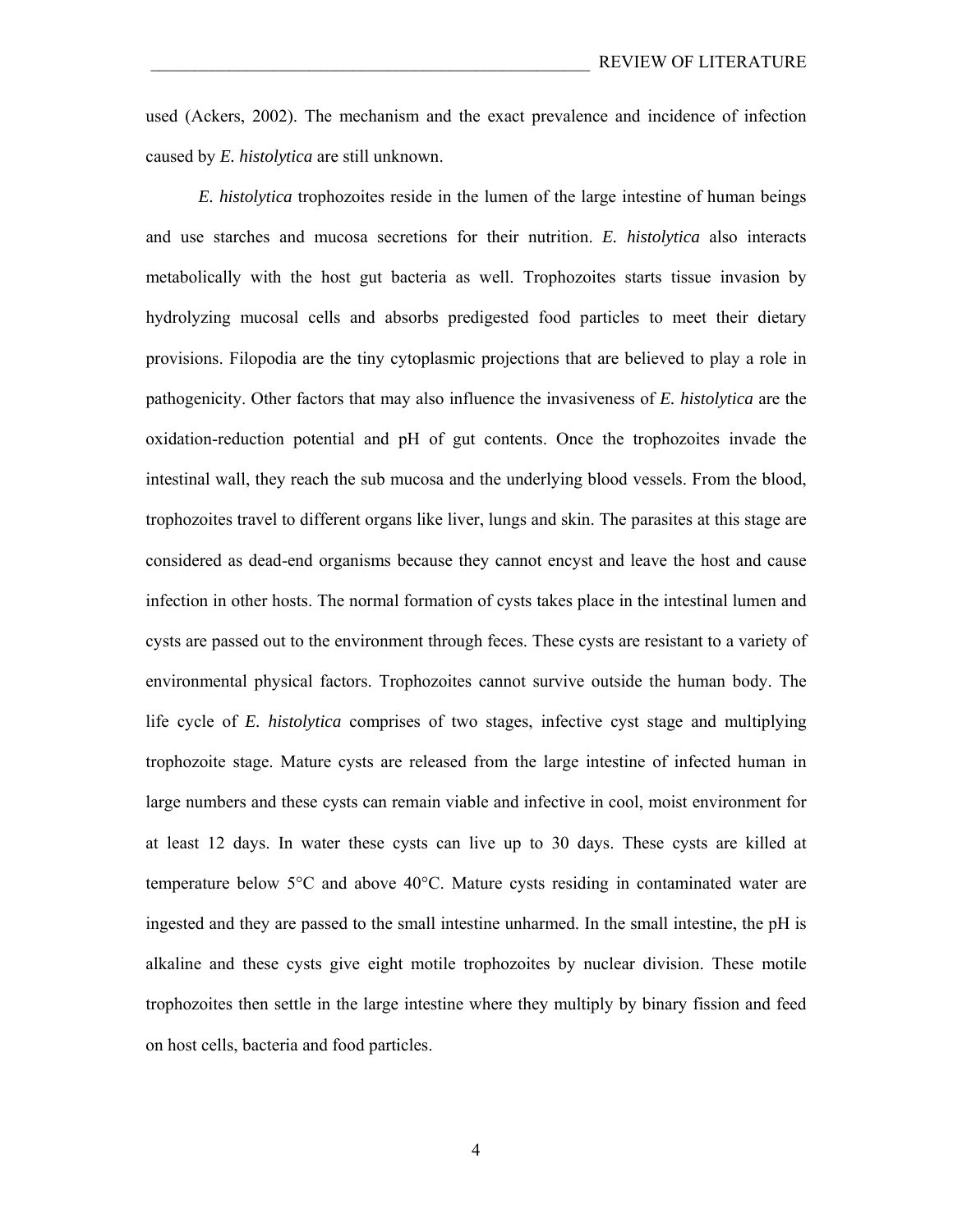used (Ackers, 2002). The mechanism and the exact prevalence and incidence of infection caused by *E. histolytica* are still unknown.

*E. histolytica* trophozoites reside in the lumen of the large intestine of human beings and use starches and mucosa secretions for their nutrition. *E. histolytica* also interacts metabolically with the host gut bacteria as well. Trophozoites starts tissue invasion by hydrolyzing mucosal cells and absorbs predigested food particles to meet their dietary provisions. Filopodia are the tiny cytoplasmic projections that are believed to play a role in pathogenicity. Other factors that may also influence the invasiveness of *E. histolytica* are the oxidation-reduction potential and pH of gut contents. Once the trophozoites invade the intestinal wall, they reach the sub mucosa and the underlying blood vessels. From the blood, trophozoites travel to different organs like liver, lungs and skin. The parasites at this stage are considered as dead-end organisms because they cannot encyst and leave the host and cause infection in other hosts. The normal formation of cysts takes place in the intestinal lumen and cysts are passed out to the environment through feces. These cysts are resistant to a variety of environmental physical factors. Trophozoites cannot survive outside the human body. The life cycle of *E. histolytica* comprises of two stages, infective cyst stage and multiplying trophozoite stage. Mature cysts are released from the large intestine of infected human in large numbers and these cysts can remain viable and infective in cool, moist environment for at least 12 days. In water these cysts can live up to 30 days. These cysts are killed at temperature below 5°C and above 40°C. Mature cysts residing in contaminated water are ingested and they are passed to the small intestine unharmed. In the small intestine, the pH is alkaline and these cysts give eight motile trophozoites by nuclear division. These motile trophozoites then settle in the large intestine where they multiply by binary fission and feed on host cells, bacteria and food particles.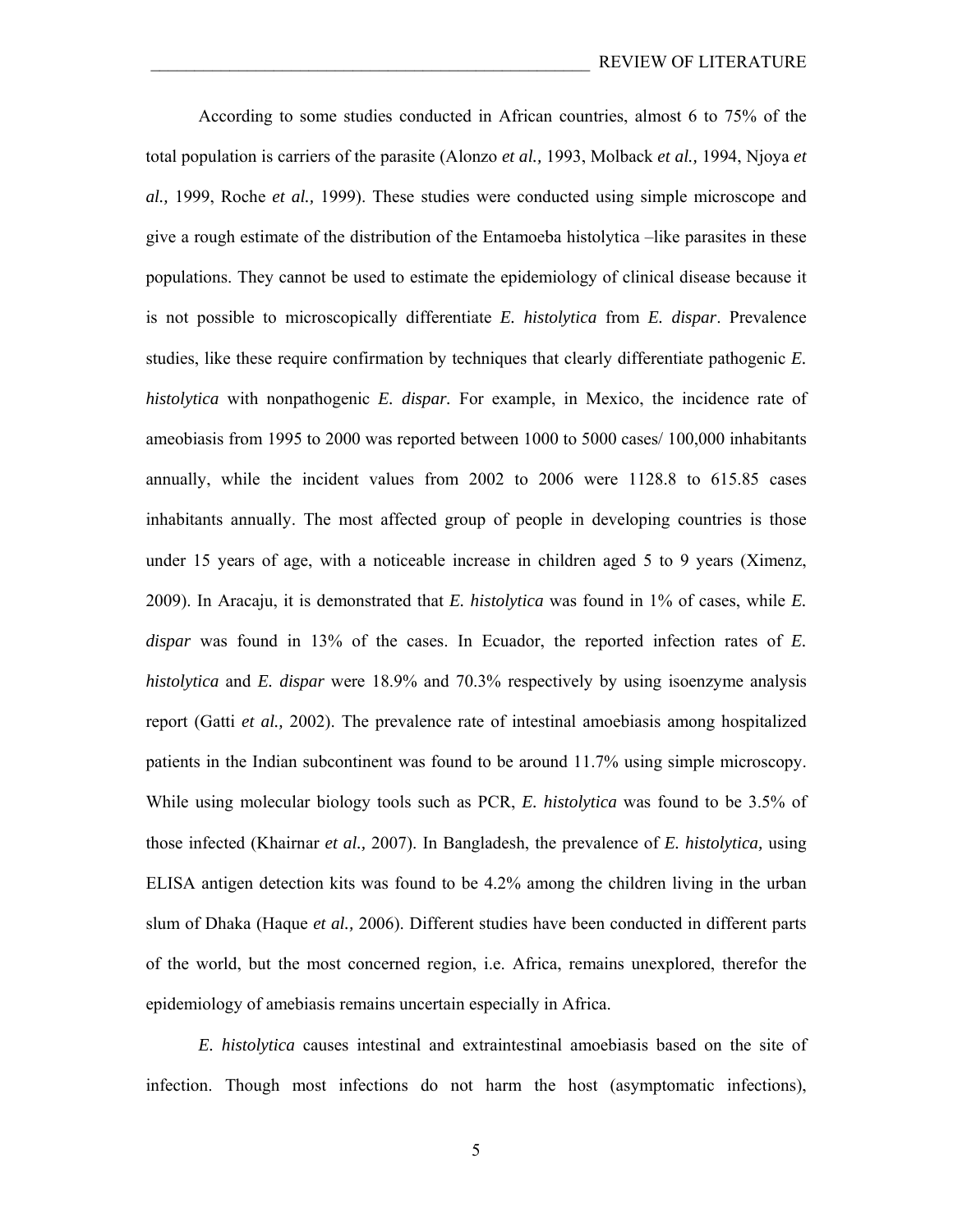According to some studies conducted in African countries, almost 6 to 75% of the total population is carriers of the parasite (Alonzo *et al.,* 1993, Molback *et al.,* 1994, Njoya *et al.,* 1999, Roche *et al.,* 1999). These studies were conducted using simple microscope and give a rough estimate of the distribution of the Entamoeba histolytica –like parasites in these populations. They cannot be used to estimate the epidemiology of clinical disease because it is not possible to microscopically differentiate *E. histolytica* from *E. dispar*. Prevalence studies, like these require confirmation by techniques that clearly differentiate pathogenic *E. histolytica* with nonpathogenic *E. dispar.* For example, in Mexico, the incidence rate of ameobiasis from 1995 to 2000 was reported between 1000 to 5000 cases/ 100,000 inhabitants annually, while the incident values from 2002 to 2006 were 1128.8 to 615.85 cases inhabitants annually. The most affected group of people in developing countries is those under 15 years of age, with a noticeable increase in children aged 5 to 9 years (Ximenz, 2009). In Aracaju, it is demonstrated that *E. histolytica* was found in 1% of cases, while *E. dispar* was found in 13% of the cases. In Ecuador, the reported infection rates of *E. histolytica* and *E. dispar* were 18.9% and 70.3% respectively by using isoenzyme analysis report (Gatti *et al.,* 2002). The prevalence rate of intestinal amoebiasis among hospitalized patients in the Indian subcontinent was found to be around 11.7% using simple microscopy. While using molecular biology tools such as PCR, *E. histolytica* was found to be 3.5% of those infected (Khairnar *et al.,* 2007). In Bangladesh, the prevalence of *E. histolytica,* using ELISA antigen detection kits was found to be 4.2% among the children living in the urban slum of Dhaka (Haque *et al.,* 2006). Different studies have been conducted in different parts of the world, but the most concerned region, i.e. Africa, remains unexplored, therefor the epidemiology of amebiasis remains uncertain especially in Africa.

*E. histolytica* causes intestinal and extraintestinal amoebiasis based on the site of infection. Though most infections do not harm the host (asymptomatic infections),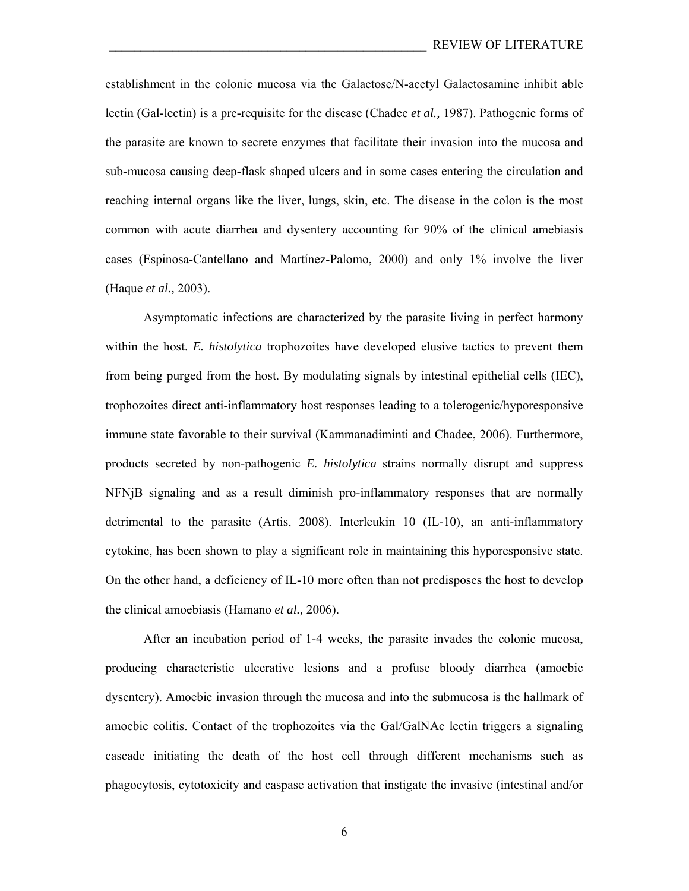establishment in the colonic mucosa via the Galactose/N-acetyl Galactosamine inhibit able lectin (Gal-lectin) is a pre-requisite for the disease (Chadee *et al.,* 1987). Pathogenic forms of the parasite are known to secrete enzymes that facilitate their invasion into the mucosa and sub-mucosa causing deep-flask shaped ulcers and in some cases entering the circulation and reaching internal organs like the liver, lungs, skin, etc. The disease in the colon is the most common with acute diarrhea and dysentery accounting for 90% of the clinical amebiasis cases (Espinosa-Cantellano and Martínez-Palomo, 2000) and only 1% involve the liver (Haque *et al.,* 2003).

Asymptomatic infections are characterized by the parasite living in perfect harmony within the host. *E. histolytica* trophozoites have developed elusive tactics to prevent them from being purged from the host. By modulating signals by intestinal epithelial cells (IEC), trophozoites direct anti-inflammatory host responses leading to a tolerogenic/hyporesponsive immune state favorable to their survival (Kammanadiminti and Chadee, 2006). Furthermore, products secreted by non-pathogenic *E. histolytica* strains normally disrupt and suppress NFNjB signaling and as a result diminish pro-inflammatory responses that are normally detrimental to the parasite (Artis, 2008). Interleukin 10 (IL-10), an anti-inflammatory cytokine, has been shown to play a significant role in maintaining this hyporesponsive state. On the other hand, a deficiency of IL-10 more often than not predisposes the host to develop the clinical amoebiasis (Hamano *et al.,* 2006).

After an incubation period of 1-4 weeks, the parasite invades the colonic mucosa, producing characteristic ulcerative lesions and a profuse bloody diarrhea (amoebic dysentery). Amoebic invasion through the mucosa and into the submucosa is the hallmark of amoebic colitis. Contact of the trophozoites via the Gal/GalNAc lectin triggers a signaling cascade initiating the death of the host cell through different mechanisms such as phagocytosis, cytotoxicity and caspase activation that instigate the invasive (intestinal and/or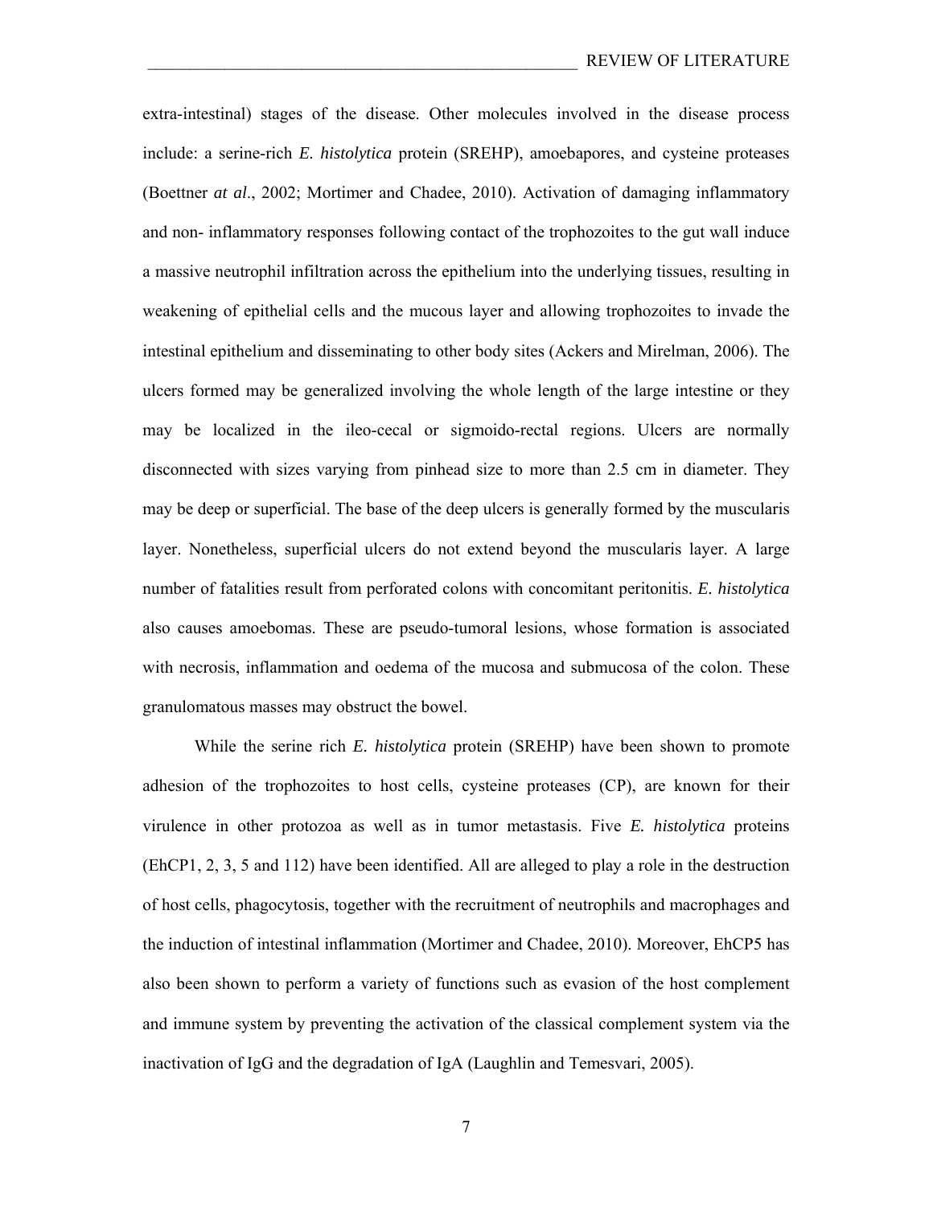extra-intestinal) stages of the disease. Other molecules involved in the disease process include: a serine-rich *E. histolytica* protein (SREHP), amoebapores, and cysteine proteases (Boettner *at al*., 2002; Mortimer and Chadee, 2010). Activation of damaging inflammatory and non- inflammatory responses following contact of the trophozoites to the gut wall induce a massive neutrophil infiltration across the epithelium into the underlying tissues, resulting in weakening of epithelial cells and the mucous layer and allowing trophozoites to invade the intestinal epithelium and disseminating to other body sites (Ackers and Mirelman, 2006). The ulcers formed may be generalized involving the whole length of the large intestine or they may be localized in the ileo-cecal or sigmoido-rectal regions. Ulcers are normally disconnected with sizes varying from pinhead size to more than 2.5 cm in diameter. They may be deep or superficial. The base of the deep ulcers is generally formed by the muscularis layer. Nonetheless, superficial ulcers do not extend beyond the muscularis layer. A large number of fatalities result from perforated colons with concomitant peritonitis. *E. histolytica* also causes amoebomas. These are pseudo-tumoral lesions, whose formation is associated with necrosis, inflammation and oedema of the mucosa and submucosa of the colon. These granulomatous masses may obstruct the bowel.

While the serine rich *E. histolytica* protein (SREHP) have been shown to promote adhesion of the trophozoites to host cells, cysteine proteases (CP), are known for their virulence in other protozoa as well as in tumor metastasis. Five *E. histolytica* proteins (EhCP1, 2, 3, 5 and 112) have been identified. All are alleged to play a role in the destruction of host cells, phagocytosis, together with the recruitment of neutrophils and macrophages and the induction of intestinal inflammation (Mortimer and Chadee, 2010). Moreover, EhCP5 has also been shown to perform a variety of functions such as evasion of the host complement and immune system by preventing the activation of the classical complement system via the inactivation of IgG and the degradation of IgA (Laughlin and Temesvari, 2005).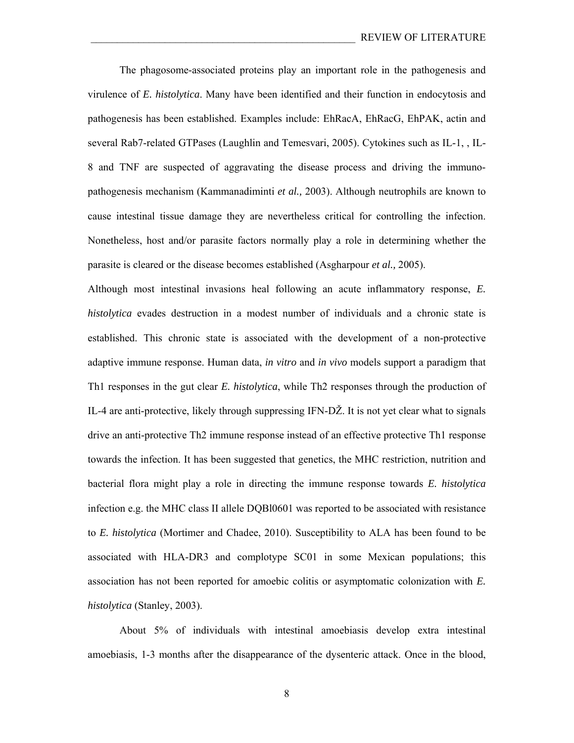The phagosome-associated proteins play an important role in the pathogenesis and virulence of *E. histolytica*. Many have been identified and their function in endocytosis and pathogenesis has been established. Examples include: EhRacA, EhRacG, EhPAK, actin and several Rab7-related GTPases (Laughlin and Temesvari, 2005). Cytokines such as IL-1, , IL-8 and TNF are suspected of aggravating the disease process and driving the immuno-pathogenesis mechanism (Kammanadiminti *et al.,* 2003). Although neutrophils are known to cause intestinal tissue damage they are nevertheless critical for controlling the infection. Nonetheless, host and/or parasite factors normally play a role in determining whether the parasite is cleared or the disease becomes established (Asgharpour *et al.,* 2005).

Although most intestinal invasions heal following an acute inflammatory response, *E. histolytica* evades destruction in a modest number of individuals and a chronic state is established. This chronic state is associated with the development of a non-protective adaptive immune response. Human data, *in vitro* and *in vivo* models support a paradigm that Th1 responses in the gut clear *E. histolytica*, while Th2 responses through the production of IL-4 are anti-protective, likely through suppressing IFN-DŽ. It is not yet clear what to signals drive an anti-protective Th2 immune response instead of an effective protective Th1 response towards the infection. It has been suggested that genetics, the MHC restriction, nutrition and bacterial flora might play a role in directing the immune response towards *E. histolytica* infection e.g. the MHC class II allele DQBl0601 was reported to be associated with resistance to *E. histolytica* (Mortimer and Chadee, 2010). Susceptibility to ALA has been found to be associated with HLA-DR3 and complotype SC01 in some Mexican populations; this association has not been reported for amoebic colitis or asymptomatic colonization with *E. histolytica* (Stanley, 2003).

About 5% of individuals with intestinal amoebiasis develop extra intestinal amoebiasis, 1-3 months after the disappearance of the dysenteric attack. Once in the blood,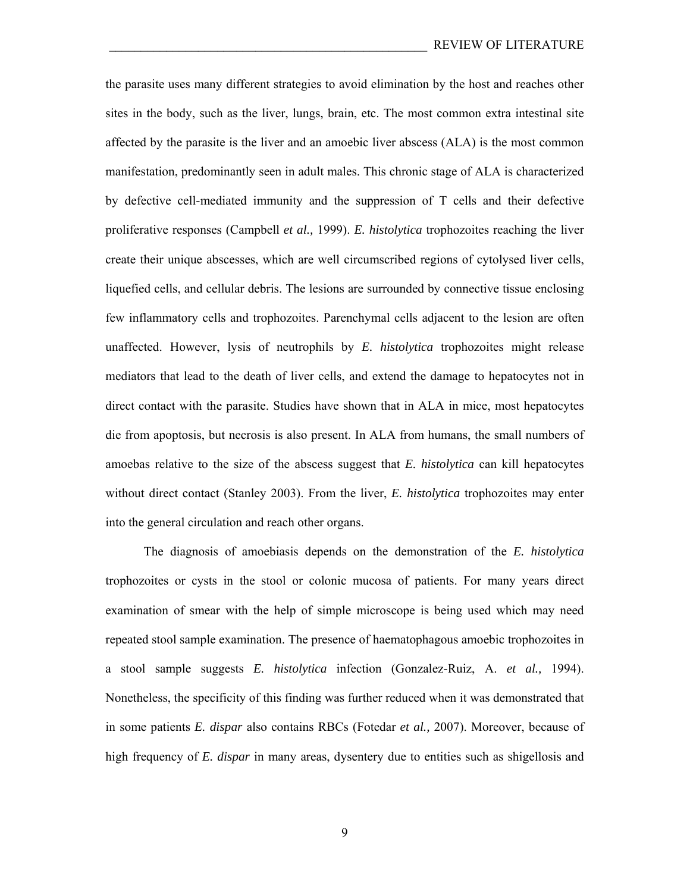the parasite uses many different strategies to avoid elimination by the host and reaches other sites in the body, such as the liver, lungs, brain, etc. The most common extra intestinal site affected by the parasite is the liver and an amoebic liver abscess (ALA) is the most common manifestation, predominantly seen in adult males. This chronic stage of ALA is characterized by defective cell-mediated immunity and the suppression of T cells and their defective proliferative responses (Campbell *et al.,* 1999). *E. histolytica* trophozoites reaching the liver create their unique abscesses, which are well circumscribed regions of cytolysed liver cells, liquefied cells, and cellular debris. The lesions are surrounded by connective tissue enclosing few inflammatory cells and trophozoites. Parenchymal cells adjacent to the lesion are often unaffected. However, lysis of neutrophils by *E. histolytica* trophozoites might release mediators that lead to the death of liver cells, and extend the damage to hepatocytes not in direct contact with the parasite. Studies have shown that in ALA in mice, most hepatocytes die from apoptosis, but necrosis is also present. In ALA from humans, the small numbers of amoebas relative to the size of the abscess suggest that *E. histolytica* can kill hepatocytes without direct contact (Stanley 2003). From the liver, *E. histolytica* trophozoites may enter into the general circulation and reach other organs.

The diagnosis of amoebiasis depends on the demonstration of the *E. histolytica* trophozoites or cysts in the stool or colonic mucosa of patients. For many years direct examination of smear with the help of simple microscope is being used which may need repeated stool sample examination. The presence of haematophagous amoebic trophozoites in a stool sample suggests *E. histolytica* infection (Gonzalez-Ruiz, A. *et al.,* 1994). Nonetheless, the specificity of this finding was further reduced when it was demonstrated that in some patients *E. dispar* also contains RBCs (Fotedar *et al.,* 2007). Moreover, because of high frequency of *E. dispar* in many areas, dysentery due to entities such as shigellosis and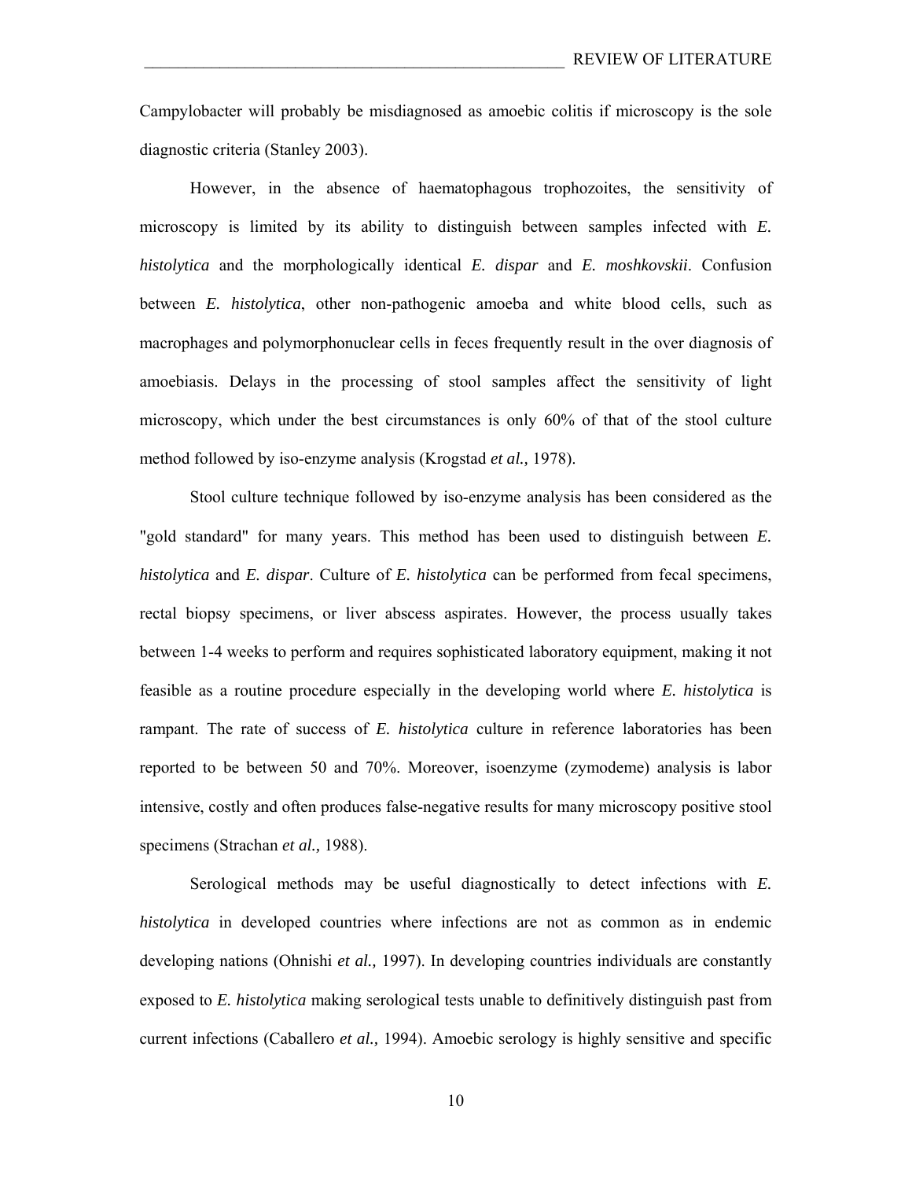Campylobacter will probably be misdiagnosed as amoebic colitis if microscopy is the sole diagnostic criteria (Stanley 2003).

However, in the absence of haematophagous trophozoites, the sensitivity of microscopy is limited by its ability to distinguish between samples infected with *E. histolytica* and the morphologically identical *E. dispar* and *E. moshkovskii*. Confusion between *E. histolytica*, other non-pathogenic amoeba and white blood cells, such as macrophages and polymorphonuclear cells in feces frequently result in the over diagnosis of amoebiasis. Delays in the processing of stool samples affect the sensitivity of light microscopy, which under the best circumstances is only 60% of that of the stool culture method followed by iso-enzyme analysis (Krogstad *et al.,* 1978).

Stool culture technique followed by iso-enzyme analysis has been considered as the "gold standard" for many years. This method has been used to distinguish between *E. histolytica* and *E. dispar*. Culture of *E. histolytica* can be performed from fecal specimens, rectal biopsy specimens, or liver abscess aspirates. However, the process usually takes between 1-4 weeks to perform and requires sophisticated laboratory equipment, making it not feasible as a routine procedure especially in the developing world where *E. histolytica* is rampant. The rate of success of *E. histolytica* culture in reference laboratories has been reported to be between 50 and 70%. Moreover, isoenzyme (zymodeme) analysis is labor intensive, costly and often produces false-negative results for many microscopy positive stool specimens (Strachan *et al.,* 1988).

Serological methods may be useful diagnostically to detect infections with *E. histolytica* in developed countries where infections are not as common as in endemic developing nations (Ohnishi *et al.,* 1997). In developing countries individuals are constantly exposed to *E. histolytica* making serological tests unable to definitively distinguish past from current infections (Caballero *et al.,* 1994). Amoebic serology is highly sensitive and specific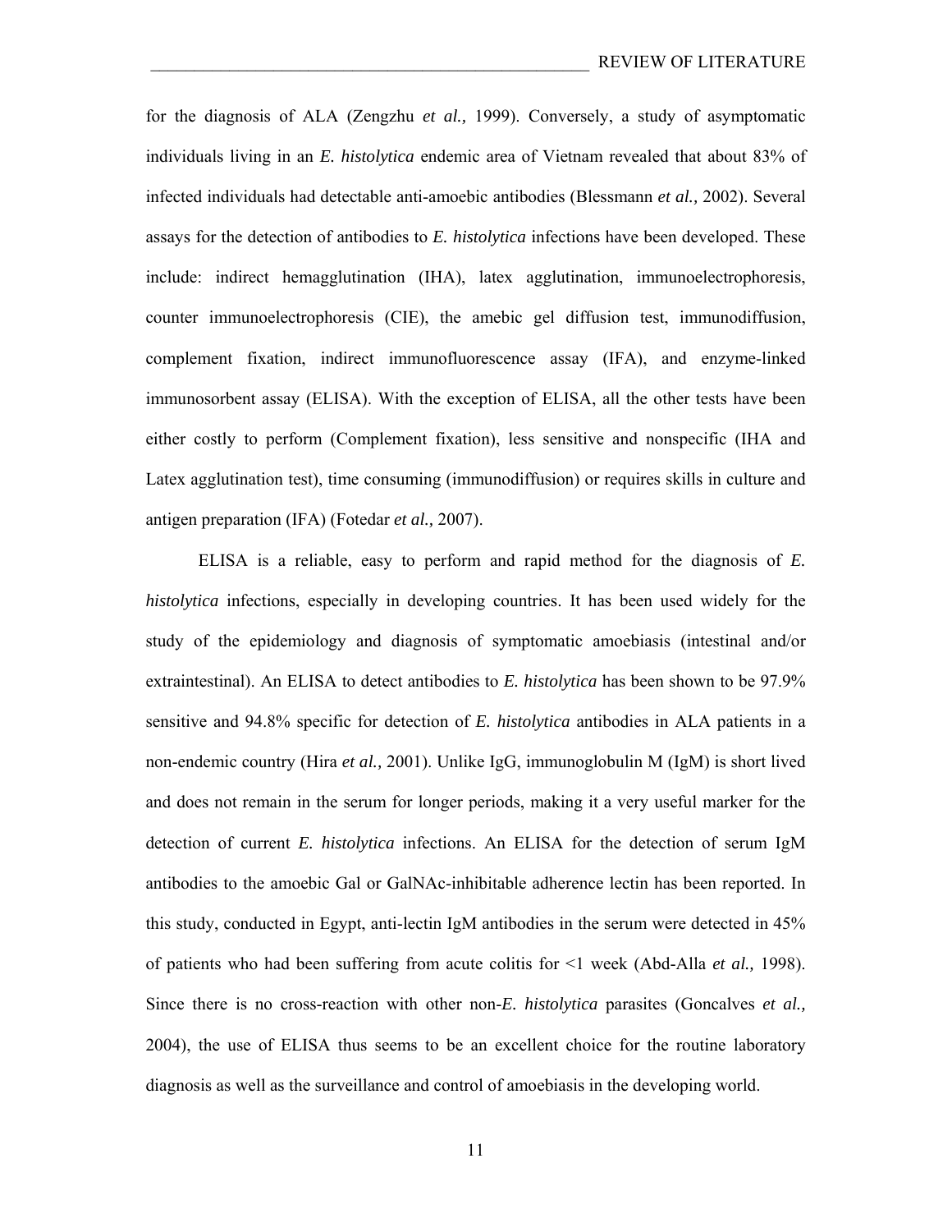for the diagnosis of ALA (Zengzhu *et al.,* 1999). Conversely, a study of asymptomatic individuals living in an *E. histolytica* endemic area of Vietnam revealed that about 83% of infected individuals had detectable anti-amoebic antibodies (Blessmann *et al.,* 2002). Several assays for the detection of antibodies to *E. histolytica* infections have been developed. These include: indirect hemagglutination (IHA), latex agglutination, immunoelectrophoresis, counter immunoelectrophoresis (CIE), the amebic gel diffusion test, immunodiffusion, complement fixation, indirect immunofluorescence assay (IFA), and enzyme-linked immunosorbent assay (ELISA). With the exception of ELISA, all the other tests have been either costly to perform (Complement fixation), less sensitive and nonspecific (IHA and Latex agglutination test), time consuming (immunodiffusion) or requires skills in culture and antigen preparation (IFA) (Fotedar *et al.,* 2007).

ELISA is a reliable, easy to perform and rapid method for the diagnosis of *E. histolytica* infections, especially in developing countries. It has been used widely for the study of the epidemiology and diagnosis of symptomatic amoebiasis (intestinal and/or extraintestinal). An ELISA to detect antibodies to *E. histolytica* has been shown to be 97.9% sensitive and 94.8% specific for detection of *E. histolytica* antibodies in ALA patients in a non-endemic country (Hira *et al.,* 2001). Unlike IgG, immunoglobulin M (IgM) is short lived and does not remain in the serum for longer periods, making it a very useful marker for the detection of current *E. histolytica* infections. An ELISA for the detection of serum IgM antibodies to the amoebic Gal or GalNAc-inhibitable adherence lectin has been reported. In this study, conducted in Egypt, anti-lectin IgM antibodies in the serum were detected in 45% of patients who had been suffering from acute colitis for <1 week (Abd-Alla *et al.,* 1998). Since there is no cross-reaction with other non-*E. histolytica* parasites (Goncalves *et al.,* 2004), the use of ELISA thus seems to be an excellent choice for the routine laboratory diagnosis as well as the surveillance and control of amoebiasis in the developing world.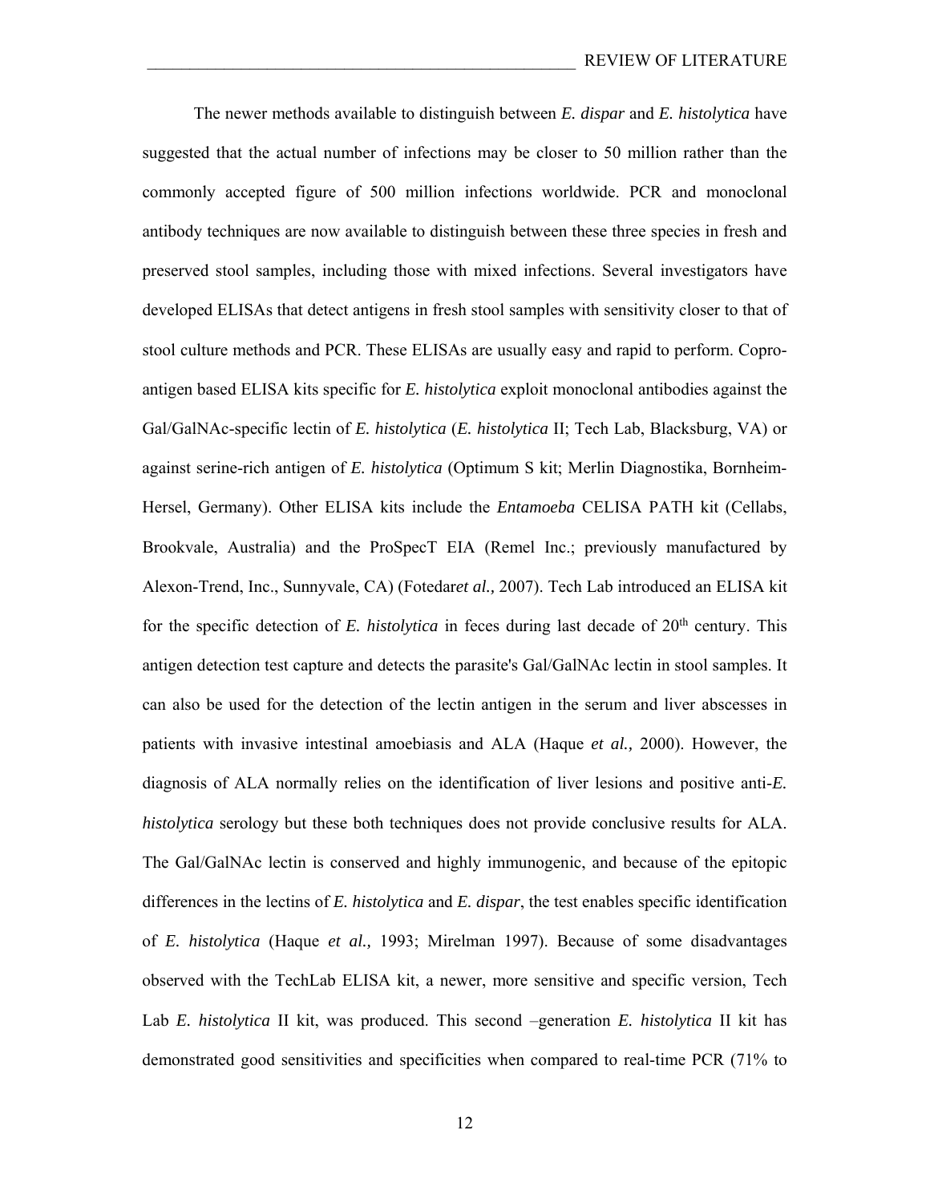The newer methods available to distinguish between *E. dispar* and *E. histolytica* have suggested that the actual number of infections may be closer to 50 million rather than the commonly accepted figure of 500 million infections worldwide. PCR and monoclonal antibody techniques are now available to distinguish between these three species in fresh and preserved stool samples, including those with mixed infections. Several investigators have developed ELISAs that detect antigens in fresh stool samples with sensitivity closer to that of stool culture methods and PCR. These ELISAs are usually easy and rapid to perform. Copro-antigen based ELISA kits specific for *E. histolytica* exploit monoclonal antibodies against the Gal/GalNAc-specific lectin of *E. histolytica* (*E. histolytica* II; Tech Lab, Blacksburg, VA) or against serine-rich antigen of *E. histolytica* (Optimum S kit; Merlin Diagnostika, Bornheim-Hersel, Germany). Other ELISA kits include the *Entamoeba* CELISA PATH kit (Cellabs, Brookvale, Australia) and the ProSpecT EIA (Remel Inc.; previously manufactured by Alexon-Trend, Inc., Sunnyvale, CA) (Fotedar*et al.,* 2007). Tech Lab introduced an ELISA kit for the specific detection of *E. histolytica* in feces during last decade of 20th century. This antigen detection test capture and detects the parasite's Gal/GalNAc lectin in stool samples. It can also be used for the detection of the lectin antigen in the serum and liver abscesses in patients with invasive intestinal amoebiasis and ALA (Haque *et al.,* 2000). However, the diagnosis of ALA normally relies on the identification of liver lesions and positive anti-*E. histolytica* serology but these both techniques does not provide conclusive results for ALA. The Gal/GalNAc lectin is conserved and highly immunogenic, and because of the epitopic differences in the lectins of *E. histolytica* and *E. dispar*, the test enables specific identification of *E. histolytica* (Haque *et al.,* 1993; Mirelman 1997). Because of some disadvantages observed with the TechLab ELISA kit, a newer, more sensitive and specific version, Tech Lab *E. histolytica* II kit, was produced. This second –generation *E. histolytica* II kit has demonstrated good sensitivities and specificities when compared to real-time PCR (71% to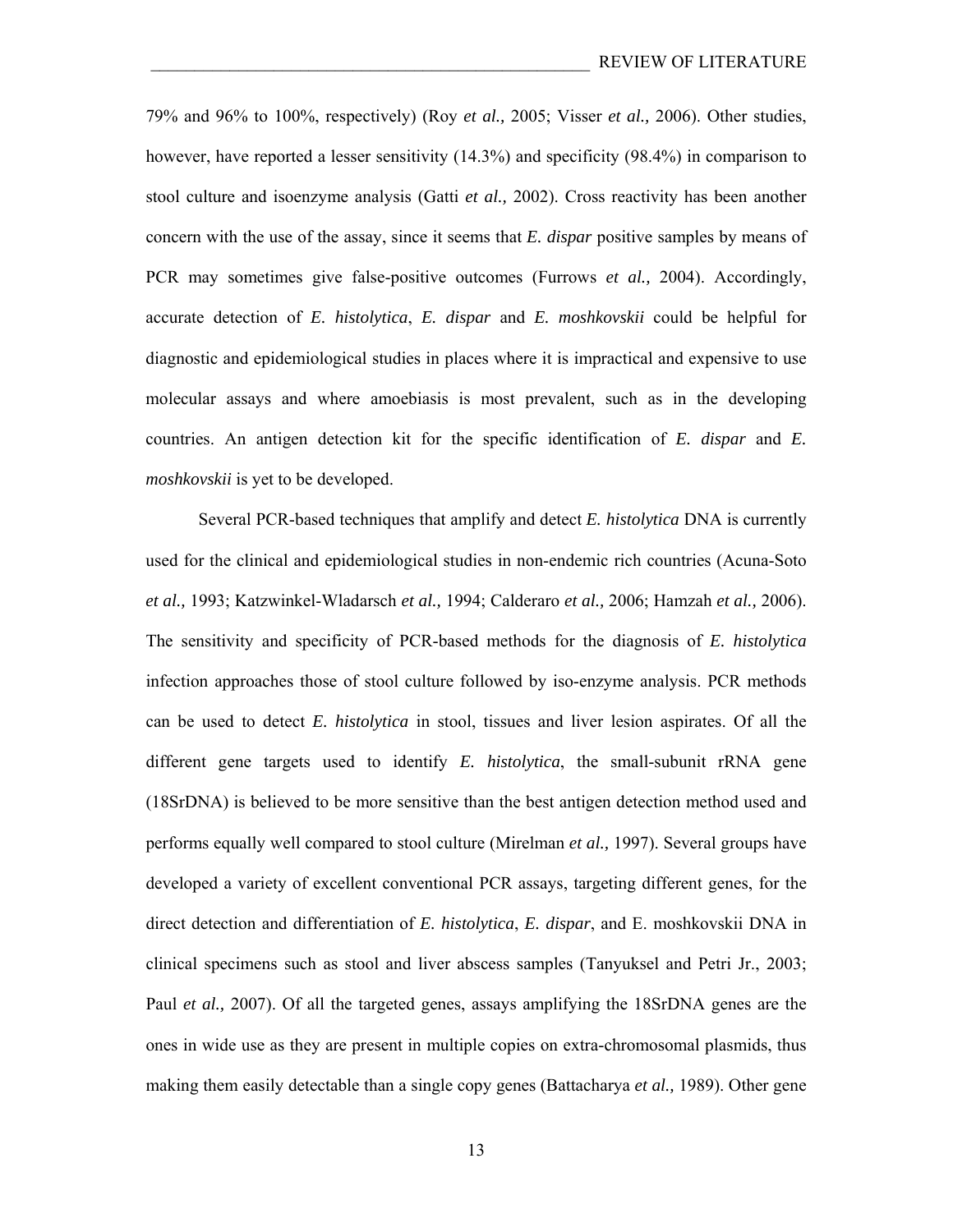79% and 96% to 100%, respectively) (Roy *et al.,* 2005; Visser *et al.,* 2006). Other studies, however, have reported a lesser sensitivity (14.3%) and specificity (98.4%) in comparison to stool culture and isoenzyme analysis (Gatti *et al.,* 2002). Cross reactivity has been another concern with the use of the assay, since it seems that *E. dispar* positive samples by means of PCR may sometimes give false-positive outcomes (Furrows *et al.,* 2004). Accordingly, accurate detection of *E. histolytica*, *E. dispar* and *E. moshkovskii* could be helpful for diagnostic and epidemiological studies in places where it is impractical and expensive to use molecular assays and where amoebiasis is most prevalent, such as in the developing countries. An antigen detection kit for the specific identification of *E. dispar* and *E. moshkovskii* is yet to be developed.

Several PCR-based techniques that amplify and detect *E. histolytica* DNA is currently used for the clinical and epidemiological studies in non-endemic rich countries (Acuna-Soto *et al.,* 1993; Katzwinkel-Wladarsch *et al.,* 1994; Calderaro *et al.,* 2006; Hamzah *et al.,* 2006). The sensitivity and specificity of PCR-based methods for the diagnosis of *E. histolytica* infection approaches those of stool culture followed by iso-enzyme analysis. PCR methods can be used to detect *E. histolytica* in stool, tissues and liver lesion aspirates. Of all the different gene targets used to identify *E. histolytica*, the small-subunit rRNA gene (18SrDNA) is believed to be more sensitive than the best antigen detection method used and performs equally well compared to stool culture (Mirelman *et al.,* 1997). Several groups have developed a variety of excellent conventional PCR assays, targeting different genes, for the direct detection and differentiation of *E. histolytica*, *E. dispar*, and E. moshkovskii DNA in clinical specimens such as stool and liver abscess samples (Tanyuksel and Petri Jr., 2003; Paul *et al.,* 2007). Of all the targeted genes, assays amplifying the 18SrDNA genes are the ones in wide use as they are present in multiple copies on extra-chromosomal plasmids, thus making them easily detectable than a single copy genes (Battacharya *et al.,* 1989). Other gene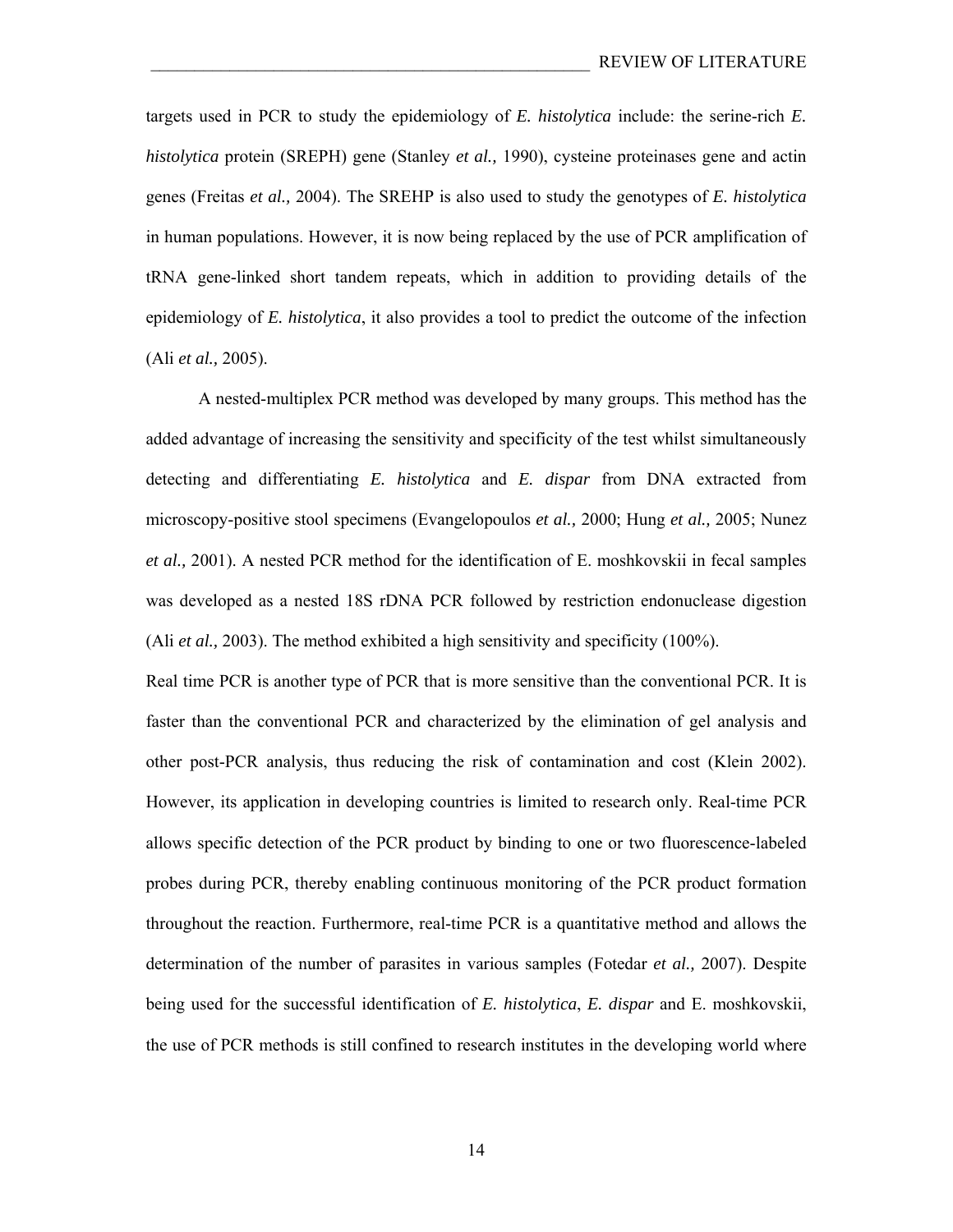targets used in PCR to study the epidemiology of *E. histolytica* include: the serine-rich *E. histolytica* protein (SREPH) gene (Stanley *et al.,* 1990), cysteine proteinases gene and actin genes (Freitas *et al.,* 2004). The SREHP is also used to study the genotypes of *E. histolytica* in human populations. However, it is now being replaced by the use of PCR amplification of tRNA gene-linked short tandem repeats, which in addition to providing details of the epidemiology of *E. histolytica*, it also provides a tool to predict the outcome of the infection (Ali *et al.,* 2005).

A nested-multiplex PCR method was developed by many groups. This method has the added advantage of increasing the sensitivity and specificity of the test whilst simultaneously detecting and differentiating *E. histolytica* and *E. dispar* from DNA extracted from microscopy-positive stool specimens (Evangelopoulos *et al.,* 2000; Hung *et al.,* 2005; Nunez *et al.,* 2001). A nested PCR method for the identification of E. moshkovskii in fecal samples was developed as a nested 18S rDNA PCR followed by restriction endonuclease digestion (Ali *et al.,* 2003). The method exhibited a high sensitivity and specificity (100%).

Real time PCR is another type of PCR that is more sensitive than the conventional PCR. It is faster than the conventional PCR and characterized by the elimination of gel analysis and other post-PCR analysis, thus reducing the risk of contamination and cost (Klein 2002). However, its application in developing countries is limited to research only. Real-time PCR allows specific detection of the PCR product by binding to one or two fluorescence-labeled probes during PCR, thereby enabling continuous monitoring of the PCR product formation throughout the reaction. Furthermore, real-time PCR is a quantitative method and allows the determination of the number of parasites in various samples (Fotedar *et al.,* 2007). Despite being used for the successful identification of *E. histolytica*, *E. dispar* and E. moshkovskii, the use of PCR methods is still confined to research institutes in the developing world where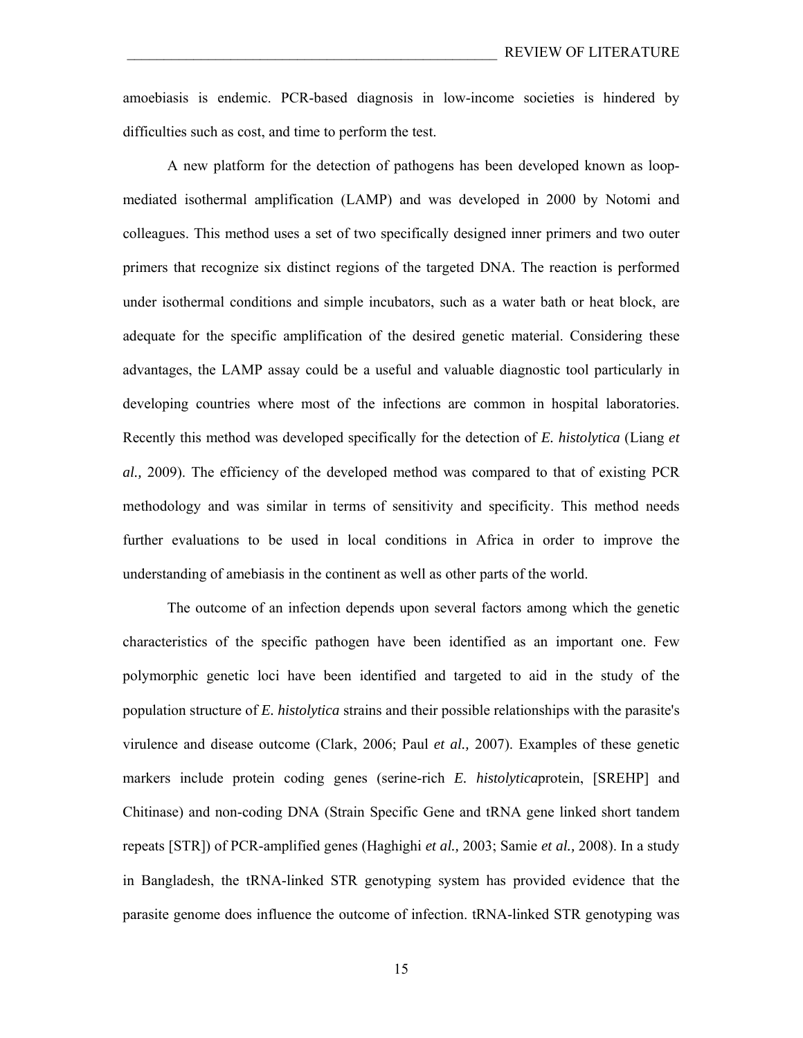amoebiasis is endemic. PCR-based diagnosis in low-income societies is hindered by difficulties such as cost, and time to perform the test.

A new platform for the detection of pathogens has been developed known as loop-mediated isothermal amplification (LAMP) and was developed in 2000 by Notomi and colleagues. This method uses a set of two specifically designed inner primers and two outer primers that recognize six distinct regions of the targeted DNA. The reaction is performed under isothermal conditions and simple incubators, such as a water bath or heat block, are adequate for the specific amplification of the desired genetic material. Considering these advantages, the LAMP assay could be a useful and valuable diagnostic tool particularly in developing countries where most of the infections are common in hospital laboratories. Recently this method was developed specifically for the detection of *E. histolytica* (Liang *et al.,* 2009). The efficiency of the developed method was compared to that of existing PCR methodology and was similar in terms of sensitivity and specificity. This method needs further evaluations to be used in local conditions in Africa in order to improve the understanding of amebiasis in the continent as well as other parts of the world.

The outcome of an infection depends upon several factors among which the genetic characteristics of the specific pathogen have been identified as an important one. Few polymorphic genetic loci have been identified and targeted to aid in the study of the population structure of *E. histolytica* strains and their possible relationships with the parasite's virulence and disease outcome (Clark, 2006; Paul *et al.,* 2007). Examples of these genetic markers include protein coding genes (serine-rich *E. histolytica*protein, [SREHP] and Chitinase) and non-coding DNA (Strain Specific Gene and tRNA gene linked short tandem repeats [STR]) of PCR-amplified genes (Haghighi *et al.,* 2003; Samie *et al.,* 2008). In a study in Bangladesh, the tRNA-linked STR genotyping system has provided evidence that the parasite genome does influence the outcome of infection. tRNA-linked STR genotyping was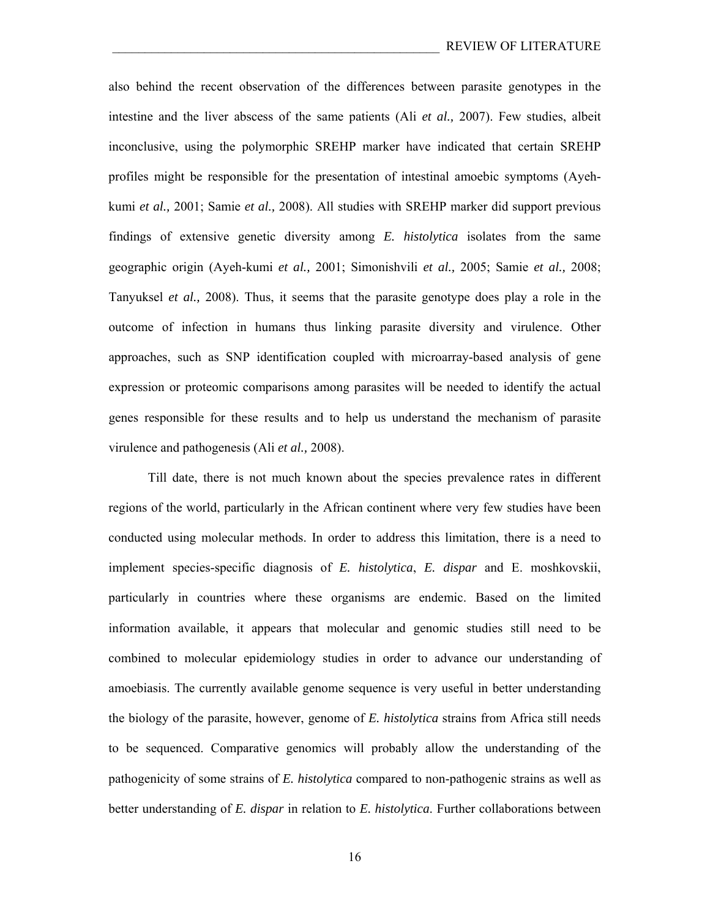also behind the recent observation of the differences between parasite genotypes in the intestine and the liver abscess of the same patients (Ali *et al.,* 2007). Few studies, albeit inconclusive, using the polymorphic SREHP marker have indicated that certain SREHP profiles might be responsible for the presentation of intestinal amoebic symptoms (Ayeh-kumi *et al.,* 2001; Samie *et al.,* 2008). All studies with SREHP marker did support previous findings of extensive genetic diversity among *E. histolytica* isolates from the same geographic origin (Ayeh-kumi *et al.,* 2001; Simonishvili *et al.,* 2005; Samie *et al.,* 2008; Tanyuksel *et al.,* 2008). Thus, it seems that the parasite genotype does play a role in the outcome of infection in humans thus linking parasite diversity and virulence. Other approaches, such as SNP identification coupled with microarray-based analysis of gene expression or proteomic comparisons among parasites will be needed to identify the actual genes responsible for these results and to help us understand the mechanism of parasite virulence and pathogenesis (Ali *et al.,* 2008).

Till date, there is not much known about the species prevalence rates in different regions of the world, particularly in the African continent where very few studies have been conducted using molecular methods. In order to address this limitation, there is a need to implement species-specific diagnosis of *E. histolytica*, *E. dispar* and E. moshkovskii, particularly in countries where these organisms are endemic. Based on the limited information available, it appears that molecular and genomic studies still need to be combined to molecular epidemiology studies in order to advance our understanding of amoebiasis. The currently available genome sequence is very useful in better understanding the biology of the parasite, however, genome of *E. histolytica* strains from Africa still needs to be sequenced. Comparative genomics will probably allow the understanding of the pathogenicity of some strains of *E. histolytica* compared to non-pathogenic strains as well as better understanding of *E. dispar* in relation to *E. histolytica*. Further collaborations between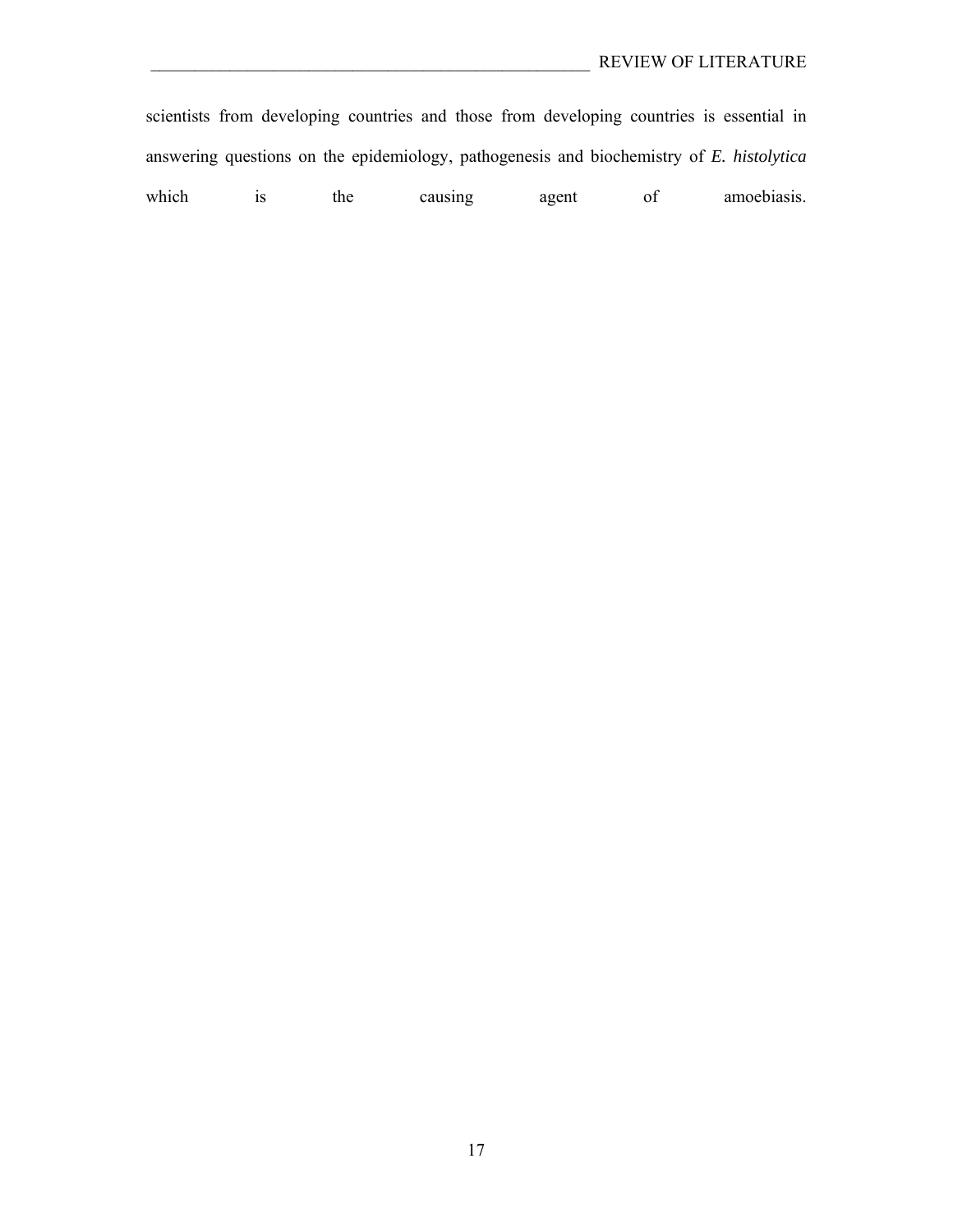scientists from developing countries and those from developing countries is essential in answering questions on the epidemiology, pathogenesis and biochemistry of *E. histolytica* which is the causing agent of amoebiasis.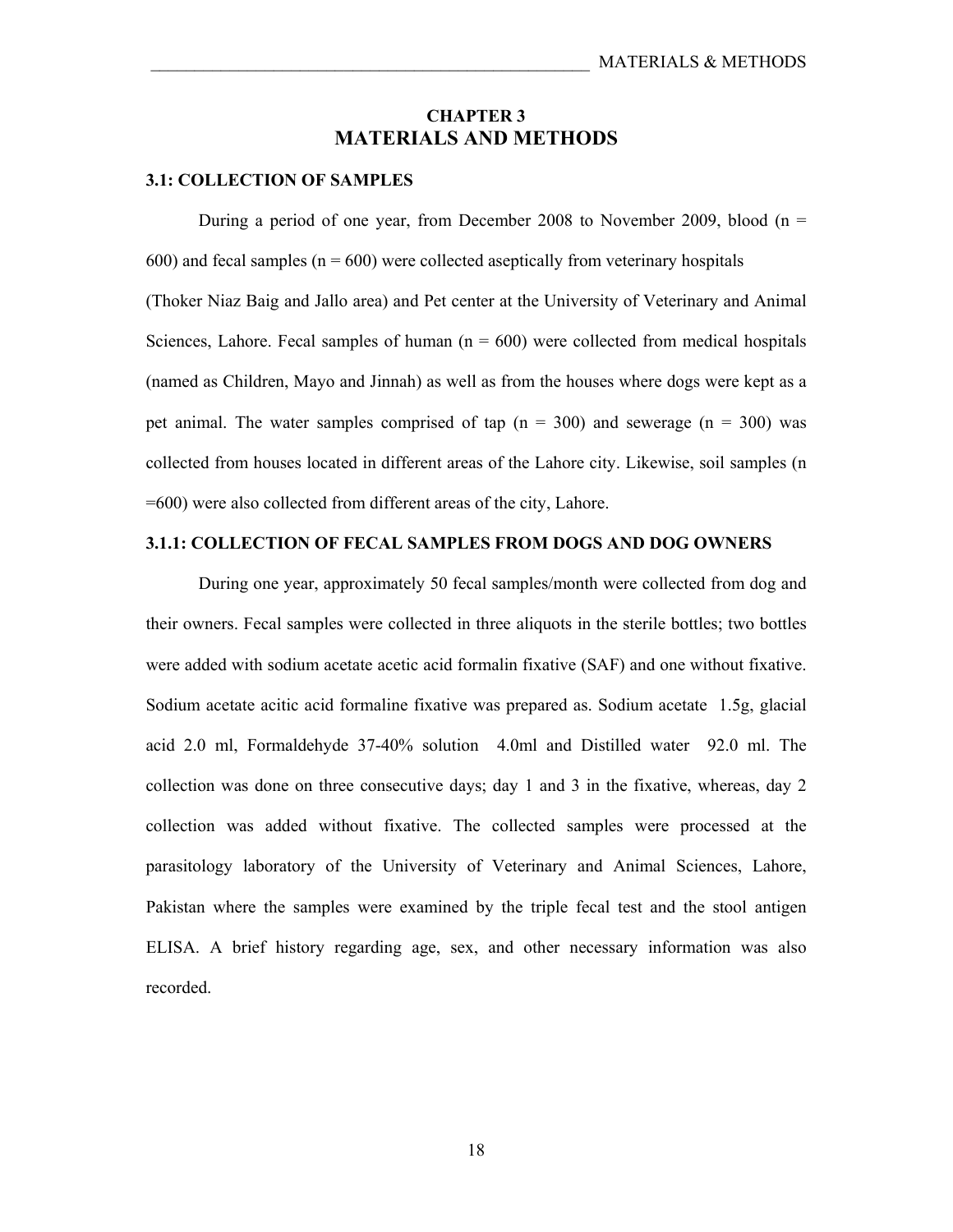# CHAPTER 3
# MATERIALS AND METHODS

## 3.1: COLLECTION OF SAMPLES

During a period of one year, from December 2008 to November 2009, blood (n = 600) and fecal samples (n = 600) were collected aseptically from veterinary hospitals (Thoker Niaz Baig and Jallo area) and Pet center at the University of Veterinary and Animal Sciences, Lahore. Fecal samples of human (n = 600) were collected from medical hospitals (named as Children, Mayo and Jinnah) as well as from the houses where dogs were kept as a pet animal. The water samples comprised of tap (n = 300) and sewerage (n = 300) was collected from houses located in different areas of the Lahore city. Likewise, soil samples (n =600) were also collected from different areas of the city, Lahore.

### 3.1.1: COLLECTION OF FECAL SAMPLES FROM DOGS AND DOG OWNERS

During one year, approximately 50 fecal samples/month were collected from dog and their owners. Fecal samples were collected in three aliquots in the sterile bottles; two bottles were added with sodium acetate acetic acid formalin fixative (SAF) and one without fixative. Sodium acetate acitic acid formaline fixative was prepared as. Sodium acetate 1.5g, glacial acid 2.0 ml, Formaldehyde 37-40% solution 4.0ml and Distilled water 92.0 ml. The collection was done on three consecutive days; day 1 and 3 in the fixative, whereas, day 2 collection was added without fixative. The collected samples were processed at the parasitology laboratory of the University of Veterinary and Animal Sciences, Lahore, Pakistan where the samples were examined by the triple fecal test and the stool antigen ELISA. A brief history regarding age, sex, and other necessary information was also recorded.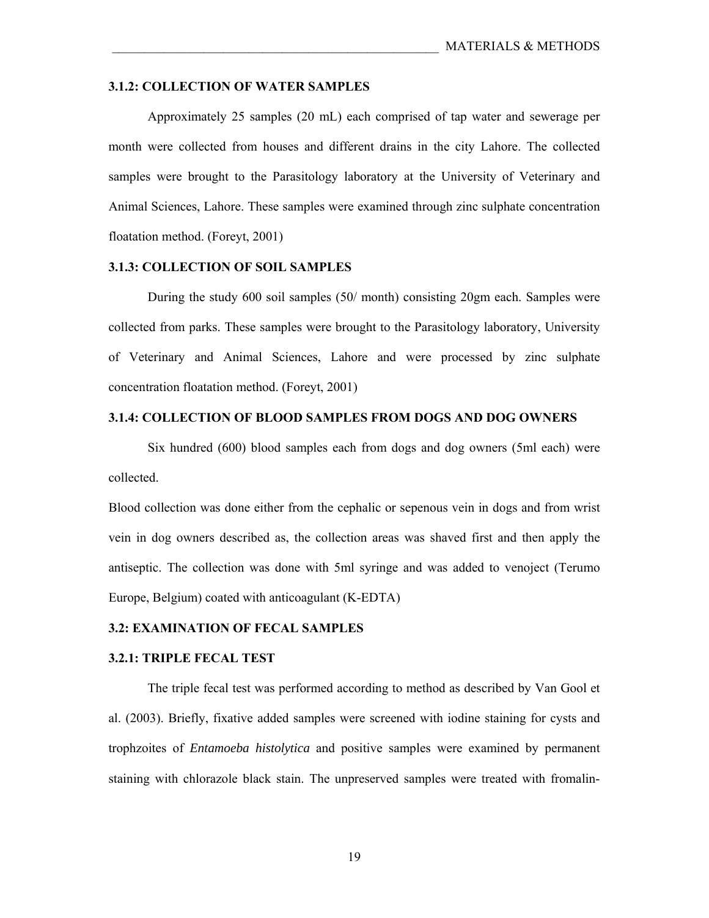### 3.1.2: COLLECTION OF WATER SAMPLES

Approximately 25 samples (20 mL) each comprised of tap water and sewerage per month were collected from houses and different drains in the city Lahore. The collected samples were brought to the Parasitology laboratory at the University of Veterinary and Animal Sciences, Lahore. These samples were examined through zinc sulphate concentration floatation method. (Foreyt, 2001)

### 3.1.3: COLLECTION OF SOIL SAMPLES

During the study 600 soil samples (50/ month) consisting 20gm each. Samples were collected from parks. These samples were brought to the Parasitology laboratory, University of Veterinary and Animal Sciences, Lahore and were processed by zinc sulphate concentration floatation method. (Foreyt, 2001)

### 3.1.4: COLLECTION OF BLOOD SAMPLES FROM DOGS AND DOG OWNERS

Six hundred (600) blood samples each from dogs and dog owners (5ml each) were collected.

Blood collection was done either from the cephalic or sepenous vein in dogs and from wrist vein in dog owners described as, the collection areas was shaved first and then apply the antiseptic. The collection was done with 5ml syringe and was added to venoject (Terumo Europe, Belgium) coated with anticoagulant (K-EDTA)

## 3.2: EXAMINATION OF FECAL SAMPLES

### 3.2.1: TRIPLE FECAL TEST

The triple fecal test was performed according to method as described by Van Gool et al. (2003). Briefly, fixative added samples were screened with iodine staining for cysts and trophzoites of *Entamoeba histolytica* and positive samples were examined by permanent staining with chlorazole black stain. The unpreserved samples were treated with fromalin-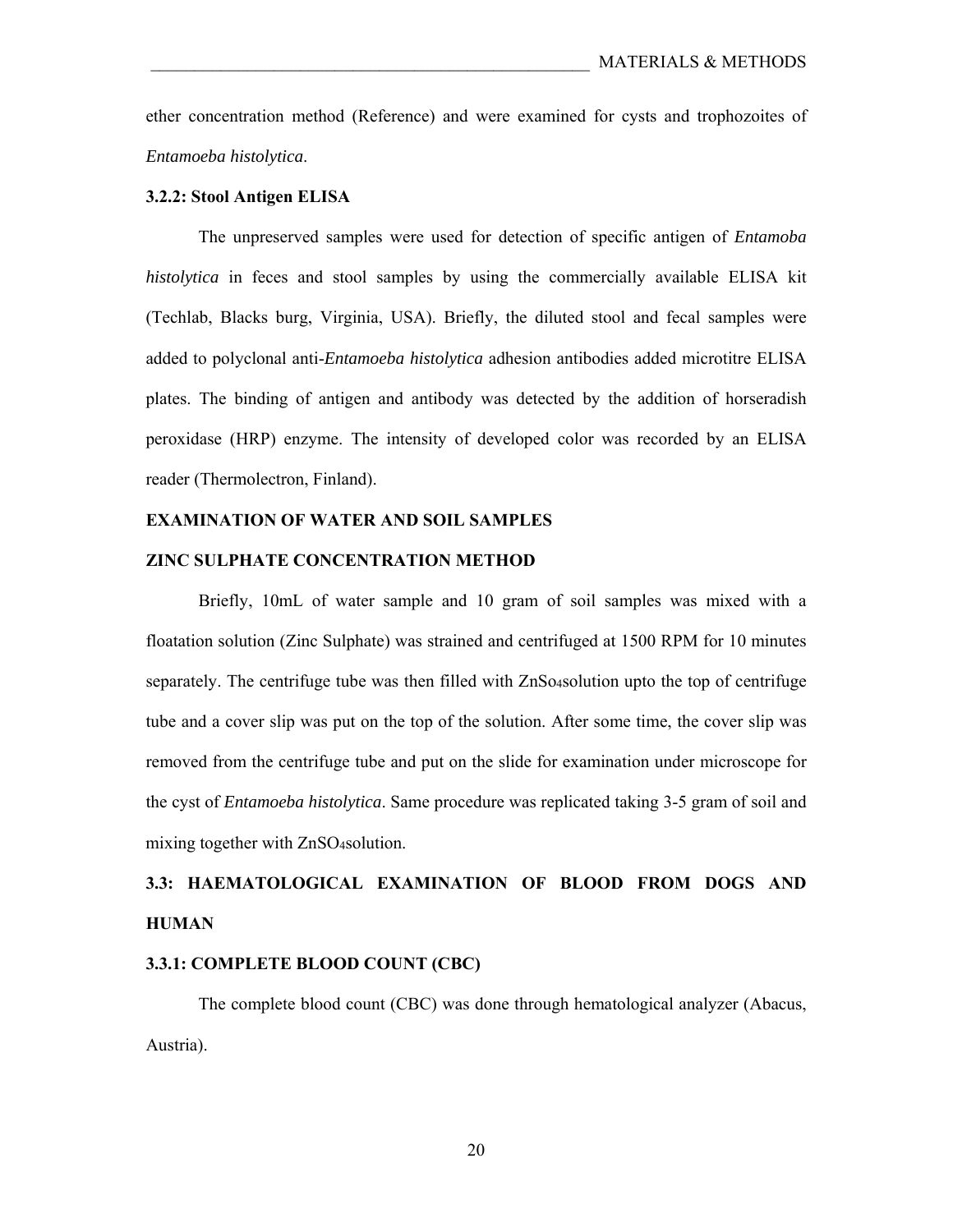ether concentration method (Reference) and were examined for cysts and trophozoites of *Entamoeba histolytica*.

### 3.2.2: Stool Antigen ELISA

The unpreserved samples were used for detection of specific antigen of *Entamoba histolytica* in feces and stool samples by using the commercially available ELISA kit (Techlab, Blacks burg, Virginia, USA). Briefly, the diluted stool and fecal samples were added to polyclonal anti-*Entamoeba histolytica* adhesion antibodies added microtitre ELISA plates. The binding of antigen and antibody was detected by the addition of horseradish peroxidase (HRP) enzyme. The intensity of developed color was recorded by an ELISA reader (Thermolectron, Finland).

### EXAMINATION OF WATER AND SOIL SAMPLES

### ZINC SULPHATE CONCENTRATION METHOD

Briefly, 10mL of water sample and 10 gram of soil samples was mixed with a floatation solution (Zinc Sulphate) was strained and centrifuged at 1500 RPM for 10 minutes separately. The centrifuge tube was then filled with $ZnSo_4$solution upto the top of centrifuge tube and a cover slip was put on the top of the solution. After some time, the cover slip was removed from the centrifuge tube and put on the slide for examination under microscope for the cyst of *Entamoeba histolytica*. Same procedure was replicated taking 3-5 gram of soil and mixing together with $ZnSO_4$solution.

## 3.3: HAEMATOLOGICAL EXAMINATION OF BLOOD FROM DOGS AND HUMAN

### 3.3.1: COMPLETE BLOOD COUNT (CBC)

The complete blood count (CBC) was done through hematological analyzer (Abacus, Austria).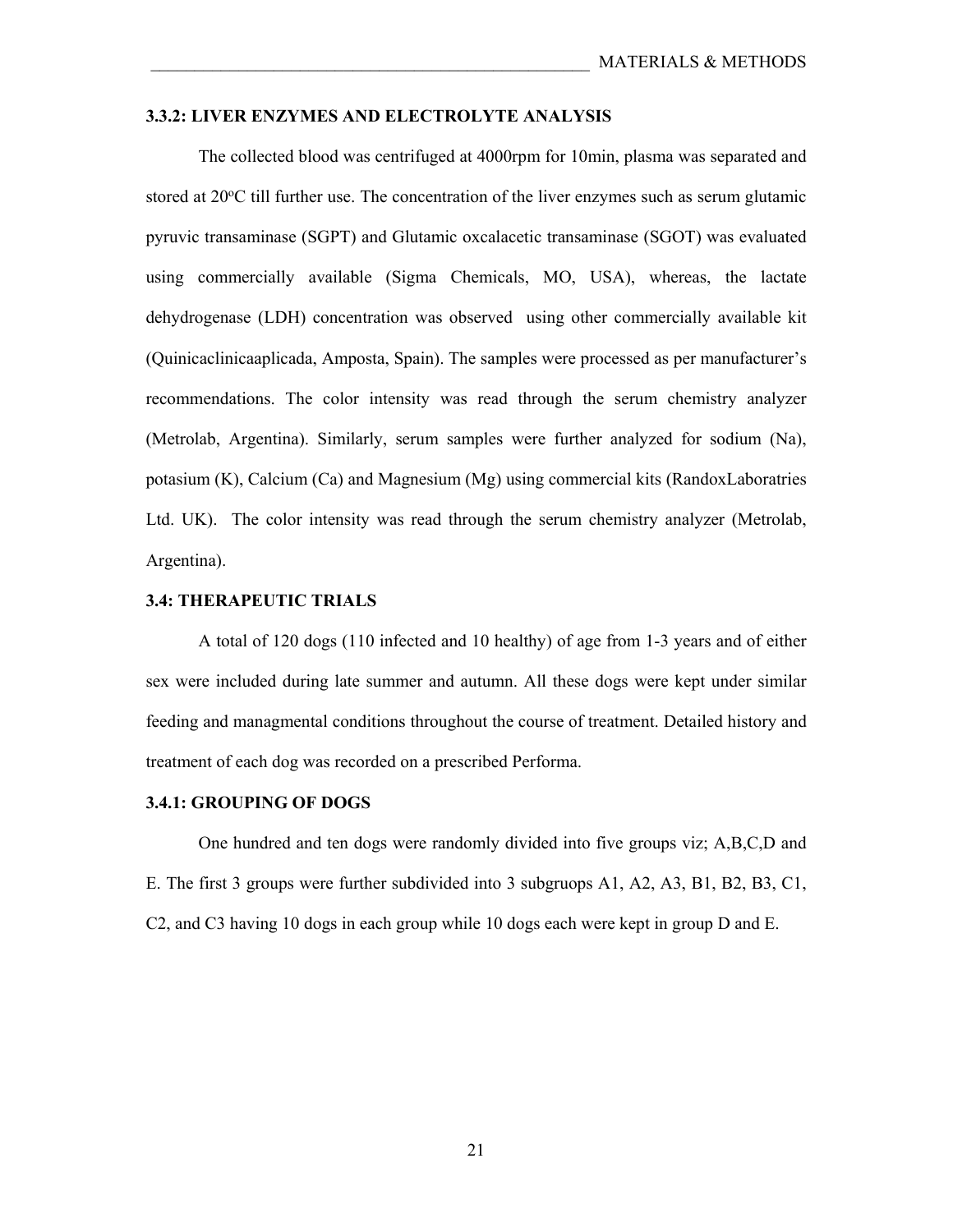### 3.3.2: LIVER ENZYMES AND ELECTROLYTE ANALYSIS

The collected blood was centrifuged at 4000rpm for 10min, plasma was separated and stored at 20$^{o}$C till further use. The concentration of the liver enzymes such as serum glutamic pyruvic transaminase (SGPT) and Glutamic oxcalacetic transaminase (SGOT) was evaluated using commercially available (Sigma Chemicals, MO, USA), whereas, the lactate dehydrogenase (LDH) concentration was observed using other commercially available kit (Quinicaclinicaaplicada, Amposta, Spain). The samples were processed as per manufacturer's recommendations. The color intensity was read through the serum chemistry analyzer (Metrolab, Argentina). Similarly, serum samples were further analyzed for sodium (Na), potasium (K), Calcium (Ca) and Magnesium (Mg) using commercial kits (RandoxLaboratries Ltd. UK). The color intensity was read through the serum chemistry analyzer (Metrolab, Argentina).

### 3.4: THERAPEUTIC TRIALS

A total of 120 dogs (110 infected and 10 healthy) of age from 1-3 years and of either sex were included during late summer and autumn. All these dogs were kept under similar feeding and managmental conditions throughout the course of treatment. Detailed history and treatment of each dog was recorded on a prescribed Performa.

### 3.4.1: GROUPING OF DOGS

One hundred and ten dogs were randomly divided into five groups viz; A,B,C,D and E. The first 3 groups were further subdivided into 3 subgruops A1, A2, A3, B1, B2, B3, C1, C2, and C3 having 10 dogs in each group while 10 dogs each were kept in group D and E.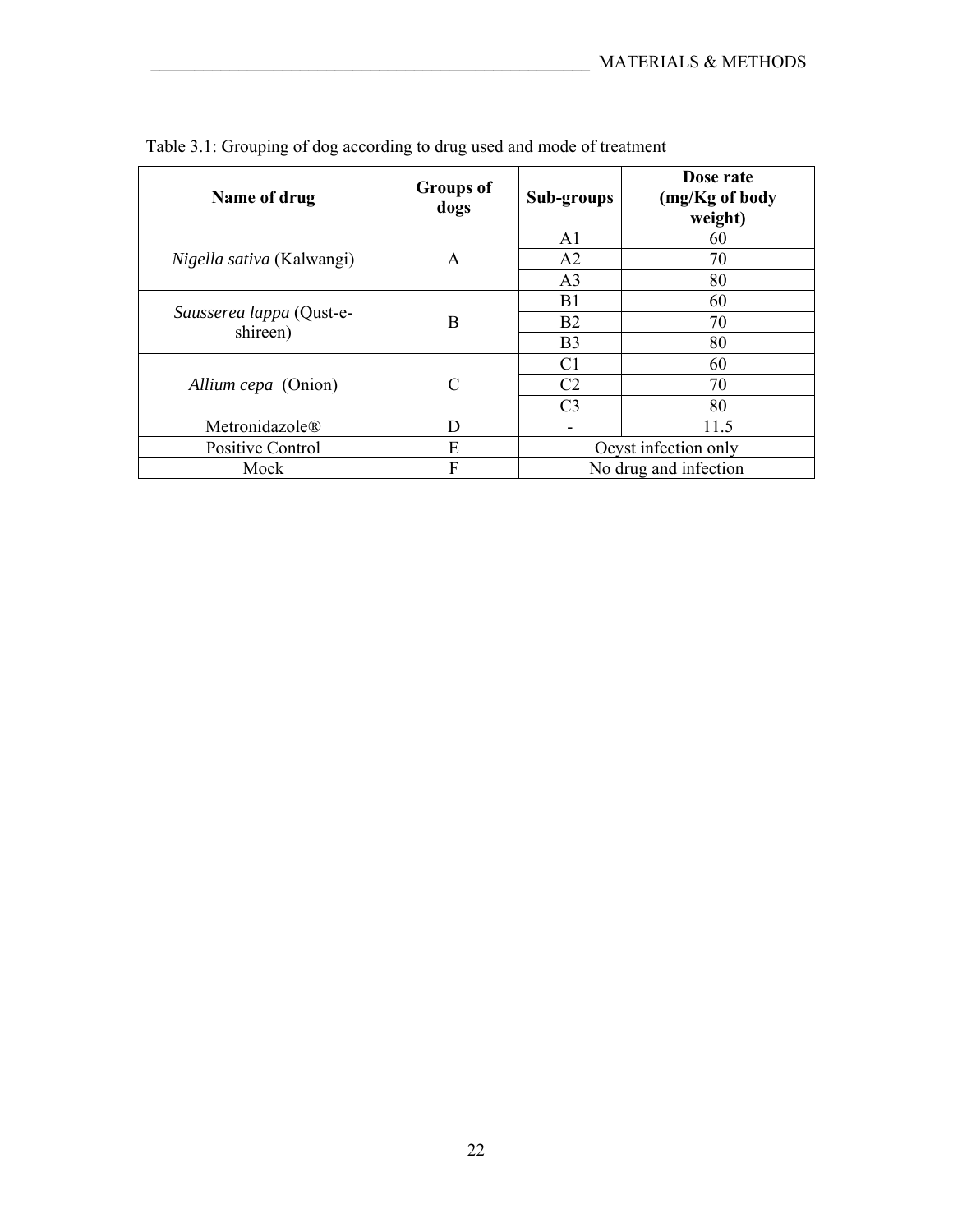Table 3.1: Grouping of dog according to drug used and mode of treatment

| Name of drug | Groups of dogs | Sub-groups | Dose rate (mg/Kg of body weight) |
|---|---|---|---|
| *Nigella sativa* (Kalwangi) | A | A1 | 60 |
| | | A2 | 70 |
| | | A3 | 80 |
| *Sausserea lappa* (Qust-e-shireen) | B | B1 | 60 |
| | | B2 | 70 |
| | | B3 | 80 |
| *Allium cepa* (Onion) | C | C1 | 60 |
| | | C2 | 70 |
| | | C3 | 80 |
| Metronidazole® | D | - | 11.5 |
| Positive Control | E | Ocyst infection only | |
| Mock | F | No drug and infection | |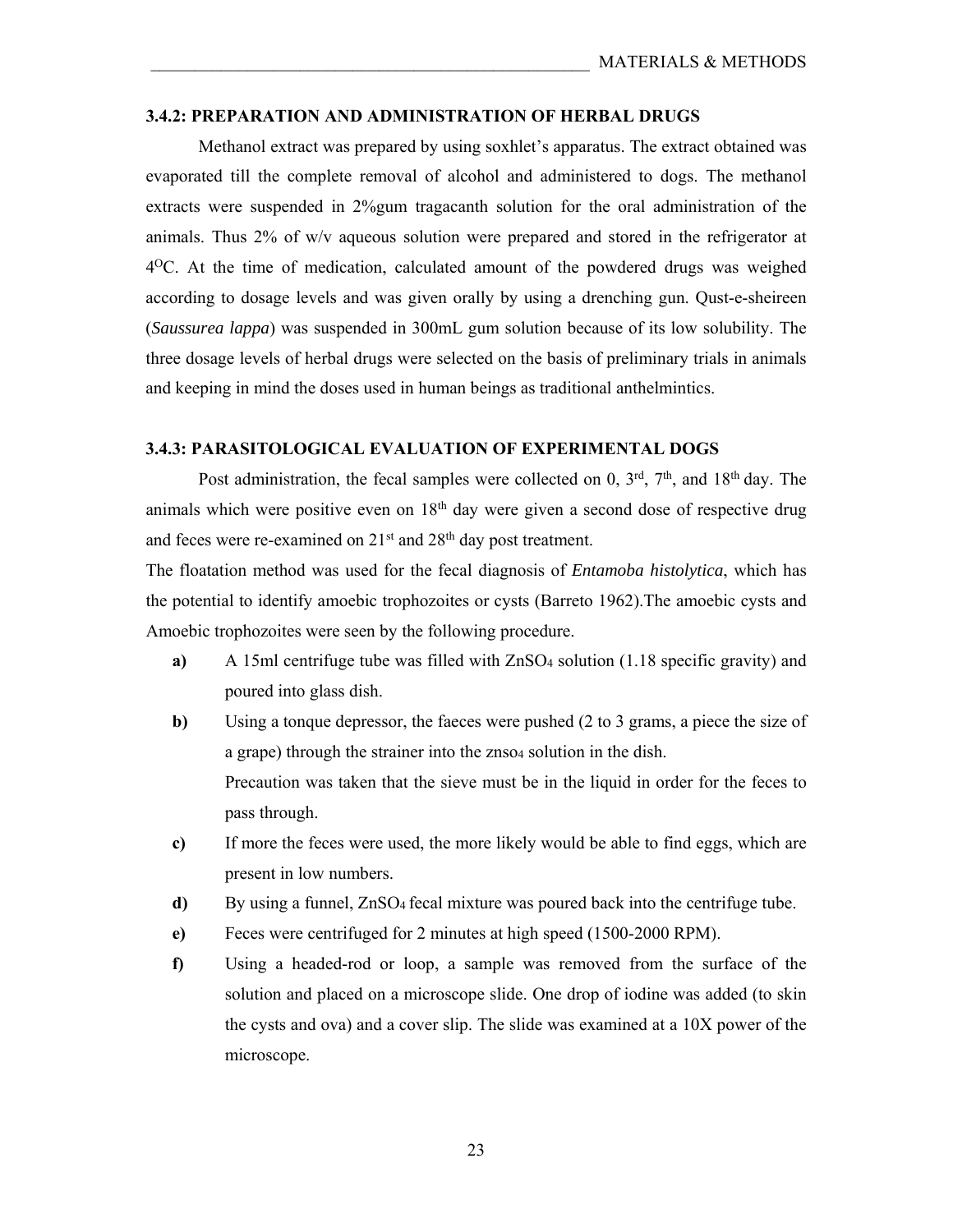### 3.4.2: PREPARATION AND ADMINISTRATION OF HERBAL DRUGS

Methanol extract was prepared by using soxhlet's apparatus. The extract obtained was evaporated till the complete removal of alcohol and administered to dogs. The methanol extracts were suspended in 2%gum tragacanth solution for the oral administration of the animals. Thus 2% of w/v aqueous solution were prepared and stored in the refrigerator at $4^{O}C$. At the time of medication, calculated amount of the powdered drugs was weighed according to dosage levels and was given orally by using a drenching gun. Qust-e-sheireen (*Saussurea lappa*) was suspended in 300mL gum solution because of its low solubility. The three dosage levels of herbal drugs were selected on the basis of preliminary trials in animals and keeping in mind the doses used in human beings as traditional anthelmintics.

### 3.4.3: PARASITOLOGICAL EVALUATION OF EXPERIMENTAL DOGS

Post administration, the fecal samples were collected on 0, 3$^{rd}$, 7$^{th}$, and 18$^{th}$ day. The animals which were positive even on 18$^{th}$ day were given a second dose of respective drug and feces were re-examined on 21$^{st}$ and 28$^{th}$ day post treatment.

The floatation method was used for the fecal diagnosis of *Entamoba histolytica*, which has the potential to identify amoebic trophozoites or cysts (Barreto 1962).The amoebic cysts and Amoebic trophozoites were seen by the following procedure.

- **a)** A 15ml centrifuge tube was filled with $ZnSO_4$ solution (1.18 specific gravity) and poured into glass dish.
- **b)** Using a tonque depressor, the faeces were pushed (2 to 3 grams, a piece the size of a grape) through the strainer into the $znso_4$ solution in the dish.

  Precaution was taken that the sieve must be in the liquid in order for the feces to pass through.
- **c)** If more the feces were used, the more likely would be able to find eggs, which are present in low numbers.
- **d)** By using a funnel, $ZnSO_4$ fecal mixture was poured back into the centrifuge tube.
- **e)** Feces were centrifuged for 2 minutes at high speed (1500-2000 RPM).
- **f)** Using a headed-rod or loop, a sample was removed from the surface of the solution and placed on a microscope slide. One drop of iodine was added (to skin the cysts and ova) and a cover slip. The slide was examined at a 10X power of the microscope.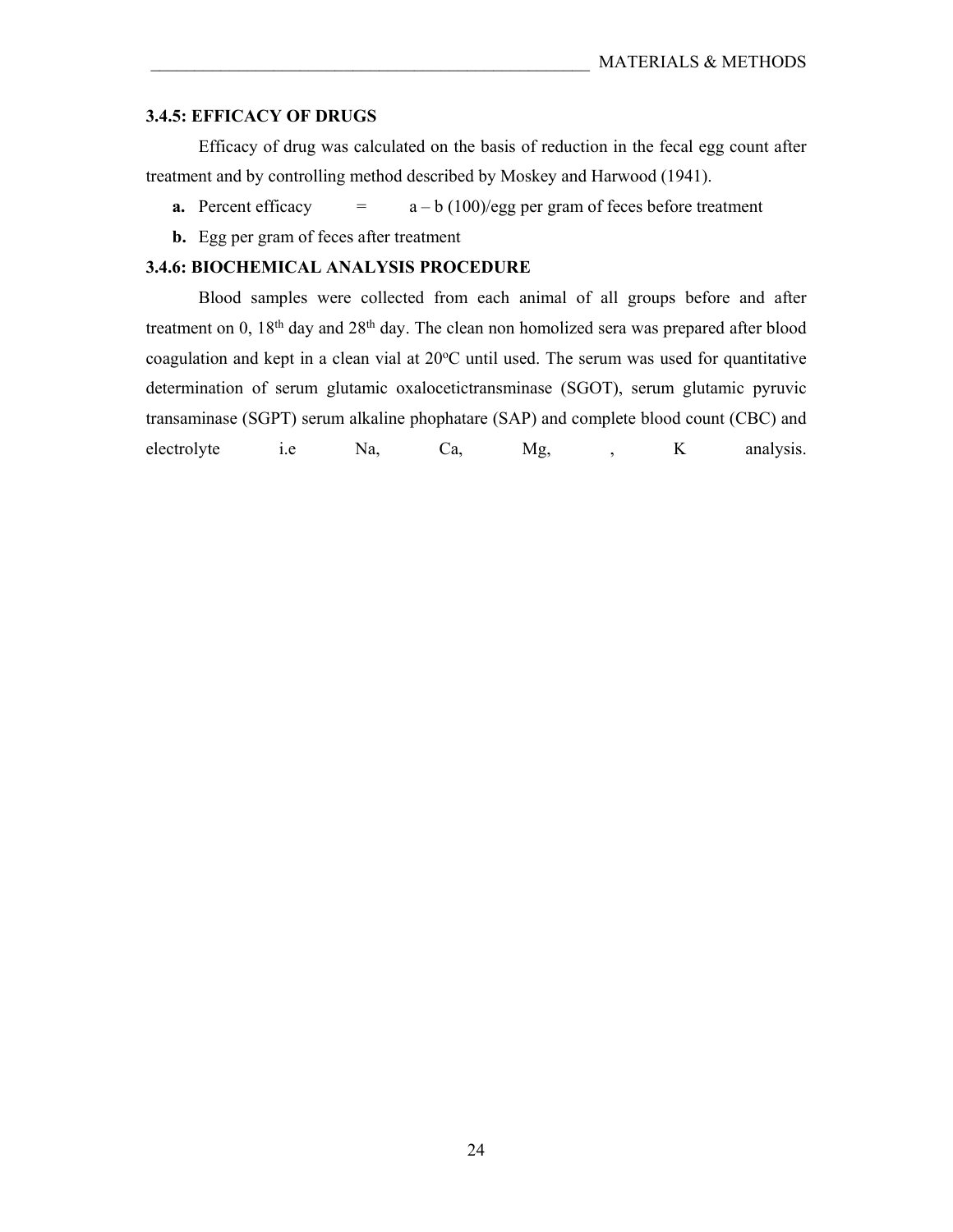### 3.4.5: EFFICACY OF DRUGS

Efficacy of drug was calculated on the basis of reduction in the fecal egg count after treatment and by controlling method described by Moskey and Harwood (1941).

**a.** Percent efficacy = a – b (100)/egg per gram of feces before treatment

**b.** Egg per gram of feces after treatment

### 3.4.6: BIOCHEMICAL ANALYSIS PROCEDURE

Blood samples were collected from each animal of all groups before and after treatment on 0, $18^{th}$ day and $28^{th}$ day. The clean non homolized sera was prepared after blood coagulation and kept in a clean vial at $20^{o}C$ until used. The serum was used for quantitative determination of serum glutamic oxalocetictransminase (SGOT), serum glutamic pyruvic transaminase (SGPT) serum alkaline phophatare (SAP) and complete blood count (CBC) and electrolyte i.e Na, Ca, Mg, , K analysis.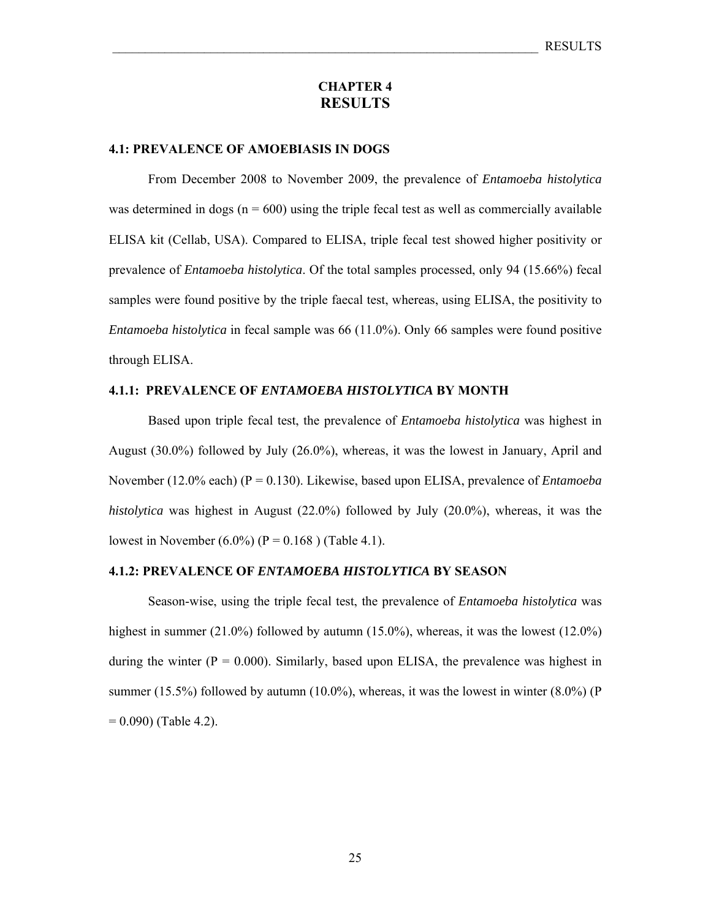# CHAPTER 4
# RESULTS

### 4.1: PREVALENCE OF AMOEBIASIS IN DOGS

From December 2008 to November 2009, the prevalence of *Entamoeba histolytica* was determined in dogs (n = 600) using the triple fecal test as well as commercially available ELISA kit (Cellab, USA). Compared to ELISA, triple fecal test showed higher positivity or prevalence of *Entamoeba histolytica*. Of the total samples processed, only 94 (15.66%) fecal samples were found positive by the triple faecal test, whereas, using ELISA, the positivity to *Entamoeba histolytica* in fecal sample was 66 (11.0%). Only 66 samples were found positive through ELISA.

### 4.1.1: PREVALENCE OF *ENTAMOEBA HISTOLYTICA* BY MONTH

Based upon triple fecal test, the prevalence of *Entamoeba histolytica* was highest in August (30.0%) followed by July (26.0%), whereas, it was the lowest in January, April and November (12.0% each) (P = 0.130). Likewise, based upon ELISA, prevalence of *Entamoeba histolytica* was highest in August (22.0%) followed by July (20.0%), whereas, it was the lowest in November (6.0%) (P = 0.168 ) (Table 4.1).

### 4.1.2: PREVALENCE OF *ENTAMOEBA HISTOLYTICA* BY SEASON

Season-wise, using the triple fecal test, the prevalence of *Entamoeba histolytica* was highest in summer (21.0%) followed by autumn (15.0%), whereas, it was the lowest (12.0%) during the winter (P = 0.000). Similarly, based upon ELISA, the prevalence was highest in summer (15.5%) followed by autumn (10.0%), whereas, it was the lowest in winter (8.0%) (P = 0.090) (Table 4.2).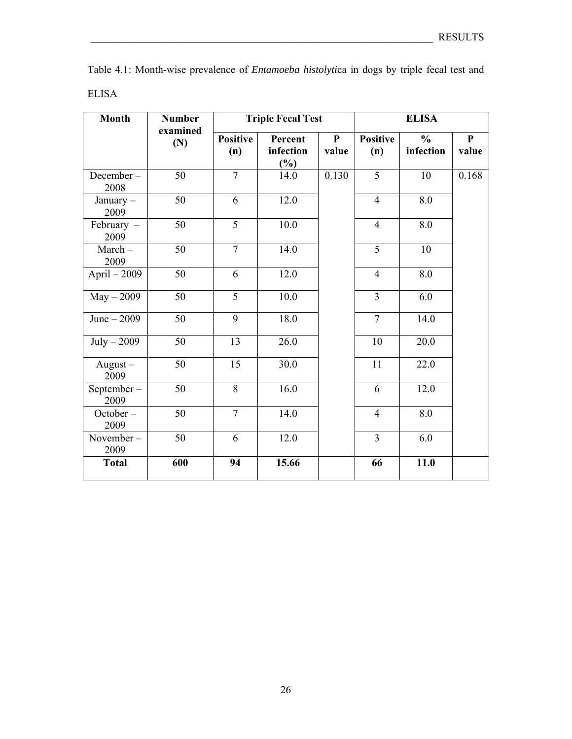Table 4.1: Month-wise prevalence of *Entamoeba histolytic*a in dogs by triple fecal test and ELISA

| Month | Number examined (N) | Triple Fecal Test | | | ELISA | | |
|---|---|---|---|---|---|---|---|
| | | Positive (n) | Percent infection (%) | P value | Positive (n) | % infection | P value |
| December – 2008 | 50 | 7 | 14.0 | 0.130 | 5 | 10 | 0.168 |
| January – 2009 | 50 | 6 | 12.0 | | 4 | 8.0 | |
| February – 2009 | 50 | 5 | 10.0 | | 4 | 8.0 | |
| March – 2009 | 50 | 7 | 14.0 | | 5 | 10 | |
| April – 2009 | 50 | 6 | 12.0 | | 4 | 8.0 | |
| May – 2009 | 50 | 5 | 10.0 | | 3 | 6.0 | |
| June – 2009 | 50 | 9 | 18.0 | | 7 | 14.0 | |
| July – 2009 | 50 | 13 | 26.0 | | 10 | 20.0 | |
| August – 2009 | 50 | 15 | 30.0 | | 11 | 22.0 | |
| September – 2009 | 50 | 8 | 16.0 | | 6 | 12.0 | |
| October – 2009 | 50 | 7 | 14.0 | | 4 | 8.0 | |
| November – 2009 | 50 | 6 | 12.0 | | 3 | 6.0 | |
| **Total** | **600** | **94** | **15.66** | | **66** | **11.0** | |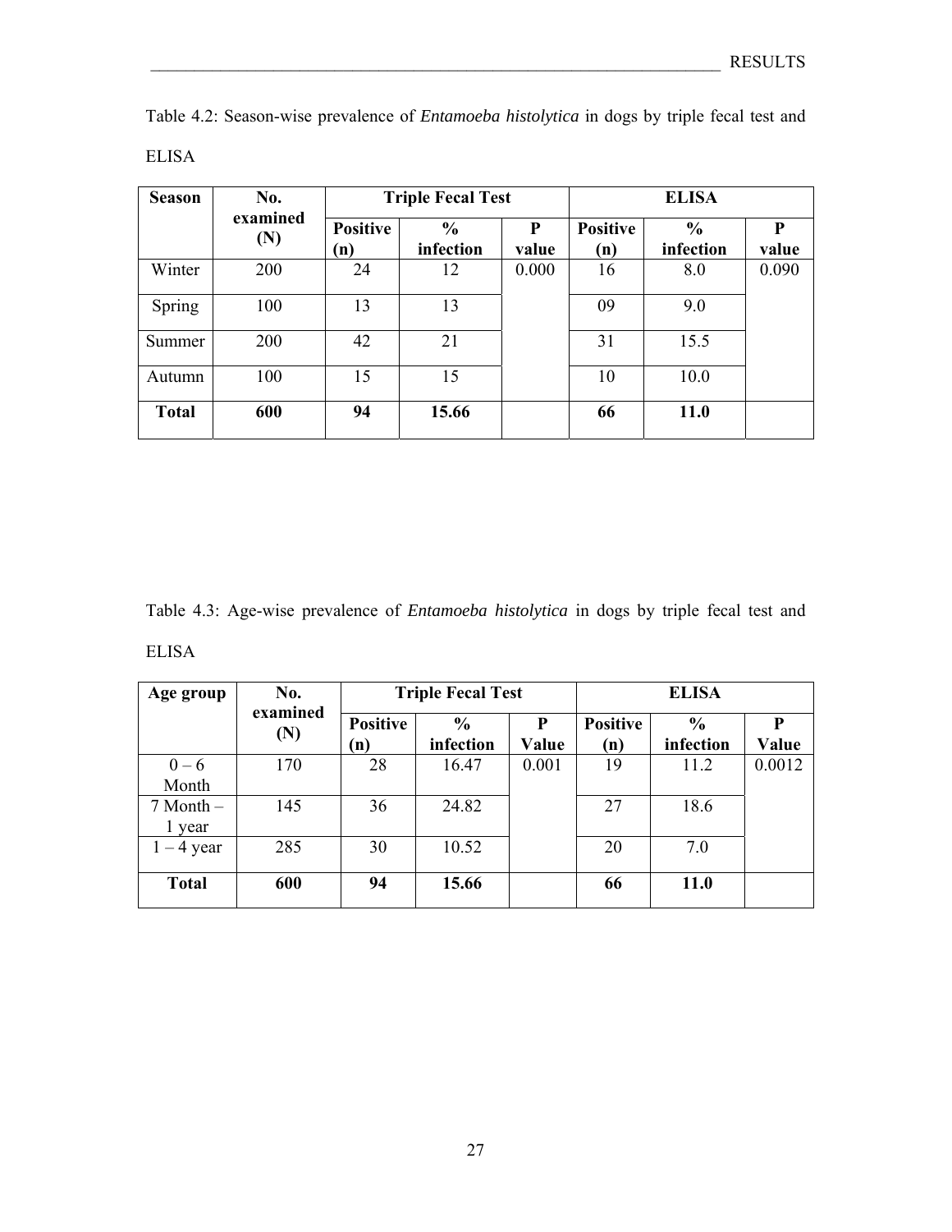Table 4.2: Season-wise prevalence of *Entamoeba histolytica* in dogs by triple fecal test and ELISA

| Season | No. examined (N) | Triple Fecal Test | | | ELISA | | |
|---|---|---|---|---|---|---|---|
| | | **Positive (n)** | **% infection** | **P value** | **Positive (n)** | **% infection** | **P value** |
| Winter | 200 | 24 | 12 | 0.000 | 16 | 8.0 | 0.090 |
| Spring | 100 | 13 | 13 | | 09 | 9.0 | |
| Summer | 200 | 42 | 21 | | 31 | 15.5 | |
| Autumn | 100 | 15 | 15 | | 10 | 10.0 | |
| **Total** | **600** | **94** | **15.66** | | **66** | **11.0** | |

Table 4.3: Age-wise prevalence of *Entamoeba histolytica* in dogs by triple fecal test and ELISA

| Age group | No. examined (N) | Triple Fecal Test | | | ELISA | | |
|---|---|---|---|---|---|---|---|
| | | **Positive (n)** | **% infection** | **P Value** | **Positive (n)** | **% infection** | **P Value** |
| 0 – 6 Month | 170 | 28 | 16.47 | 0.001 | 19 | 11.2 | 0.0012 |
| 7 Month – 1 year | 145 | 36 | 24.82 | | 27 | 18.6 | |
| 1 – 4 year | 285 | 30 | 10.52 | | 20 | 7.0 | |
| **Total** | **600** | **94** | **15.66** | | **66** | **11.0** | |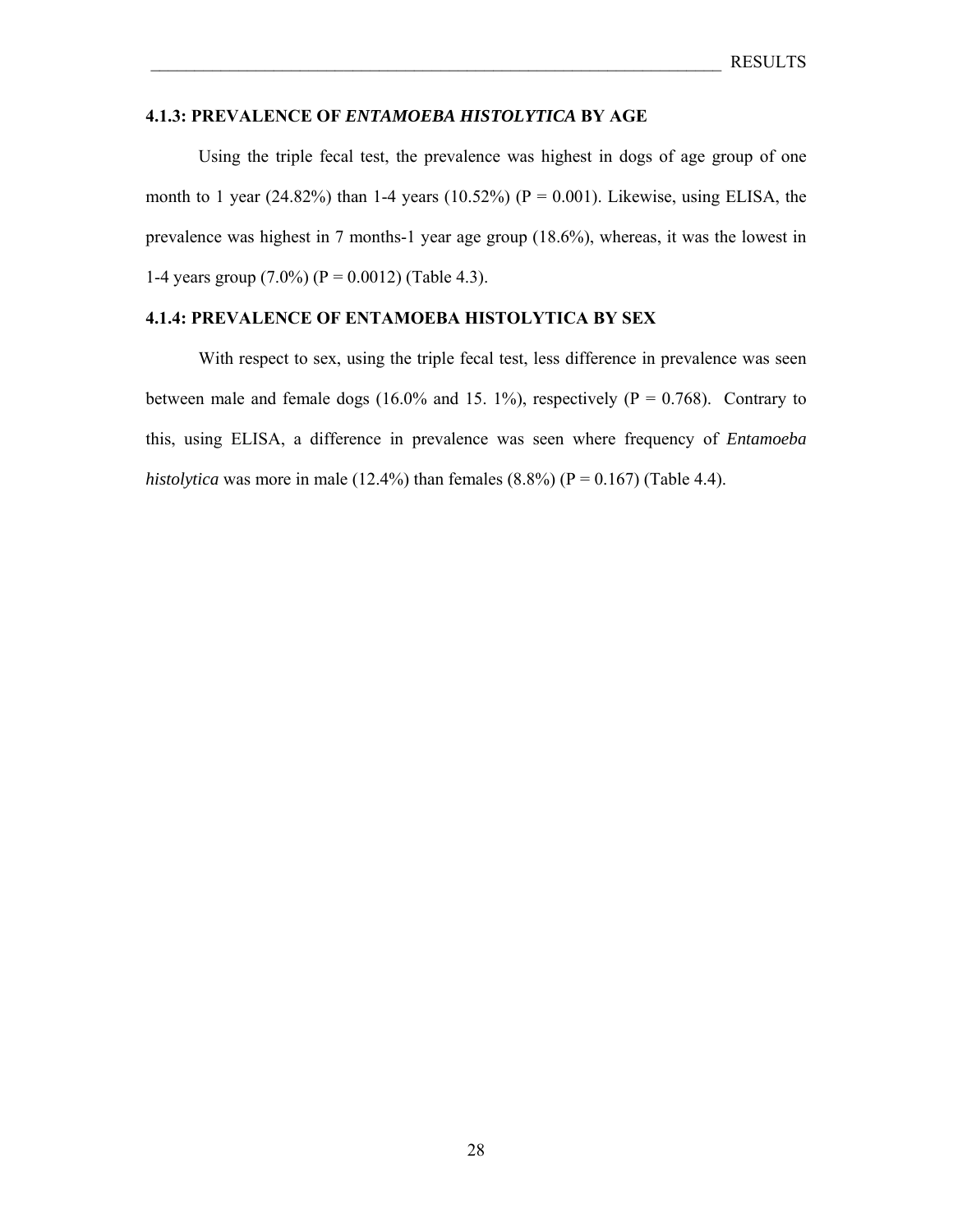### 4.1.3: PREVALENCE OF *ENTAMOEBA HISTOLYTICA* BY AGE

Using the triple fecal test, the prevalence was highest in dogs of age group of one month to 1 year (24.82%) than 1-4 years (10.52%) (P = 0.001). Likewise, using ELISA, the prevalence was highest in 7 months-1 year age group (18.6%), whereas, it was the lowest in 1-4 years group (7.0%) (P = 0.0012) (Table 4.3).

### 4.1.4: PREVALENCE OF ENTAMOEBA HISTOLYTICA BY SEX

With respect to sex, using the triple fecal test, less difference in prevalence was seen between male and female dogs (16.0% and 15. 1%), respectively (P = 0.768). Contrary to this, using ELISA, a difference in prevalence was seen where frequency of *Entamoeba histolytica* was more in male (12.4%) than females (8.8%) (P = 0.167) (Table 4.4).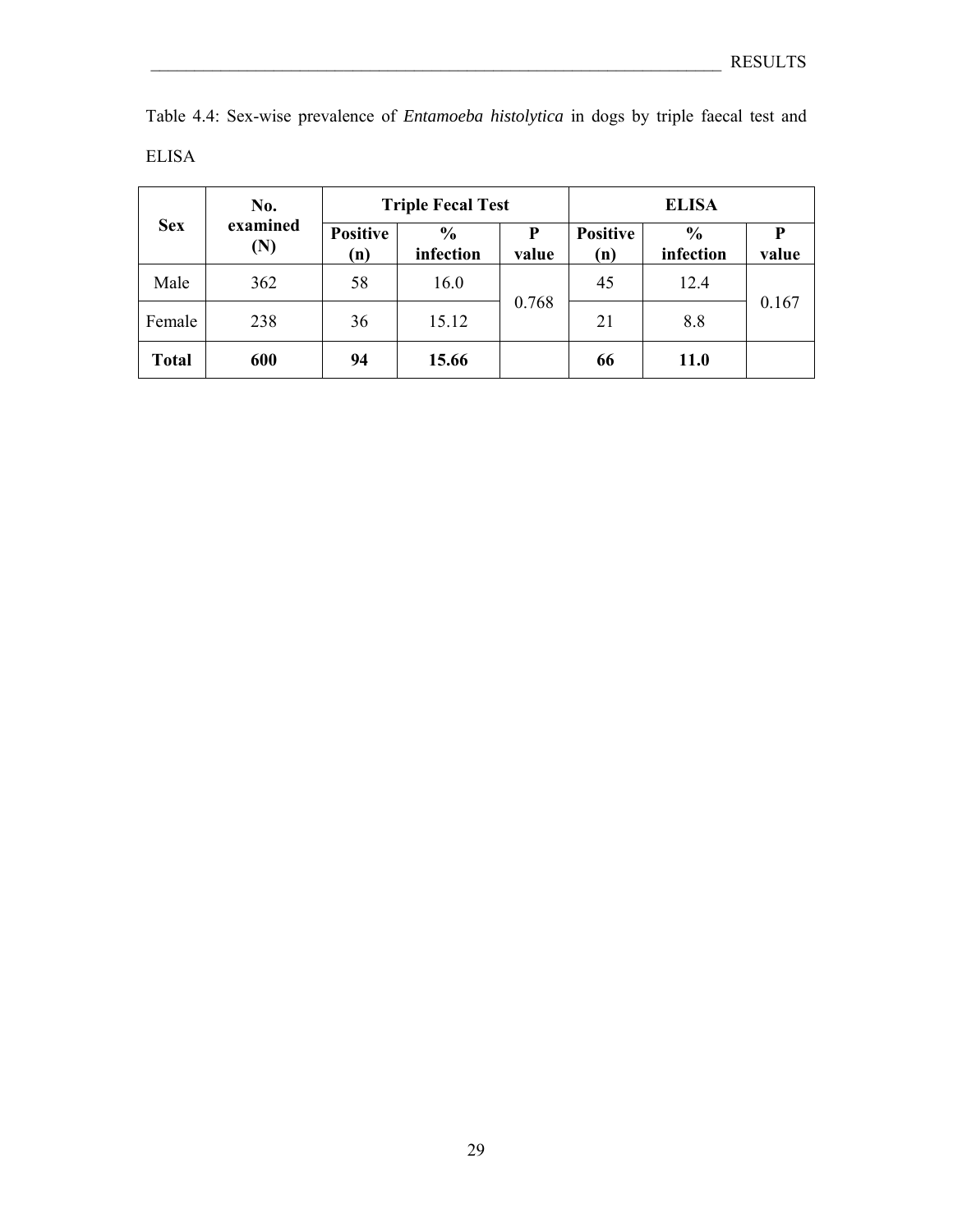Table 4.4: Sex-wise prevalence of *Entamoeba histolytica* in dogs by triple faecal test and ELISA

| Sex | No. examined (N) | Triple Fecal Test | | | ELISA | | |
|---|---|---|---|---|---|---|---|
| | | Positive (n) | % infection | P value | Positive (n) | % infection | P value |
| Male | 362 | 58 | 16.0 | 0.768 | 45 | 12.4 | 0.167 |
| Female | 238 | 36 | 15.12 | | 21 | 8.8 | |
| **Total** | **600** | **94** | **15.66** | | **66** | **11.0** | |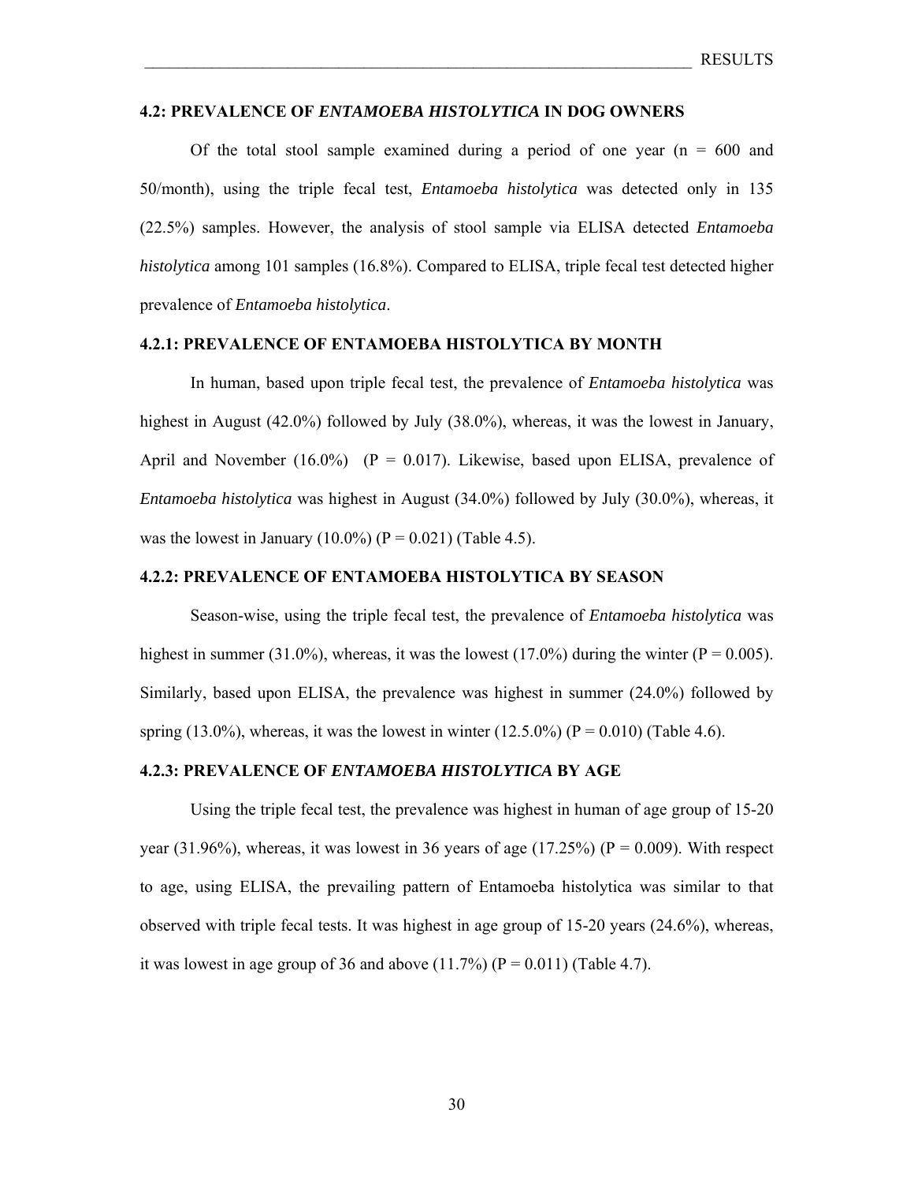### 4.2: PREVALENCE OF *ENTAMOEBA HISTOLYTICA* IN DOG OWNERS

Of the total stool sample examined during a period of one year (n = 600 and 50/month), using the triple fecal test, *Entamoeba histolytica* was detected only in 135 (22.5%) samples. However, the analysis of stool sample via ELISA detected *Entamoeba histolytica* among 101 samples (16.8%). Compared to ELISA, triple fecal test detected higher prevalence of *Entamoeba histolytica*.

#### 4.2.1: PREVALENCE OF ENTAMOEBA HISTOLYTICA BY MONTH

In human, based upon triple fecal test, the prevalence of *Entamoeba histolytica* was highest in August (42.0%) followed by July (38.0%), whereas, it was the lowest in January, April and November (16.0%) (P = 0.017). Likewise, based upon ELISA, prevalence of *Entamoeba histolytica* was highest in August (34.0%) followed by July (30.0%), whereas, it was the lowest in January (10.0%) (P = 0.021) (Table 4.5).

#### 4.2.2: PREVALENCE OF ENTAMOEBA HISTOLYTICA BY SEASON

Season-wise, using the triple fecal test, the prevalence of *Entamoeba histolytica* was highest in summer (31.0%), whereas, it was the lowest (17.0%) during the winter (P = 0.005). Similarly, based upon ELISA, the prevalence was highest in summer (24.0%) followed by spring (13.0%), whereas, it was the lowest in winter (12.5.0%) (P = 0.010) (Table 4.6).

#### 4.2.3: PREVALENCE OF *ENTAMOEBA HISTOLYTICA* BY AGE

Using the triple fecal test, the prevalence was highest in human of age group of 15-20 year (31.96%), whereas, it was lowest in 36 years of age (17.25%) (P = 0.009). With respect to age, using ELISA, the prevailing pattern of Entamoeba histolytica was similar to that observed with triple fecal tests. It was highest in age group of 15-20 years (24.6%), whereas, it was lowest in age group of 36 and above (11.7%) (P = 0.011) (Table 4.7).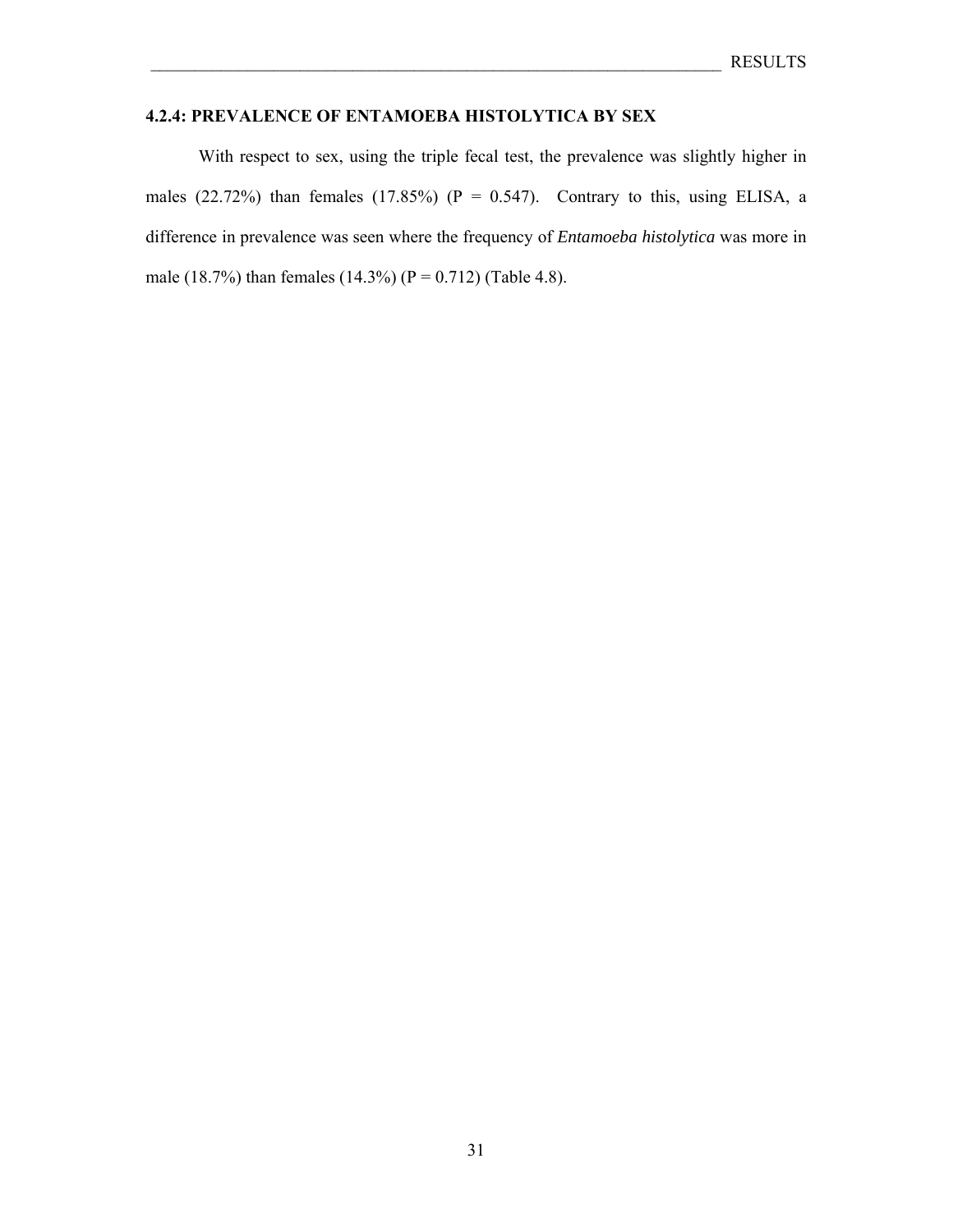### 4.2.4: PREVALENCE OF ENTAMOEBA HISTOLYTICA BY SEX

With respect to sex, using the triple fecal test, the prevalence was slightly higher in males (22.72%) than females (17.85%) ($P = 0.547$). Contrary to this, using ELISA, a difference in prevalence was seen where the frequency of *Entamoeba histolytica* was more in male (18.7%) than females (14.3%) ($P = 0.712$) (Table 4.8).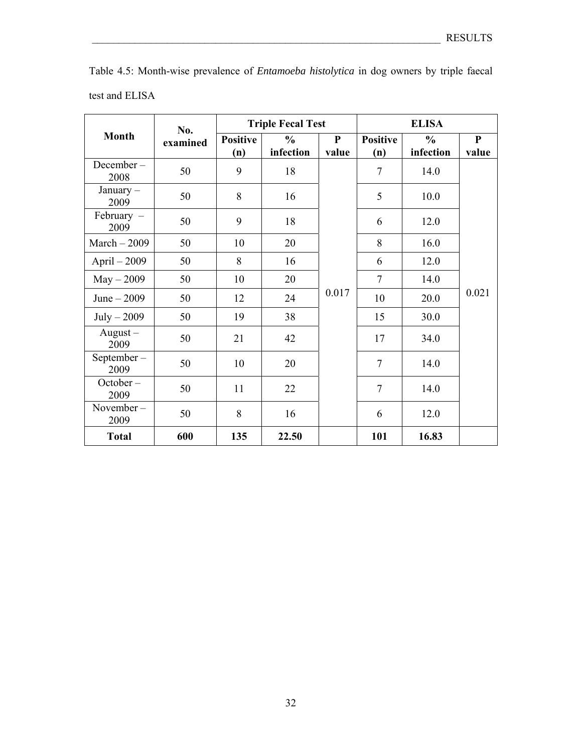Table 4.5: Month-wise prevalence of *Entamoeba histolytica* in dog owners by triple faecal test and ELISA

| Month | No. examined | Triple Fecal Test | | | ELISA | | |
|---|---|---|---|---|---|---|---|
| | | Positive (n) | % infection | P value | Positive (n) | % infection | P value |
| December – 2008 | 50 | 9 | 18 | 0.017 | 7 | 14.0 | 0.021 |
| January – 2009 | 50 | 8 | 16 | | 5 | 10.0 | |
| February – 2009 | 50 | 9 | 18 | | 6 | 12.0 | |
| March – 2009 | 50 | 10 | 20 | | 8 | 16.0 | |
| April – 2009 | 50 | 8 | 16 | | 6 | 12.0 | |
| May – 2009 | 50 | 10 | 20 | | 7 | 14.0 | |
| June – 2009 | 50 | 12 | 24 | | 10 | 20.0 | |
| July – 2009 | 50 | 19 | 38 | | 15 | 30.0 | |
| August – 2009 | 50 | 21 | 42 | | 17 | 34.0 | |
| September – 2009 | 50 | 10 | 20 | | 7 | 14.0 | |
| October – 2009 | 50 | 11 | 22 | | 7 | 14.0 | |
| November – 2009 | 50 | 8 | 16 | | 6 | 12.0 | |
| **Total** | **600** | **135** | **22.50** | | **101** | **16.83** | |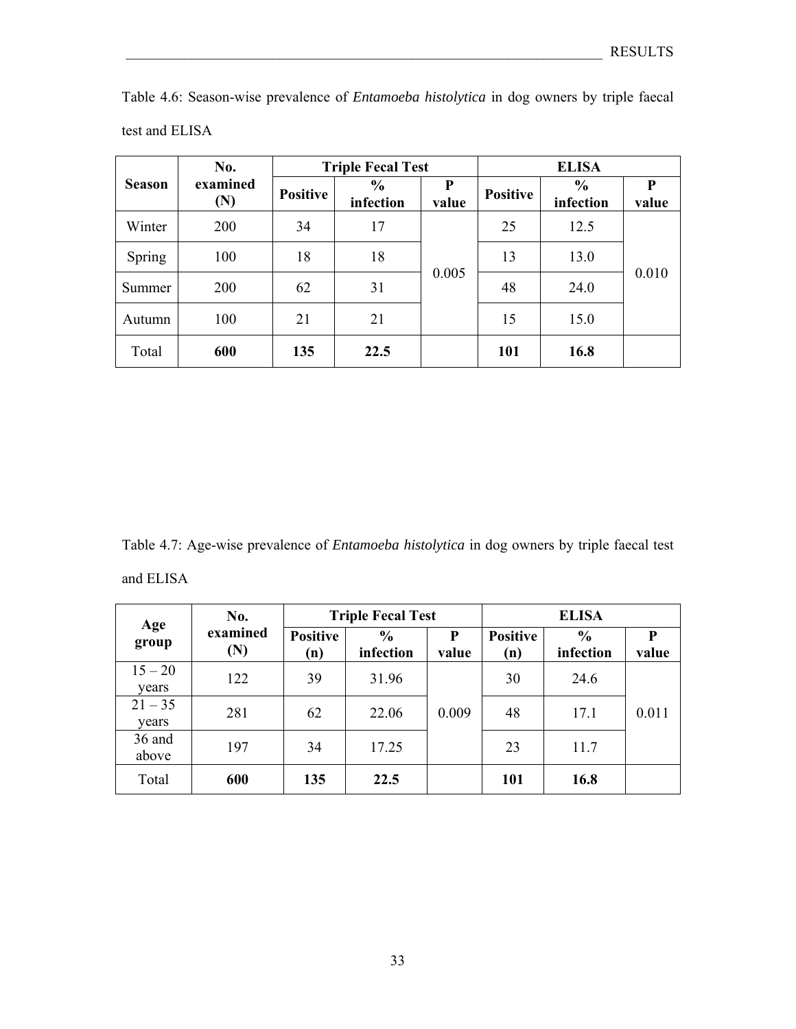Table 4.6: Season-wise prevalence of *Entamoeba histolytica* in dog owners by triple faecal test and ELISA

| Season | No. examined (N) | Triple Fecal Test | | | ELISA | | |
|---|---|---|---|---|---|---|---|
| | | Positive | % infection | P value | Positive | % infection | P value |
| Winter | 200 | 34 | 17 | 0.005 | 25 | 12.5 | 0.010 |
| Spring | 100 | 18 | 18 | | 13 | 13.0 | |
| Summer | 200 | 62 | 31 | | 48 | 24.0 | |
| Autumn | 100 | 21 | 21 | | 15 | 15.0 | |
| Total | **600** | **135** | **22.5** | | **101** | **16.8** | |

Table 4.7: Age-wise prevalence of *Entamoeba histolytica* in dog owners by triple faecal test and ELISA

| Age group | No. examined (N) | Triple Fecal Test | | | ELISA | | |
|---|---|---|---|---|---|---|---|
| | | Positive (n) | % infection | P value | Positive (n) | % infection | P value |
| 15 – 20 years | 122 | 39 | 31.96 | 0.009 | 30 | 24.6 | 0.011 |
| 21 – 35 years | 281 | 62 | 22.06 | | 48 | 17.1 | |
| 36 and above | 197 | 34 | 17.25 | | 23 | 11.7 | |
| Total | **600** | **135** | **22.5** | | **101** | **16.8** | |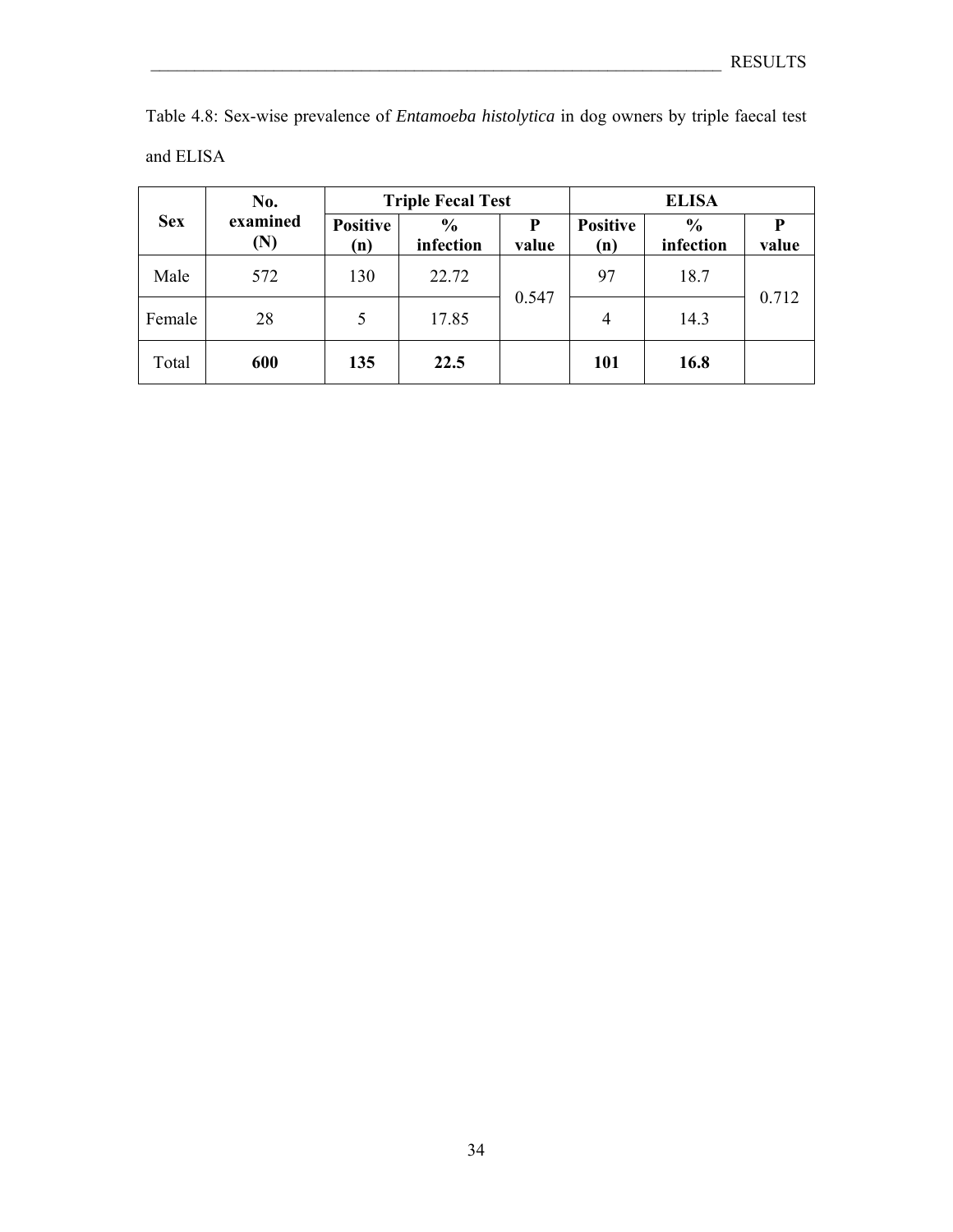Table 4.8: Sex-wise prevalence of *Entamoeba histolytica* in dog owners by triple faecal test and ELISA

| Sex | No. examined (N) | Triple Fecal Test | | | ELISA | | |
|---|---|---|---|---|---|---|---|
| | | Positive (n) | % infection | P value | Positive (n) | % infection | P value |
| Male | 572 | 130 | 22.72 | 0.547 | 97 | 18.7 | 0.712 |
| Female | 28 | 5 | 17.85 | | 4 | 14.3 | |
| Total | **600** | **135** | **22.5** | | **101** | **16.8** | |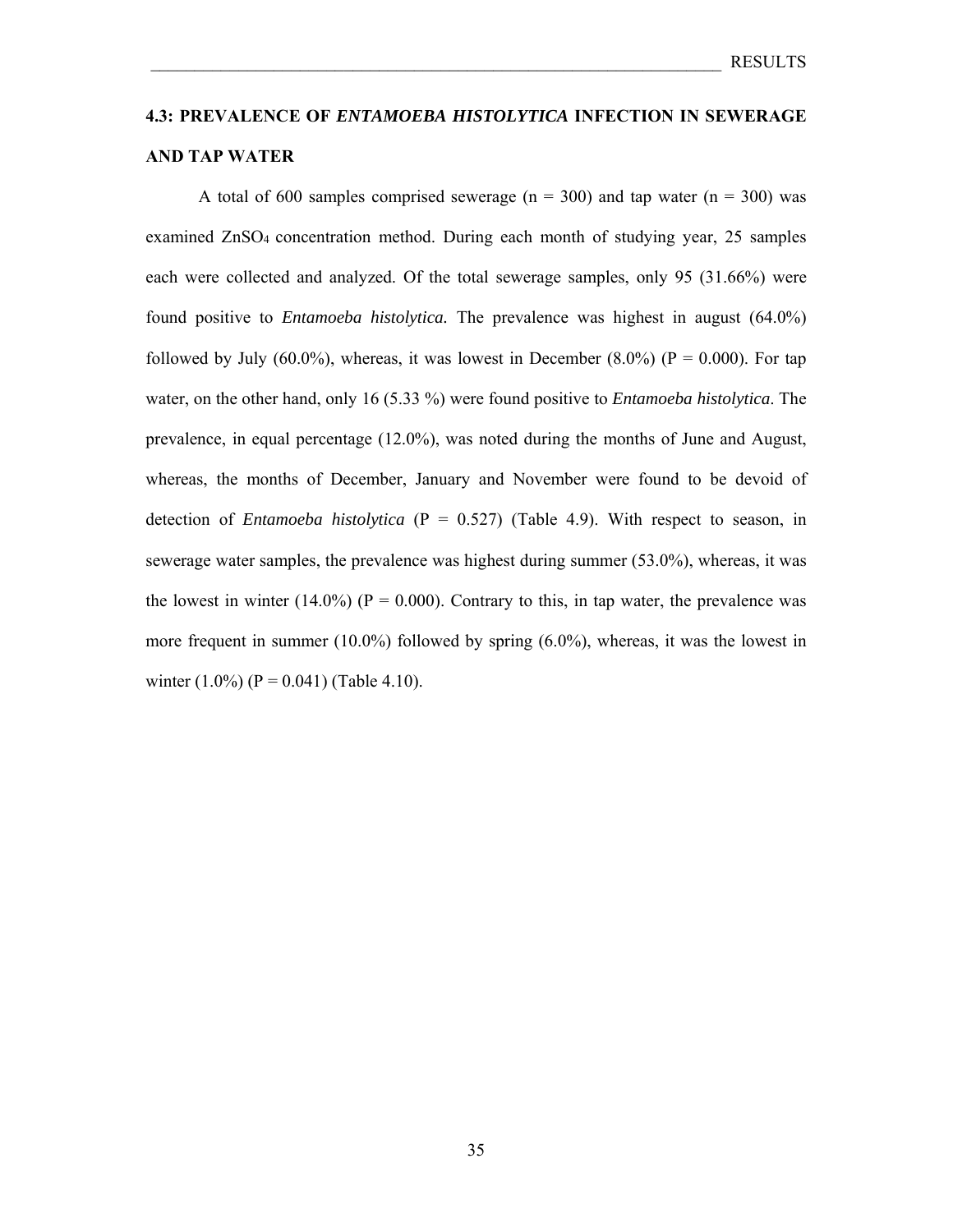## 4.3: PREVALENCE OF *ENTAMOEBA HISTOLYTICA* INFECTION IN SEWERAGE AND TAP WATER

A total of 600 samples comprised sewerage (n = 300) and tap water (n = 300) was examined $ZnSO_4$ concentration method. During each month of studying year, 25 samples each were collected and analyzed. Of the total sewerage samples, only 95 (31.66%) were found positive to *Entamoeba histolytica.* The prevalence was highest in august (64.0%) followed by July (60.0%), whereas, it was lowest in December (8.0%) (P = 0.000). For tap water, on the other hand, only 16 (5.33 %) were found positive to *Entamoeba histolytica*. The prevalence, in equal percentage (12.0%), was noted during the months of June and August, whereas, the months of December, January and November were found to be devoid of detection of *Entamoeba histolytica* (P = 0.527) (Table 4.9). With respect to season, in sewerage water samples, the prevalence was highest during summer (53.0%), whereas, it was the lowest in winter (14.0%) (P = 0.000). Contrary to this, in tap water, the prevalence was more frequent in summer (10.0%) followed by spring (6.0%), whereas, it was the lowest in winter (1.0%) (P = 0.041) (Table 4.10).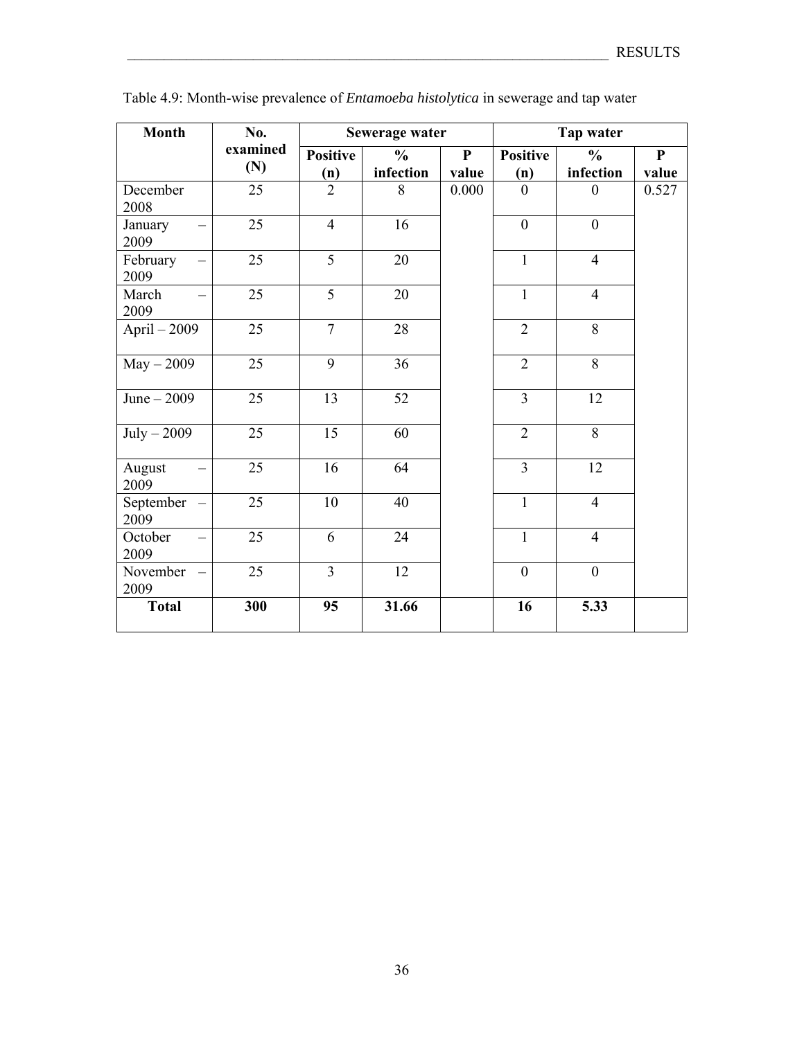Table 4.9: Month-wise prevalence of *Entamoeba histolytica* in sewerage and tap water

| Month | No. examined (N) | Sewerage water | | | Tap water | | |
|---|---|---|---|---|---|---|---|
| | | Positive (n) | % infection | P value | Positive (n) | % infection | P value |
| December 2008 | 25 | 2 | 8 | 0.000 | 0 | 0 | 0.527 |
| January – 2009 | 25 | 4 | 16 | | 0 | 0 | |
| February – 2009 | 25 | 5 | 20 | | 1 | 4 | |
| March – 2009 | 25 | 5 | 20 | | 1 | 4 | |
| April – 2009 | 25 | 7 | 28 | | 2 | 8 | |
| May – 2009 | 25 | 9 | 36 | | 2 | 8 | |
| June – 2009 | 25 | 13 | 52 | | 3 | 12 | |
| July – 2009 | 25 | 15 | 60 | | 2 | 8 | |
| August – 2009 | 25 | 16 | 64 | | 3 | 12 | |
| September – 2009 | 25 | 10 | 40 | | 1 | 4 | |
| October – 2009 | 25 | 6 | 24 | | 1 | 4 | |
| November – 2009 | 25 | 3 | 12 | | 0 | 0 | |
| **Total** | **300** | **95** | **31.66** | | **16** | **5.33** | |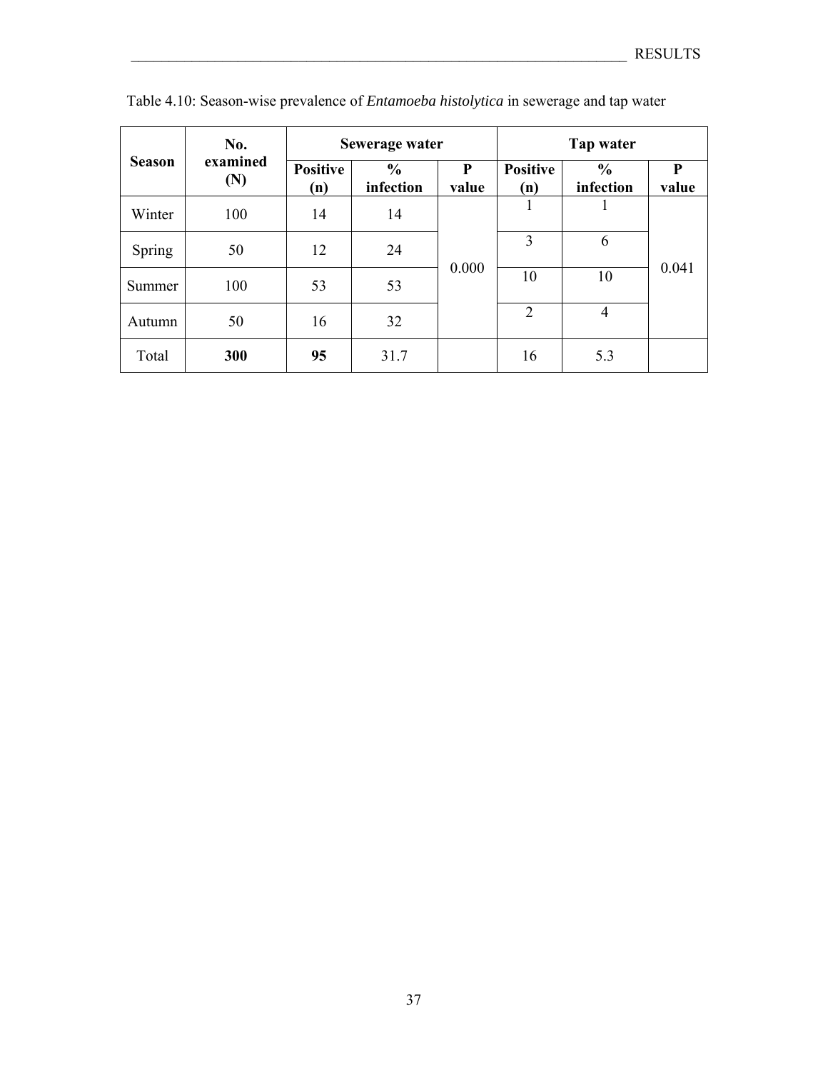Table 4.10: Season-wise prevalence of *Entamoeba histolytica* in sewerage and tap water

| Season | No. examined (N) | Sewerage water | | | Tap water | | |
|---|---|---|---|---|---|---|---|
| | | Positive (n) | % infection | P value | Positive (n) | % infection | P value |
| Winter | 100 | 14 | 14 | 0.000 | 1 | 1 | 0.041 |
| Spring | 50 | 12 | 24 | | 3 | 6 | |
| Summer | 100 | 53 | 53 | | 10 | 10 | |
| Autumn | 50 | 16 | 32 | | 2 | 4 | |
| Total | **300** | **95** | 31.7 | | 16 | 5.3 | |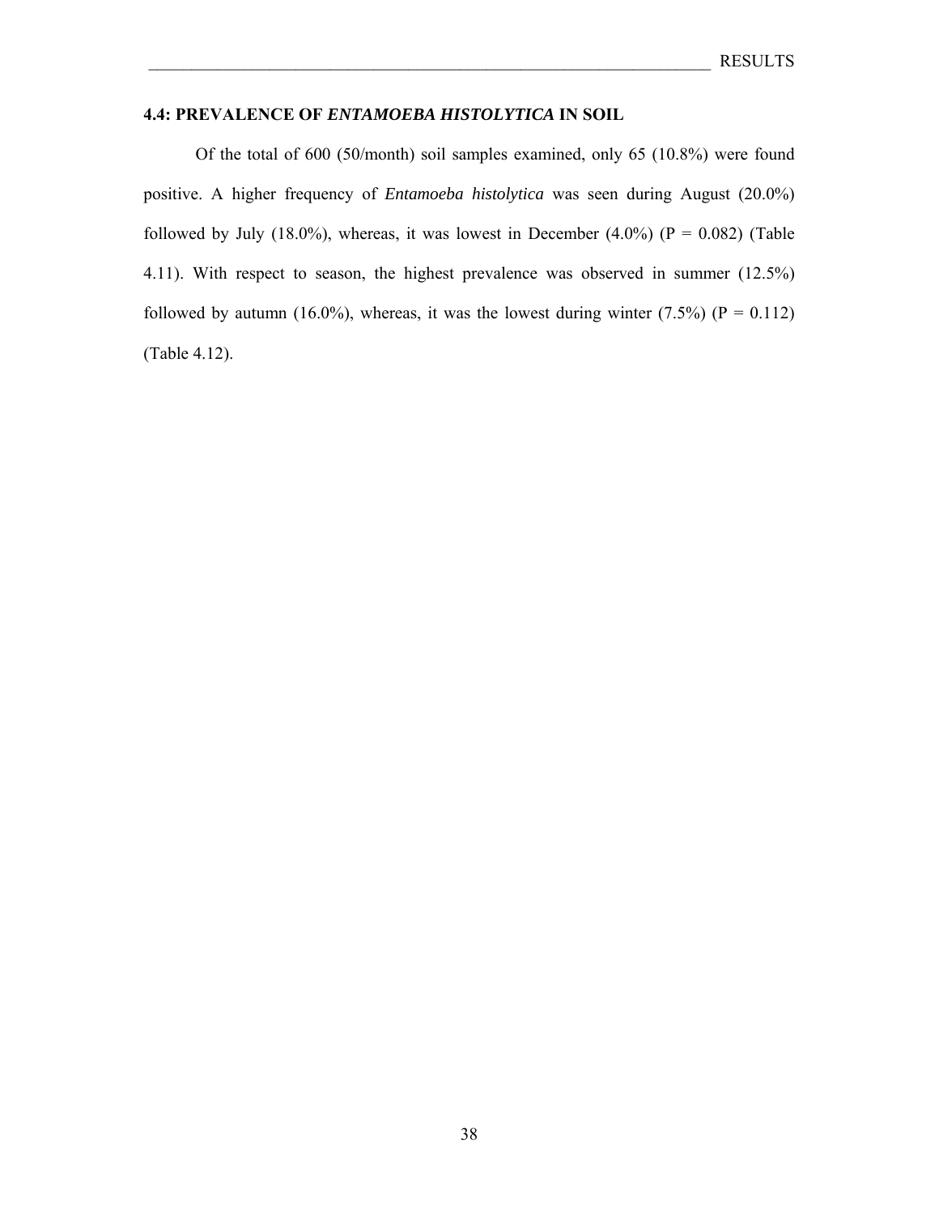## 4.4: PREVALENCE OF *ENTAMOEBA HISTOLYTICA* IN SOIL

Of the total of 600 (50/month) soil samples examined, only 65 (10.8%) were found positive. A higher frequency of *Entamoeba histolytica* was seen during August (20.0%) followed by July (18.0%), whereas, it was lowest in December (4.0%) (P = 0.082) (Table 4.11). With respect to season, the highest prevalence was observed in summer (12.5%) followed by autumn (16.0%), whereas, it was the lowest during winter (7.5%) (P = 0.112) (Table 4.12).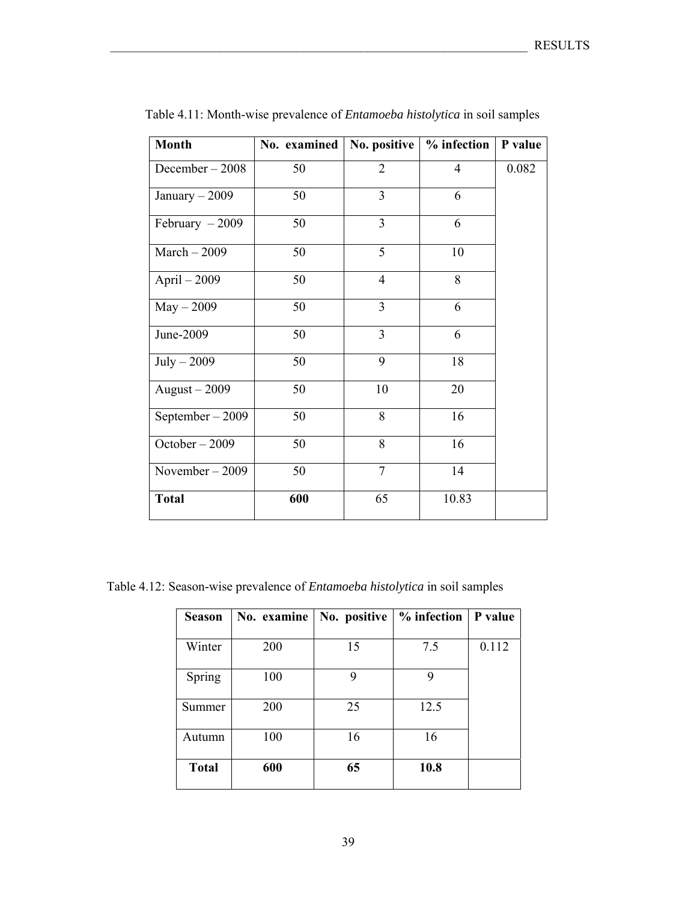Table 4.11: Month-wise prevalence of *Entamoeba histolytica* in soil samples

| Month | No. examined | No. positive | % infection | P value |
|---|---|---|---|---|
| December – 2008 | 50 | 2 | 4 | 0.082 |
| January – 2009 | 50 | 3 | 6 | |
| February – 2009 | 50 | 3 | 6 | |
| March – 2009 | 50 | 5 | 10 | |
| April – 2009 | 50 | 4 | 8 | |
| May – 2009 | 50 | 3 | 6 | |
| June-2009 | 50 | 3 | 6 | |
| July – 2009 | 50 | 9 | 18 | |
| August – 2009 | 50 | 10 | 20 | |
| September – 2009 | 50 | 8 | 16 | |
| October – 2009 | 50 | 8 | 16 | |
| November – 2009 | 50 | 7 | 14 | |
| **Total** | **600** | 65 | 10.83 | |

Table 4.12: Season-wise prevalence of *Entamoeba histolytica* in soil samples

| Season | No. examine | No. positive | % infection | P value |
|---|---|---|---|---|
| Winter | 200 | 15 | 7.5 | 0.112 |
| Spring | 100 | 9 | 9 | |
| Summer | 200 | 25 | 12.5 | |
| Autumn | 100 | 16 | 16 | |
| **Total** | **600** | **65** | **10.8** | |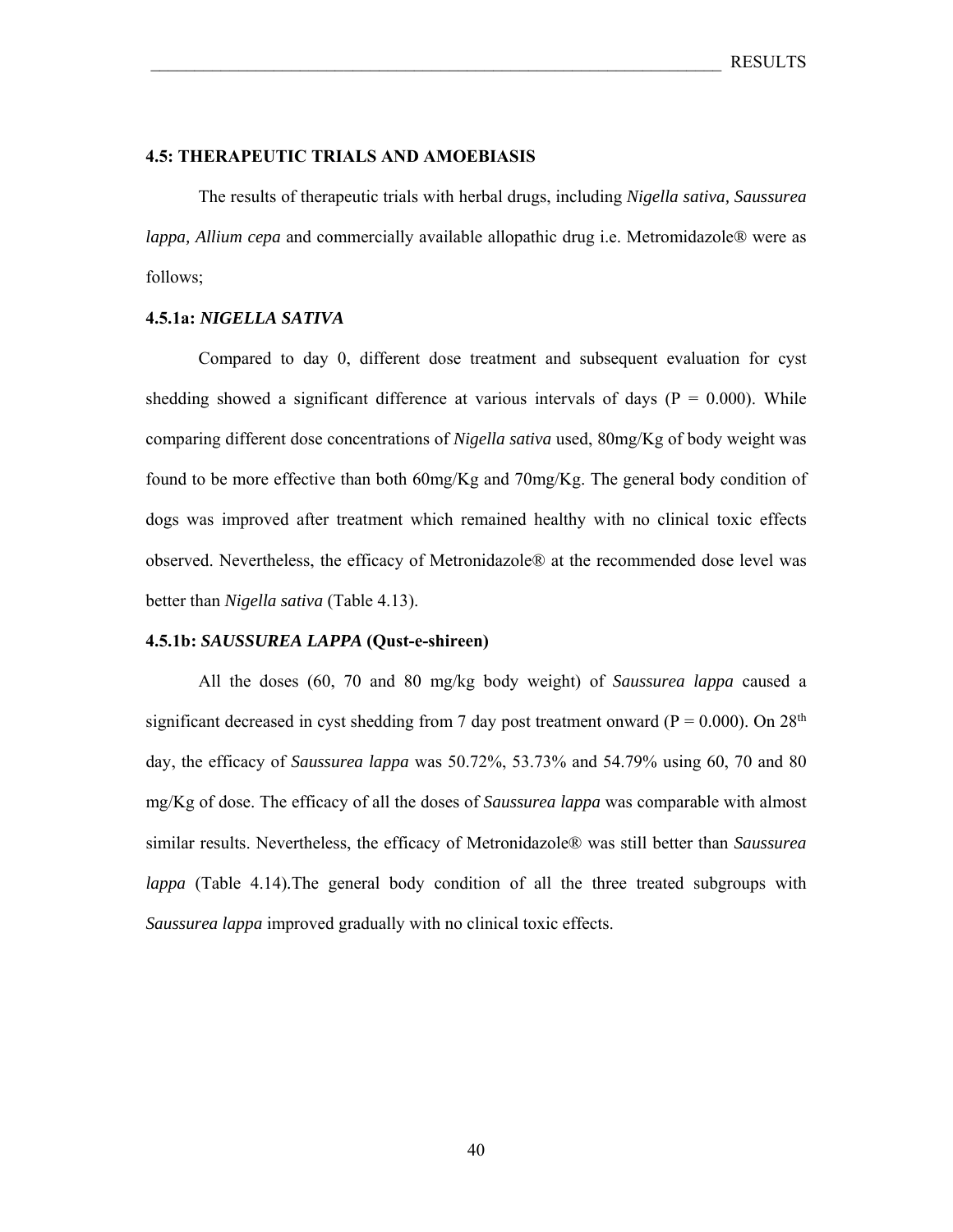## 4.5: THERAPEUTIC TRIALS AND AMOEBIASIS

The results of therapeutic trials with herbal drugs, including *Nigella sativa, Saussurea lappa, Allium cepa* and commercially available allopathic drug i.e. Metromidazole® were as follows;

### 4.5.1a: *NIGELLA SATIVA*

Compared to day 0, different dose treatment and subsequent evaluation for cyst shedding showed a significant difference at various intervals of days (P = 0.000). While comparing different dose concentrations of *Nigella sativa* used, 80mg/Kg of body weight was found to be more effective than both 60mg/Kg and 70mg/Kg. The general body condition of dogs was improved after treatment which remained healthy with no clinical toxic effects observed. Nevertheless, the efficacy of Metronidazole® at the recommended dose level was better than *Nigella sativa* (Table 4.13).

### 4.5.1b: *SAUSSUREA LAPPA* (Qust-e-shireen)

All the doses (60, 70 and 80 mg/kg body weight) of *Saussurea lappa* caused a significant decreased in cyst shedding from 7 day post treatment onward (P = 0.000). On 28th day, the efficacy of *Saussurea lappa* was 50.72%, 53.73% and 54.79% using 60, 70 and 80 mg/Kg of dose. The efficacy of all the doses of *Saussurea lappa* was comparable with almost similar results. Nevertheless, the efficacy of Metronidazole® was still better than *Saussurea lappa* (Table 4.14).The general body condition of all the three treated subgroups with *Saussurea lappa* improved gradually with no clinical toxic effects.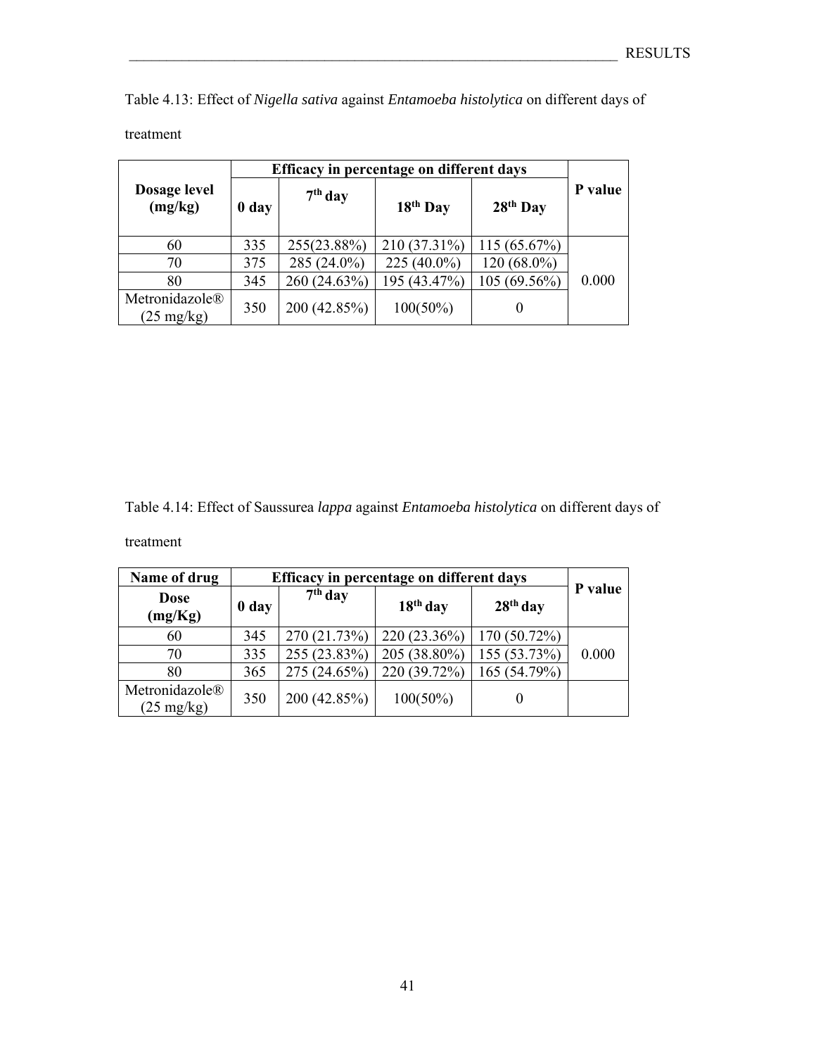Table 4.13: Effect of *Nigella sativa* against *Entamoeba histolytica* on different days of treatment

| Dosage level (mg/kg) | Efficacy in percentage on different days | | | | P value |
|---|---|---|---|---|---|
| | 0 day | 7th day | 18th Day | 28th Day | |
| 60 | 335 | 255(23.88%) | 210 (37.31%) | 115 (65.67%) | 0.000 |
| 70 | 375 | 285 (24.0%) | 225 (40.0%) | 120 (68.0%) | |
| 80 | 345 | 260 (24.63%) | 195 (43.47%) | 105 (69.56%) | |
| Metronidazole® (25 mg/kg) | 350 | 200 (42.85%) | 100(50%) | 0 | |

Table 4.14: Effect of Saussurea *lappa* against *Entamoeba histolytica* on different days of treatment

| Name of drug | Efficacy in percentage on different days | | | | P value |
|---|---|---|---|---|---|
| Dose (mg/Kg) | 0 day | 7th day | 18th day | 28th day | |
| 60 | 345 | 270 (21.73%) | 220 (23.36%) | 170 (50.72%) | 0.000 |
| 70 | 335 | 255 (23.83%) | 205 (38.80%) | 155 (53.73%) | |
| 80 | 365 | 275 (24.65%) | 220 (39.72%) | 165 (54.79%) | |
| Metronidazole® (25 mg/kg) | 350 | 200 (42.85%) | 100(50%) | 0 | |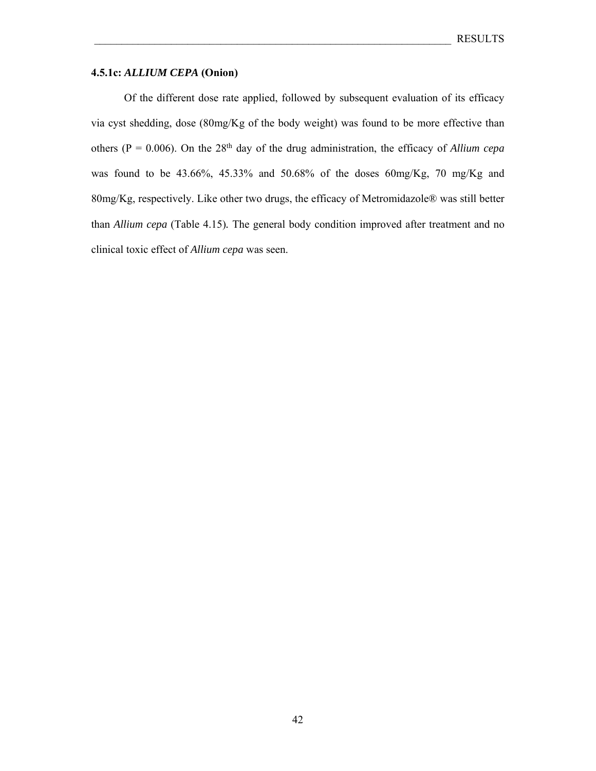#### 4.5.1c: *ALLIUM CEPA* (Onion)

Of the different dose rate applied, followed by subsequent evaluation of its efficacy via cyst shedding, dose (80mg/Kg of the body weight) was found to be more effective than others (P = 0.006). On the 28$^{th}$ day of the drug administration, the efficacy of *Allium cepa* was found to be 43.66%, 45.33% and 50.68% of the doses 60mg/Kg, 70 mg/Kg and 80mg/Kg, respectively. Like other two drugs, the efficacy of Metromidazole® was still better than *Allium cepa* (Table 4.15). The general body condition improved after treatment and no clinical toxic effect of *Allium cepa* was seen.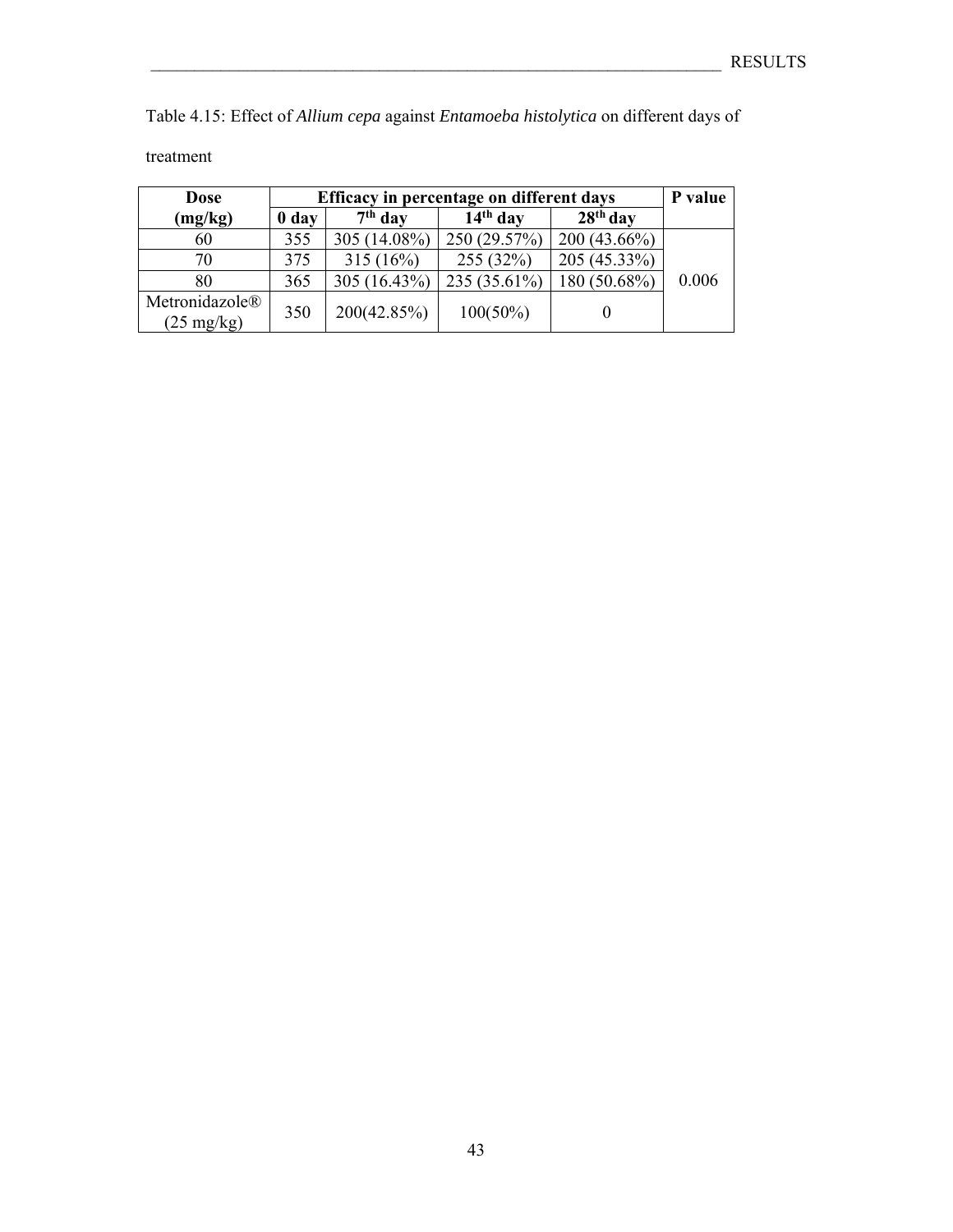Table 4.15: Effect of *Allium cepa* against *Entamoeba histolytica* on different days of treatment

| **Dose (mg/kg)** | **Efficacy in percentage on different days** | | | | **P value** |
|---|---|---|---|---|---|
| | **0 day** | **7th day** | **14th day** | **28th day** | |
| 60 | 355 | 305 (14.08%) | 250 (29.57%) | 200 (43.66%) | 0.006 |
| 70 | 375 | 315 (16%) | 255 (32%) | 205 (45.33%) | |
| 80 | 365 | 305 (16.43%) | 235 (35.61%) | 180 (50.68%) | |
| Metronidazole® (25 mg/kg) | 350 | 200(42.85%) | 100(50%) | 0 | |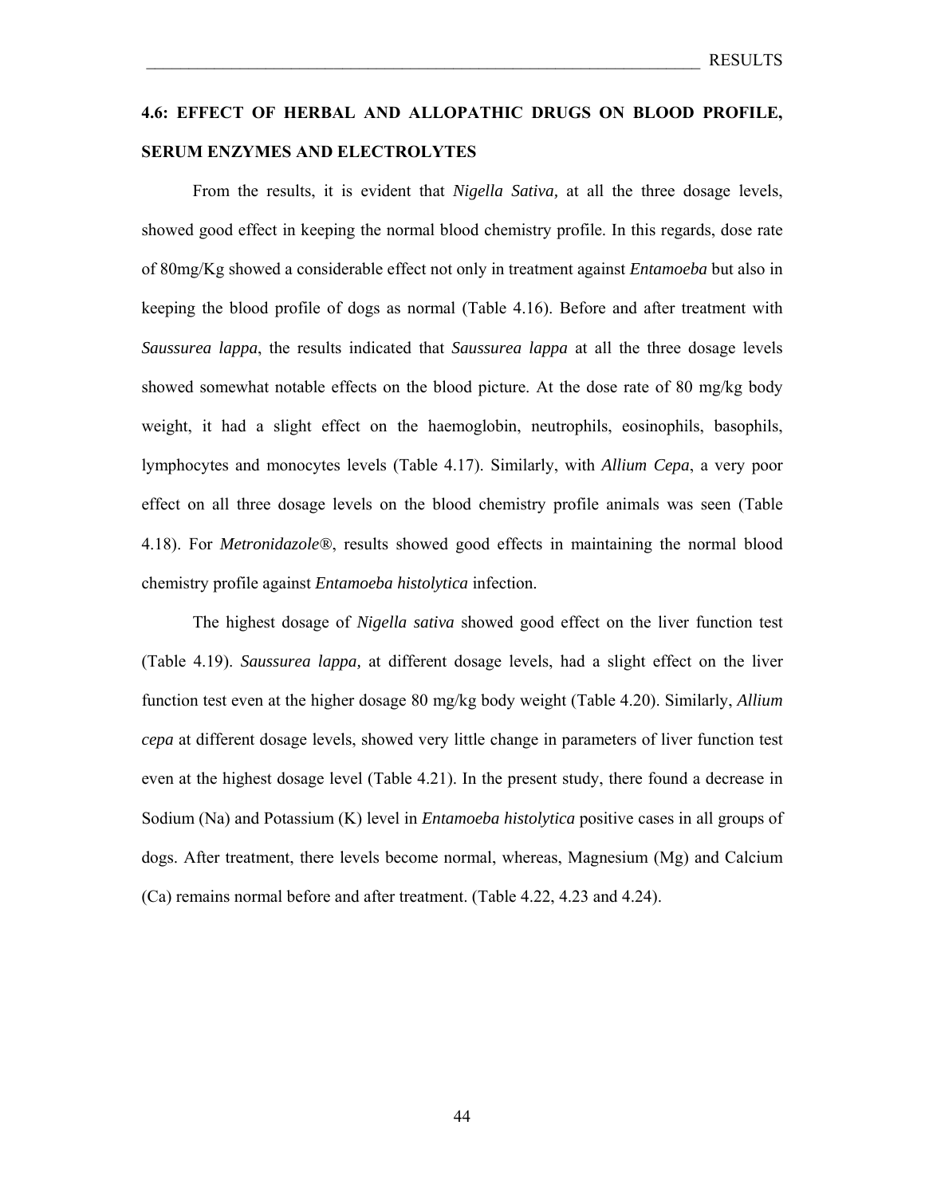## 4.6: EFFECT OF HERBAL AND ALLOPATHIC DRUGS ON BLOOD PROFILE, SERUM ENZYMES AND ELECTROLYTES

From the results, it is evident that *Nigella Sativa,* at all the three dosage levels, showed good effect in keeping the normal blood chemistry profile. In this regards, dose rate of 80mg/Kg showed a considerable effect not only in treatment against *Entamoeba* but also in keeping the blood profile of dogs as normal (Table 4.16). Before and after treatment with *Saussurea lappa*, the results indicated that *Saussurea lappa* at all the three dosage levels showed somewhat notable effects on the blood picture. At the dose rate of 80 mg/kg body weight, it had a slight effect on the haemoglobin, neutrophils, eosinophils, basophils, lymphocytes and monocytes levels (Table 4.17). Similarly, with *Allium Cepa*, a very poor effect on all three dosage levels on the blood chemistry profile animals was seen (Table 4.18). For *Metronidazole®*, results showed good effects in maintaining the normal blood chemistry profile against *Entamoeba histolytica* infection.

The highest dosage of *Nigella sativa* showed good effect on the liver function test (Table 4.19). *Saussurea lappa,* at different dosage levels, had a slight effect on the liver function test even at the higher dosage 80 mg/kg body weight (Table 4.20). Similarly, *Allium cepa* at different dosage levels, showed very little change in parameters of liver function test even at the highest dosage level (Table 4.21). In the present study, there found a decrease in Sodium (Na) and Potassium (K) level in *Entamoeba histolytica* positive cases in all groups of dogs. After treatment, there levels become normal, whereas, Magnesium (Mg) and Calcium (Ca) remains normal before and after treatment. (Table 4.22, 4.23 and 4.24).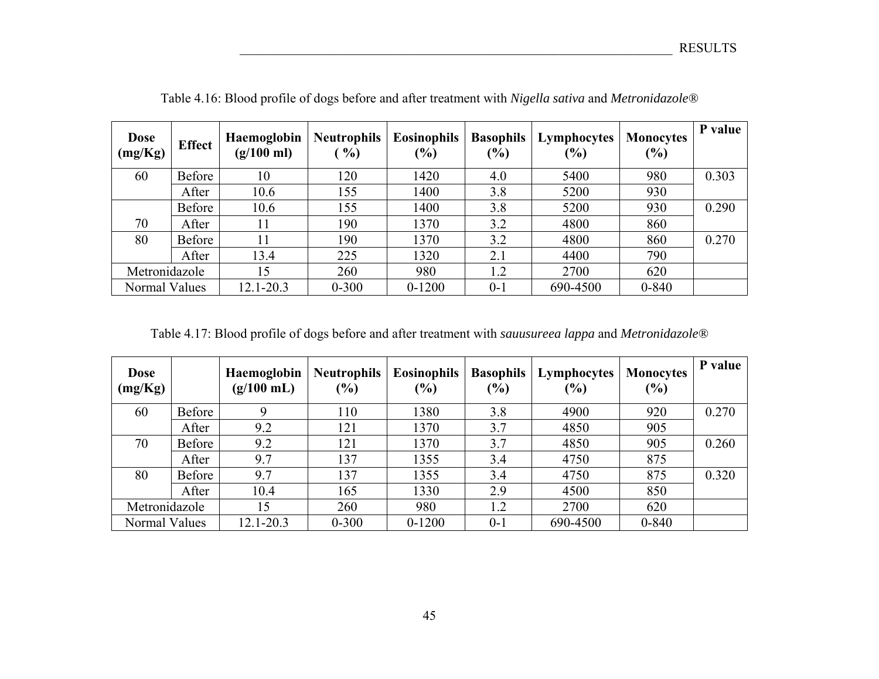Table 4.16: Blood profile of dogs before and after treatment with *Nigella sativa* and *Metronidazole®*

| Dose (mg/Kg) | Effect | Haemoglobin (g/100 ml) | Neutrophils ( %) | Eosinophils (%) | Basophils (%) | Lymphocytes (%) | Monocytes (%) | P value |
|---|---|---|---|---|---|---|---|---|
| 60 | Before | 10 | 120 | 1420 | 4.0 | 5400 | 980 | 0.303 |
| | After | 10.6 | 155 | 1400 | 3.8 | 5200 | 930 | |
| 70 | Before | 10.6 | 155 | 1400 | 3.8 | 5200 | 930 | 0.290 |
| | After | 11 | 190 | 1370 | 3.2 | 4800 | 860 | |
| 80 | Before | 11 | 190 | 1370 | 3.2 | 4800 | 860 | 0.270 |
| | After | 13.4 | 225 | 1320 | 2.1 | 4400 | 790 | |
| Metronidazole | | 15 | 260 | 980 | 1.2 | 2700 | 620 | |
| Normal Values | | 12.1-20.3 | 0-300 | 0-1200 | 0-1 | 690-4500 | 0-840 | |

Table 4.17: Blood profile of dogs before and after treatment with *sauusureea lappa* and *Metronidazole®*

| Dose (mg/Kg) | | Haemoglobin (g/100 mL) | Neutrophils (%) | Eosinophils (%) | Basophils (%) | Lymphocytes (%) | Monocytes (%) | P value |
|---|---|---|---|---|---|---|---|---|
| 60 | Before | 9 | 110 | 1380 | 3.8 | 4900 | 920 | 0.270 |
| | After | 9.2 | 121 | 1370 | 3.7 | 4850 | 905 | |
| 70 | Before | 9.2 | 121 | 1370 | 3.7 | 4850 | 905 | 0.260 |
| | After | 9.7 | 137 | 1355 | 3.4 | 4750 | 875 | |
| 80 | Before | 9.7 | 137 | 1355 | 3.4 | 4750 | 875 | 0.320 |
| | After | 10.4 | 165 | 1330 | 2.9 | 4500 | 850 | |
| Metronidazole | | 15 | 260 | 980 | 1.2 | 2700 | 620 | |
| Normal Values | | 12.1-20.3 | 0-300 | 0-1200 | 0-1 | 690-4500 | 0-840 | |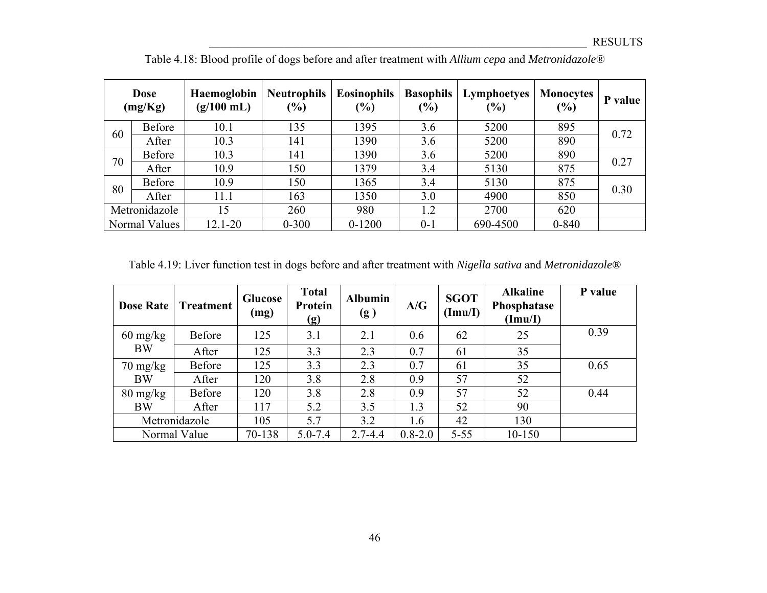Table 4.18: Blood profile of dogs before and after treatment with *Allium cepa* and *Metronidazole®*

| Dose (mg/Kg) | | Haemoglobin (g/100 mL) | Neutrophils (%) | Eosinophils (%) | Basophils (%) | Lymphoetyes (%) | Monocytes (%) | P value |
|---|---|---|---|---|---|---|---|---|
| 60 | Before | 10.1 | 135 | 1395 | 3.6 | 5200 | 895 | 0.72 |
| | After | 10.3 | 141 | 1390 | 3.6 | 5200 | 890 | |
| 70 | Before | 10.3 | 141 | 1390 | 3.6 | 5200 | 890 | 0.27 |
| | After | 10.9 | 150 | 1379 | 3.4 | 5130 | 875 | |
| 80 | Before | 10.9 | 150 | 1365 | 3.4 | 5130 | 875 | 0.30 |
| | After | 11.1 | 163 | 1350 | 3.0 | 4900 | 850 | |
| Metronidazole | | 15 | 260 | 980 | 1.2 | 2700 | 620 | |
| Normal Values | | 12.1-20 | 0-300 | 0-1200 | 0-1 | 690-4500 | 0-840 | |

Table 4.19: Liver function test in dogs before and after treatment with *Nigella sativa* and *Metronidazole®*

| Dose Rate | Treatment | Glucose (mg) | Total Protein (g) | Albumin (g ) | A/G | SGOT (Imu/I) | Alkaline Phosphatase (Imu/I) | P value |
|---|---|---|---|---|---|---|---|---|
| 60 mg/kg BW | Before | 125 | 3.1 | 2.1 | 0.6 | 62 | 25 | 0.39 |
| | After | 125 | 3.3 | 2.3 | 0.7 | 61 | 35 | |
| 70 mg/kg BW | Before | 125 | 3.3 | 2.3 | 0.7 | 61 | 35 | 0.65 |
| | After | 120 | 3.8 | 2.8 | 0.9 | 57 | 52 | |
| 80 mg/kg BW | Before | 120 | 3.8 | 2.8 | 0.9 | 57 | 52 | 0.44 |
| | After | 117 | 5.2 | 3.5 | 1.3 | 52 | 90 | |
| Metronidazole | | 105 | 5.7 | 3.2 | 1.6 | 42 | 130 | |
| Normal Value | | 70-138 | 5.0-7.4 | 2.7-4.4 | 0.8-2.0 | 5-55 | 10-150 | |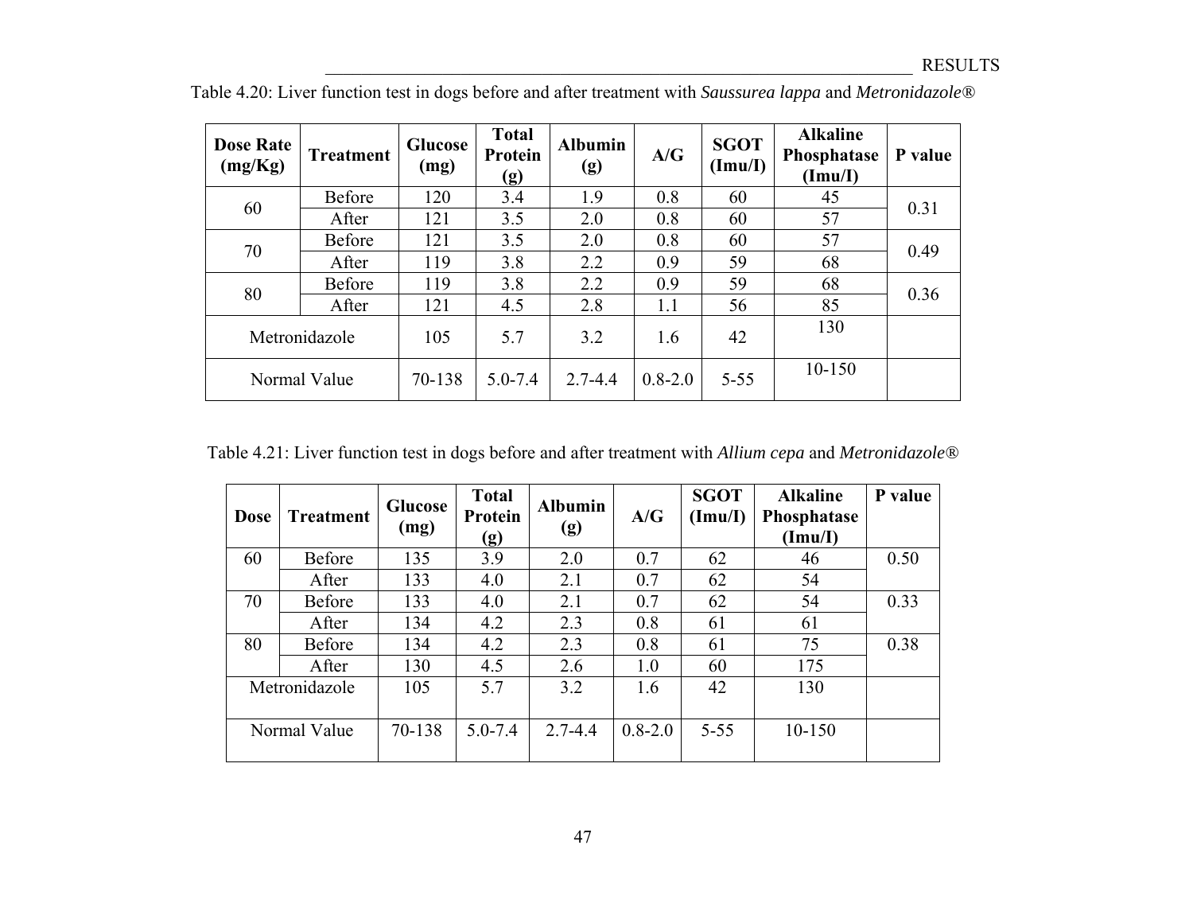Table 4.20: Liver function test in dogs before and after treatment with *Saussurea lappa* and *Metronidazole®*

| Dose Rate (mg/Kg) | Treatment | Glucose (mg) | Total Protein (g) | Albumin (g) | A/G | SGOT (Imu/I) | Alkaline Phosphatase (Imu/I) | P value |
|---|---|---|---|---|---|---|---|---|
| 60 | Before | 120 | 3.4 | 1.9 | 0.8 | 60 | 45 | 0.31 |
| | After | 121 | 3.5 | 2.0 | 0.8 | 60 | 57 | |
| 70 | Before | 121 | 3.5 | 2.0 | 0.8 | 60 | 57 | 0.49 |
| | After | 119 | 3.8 | 2.2 | 0.9 | 59 | 68 | |
| 80 | Before | 119 | 3.8 | 2.2 | 0.9 | 59 | 68 | 0.36 |
| | After | 121 | 4.5 | 2.8 | 1.1 | 56 | 85 | |
| Metronidazole | | 105 | 5.7 | 3.2 | 1.6 | 42 | 130 | |
| Normal Value | | 70-138 | 5.0-7.4 | 2.7-4.4 | 0.8-2.0 | 5-55 | 10-150 | |

Table 4.21: Liver function test in dogs before and after treatment with *Allium cepa* and *Metronidazole®*

| Dose | Treatment | Glucose (mg) | Total Protein (g) | Albumin (g) | A/G | SGOT (Imu/I) | Alkaline Phosphatase (Imu/I) | P value |
|---|---|---|---|---|---|---|---|---|
| 60 | Before | 135 | 3.9 | 2.0 | 0.7 | 62 | 46 | 0.50 |
| | After | 133 | 4.0 | 2.1 | 0.7 | 62 | 54 | |
| 70 | Before | 133 | 4.0 | 2.1 | 0.7 | 62 | 54 | 0.33 |
| | After | 134 | 4.2 | 2.3 | 0.8 | 61 | 61 | |
| 80 | Before | 134 | 4.2 | 2.3 | 0.8 | 61 | 75 | 0.38 |
| | After | 130 | 4.5 | 2.6 | 1.0 | 60 | 175 | |
| Metronidazole | | 105 | 5.7 | 3.2 | 1.6 | 42 | 130 | |
| Normal Value | | 70-138 | 5.0-7.4 | 2.7-4.4 | 0.8-2.0 | 5-55 | 10-150 | |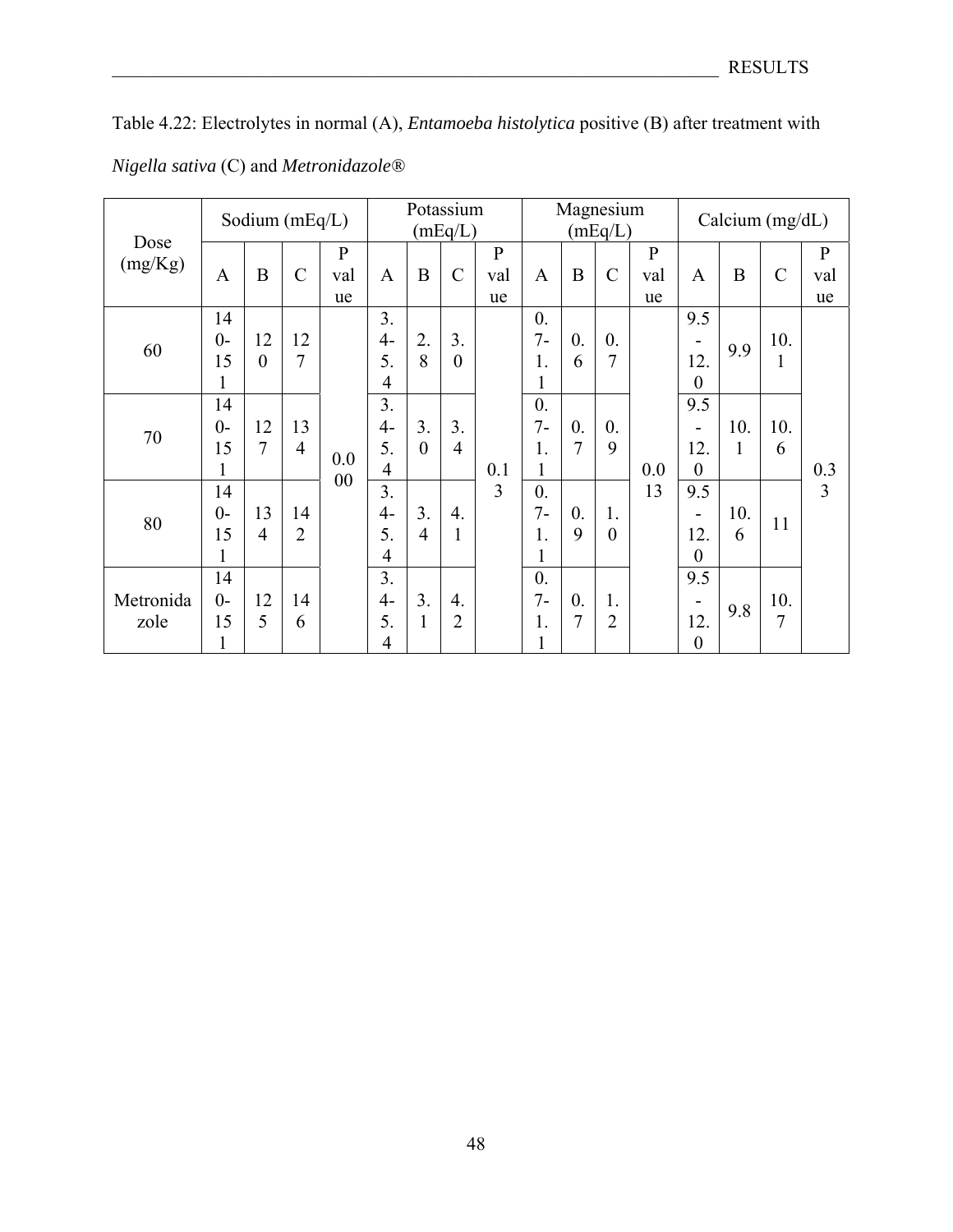Table 4.22: Electrolytes in normal (A), *Entamoeba histolytica* positive (B) after treatment with *Nigella sativa* (C) and *Metronidazole®*

| Dose (mg/Kg) | Sodium (mEq/L) | | | | Potassium (mEq/L) | | | | Magnesium (mEq/L) | | | | Calcium (mg/dL) | | | |
|---|---|---|---|---|---|---|---|---|---|---|---|---|---|---|---|---|
| | A | B | C | P value | A | B | C | P value | A | B | C | P value | A | B | C | P value |
| 60 | 140-151 | 120 | 127 | 0.000 | 3.4-5.4 | 2.8 | 3.0 | 0.13 | 0.7-1.1 | 0.6 | 0.7 | 0.013 | 9.5-12.0 | 9.9 | 10.1 | 0.33 |
| 70 | 140-151 | 127 | 134 | | 3.4-5.4 | 3.0 | 3.4 | | 0.7-1.1 | 0.7 | 0.9 | | 9.5-12.0 | 10.1 | 10.6 | |
| 80 | 140-151 | 134 | 142 | | 3.4-5.4 | 3.4 | 4.1 | | 0.7-1.1 | 0.9 | 1.0 | | 9.5-12.0 | 10.6 | 11 | |
| Metronidazole | 140-151 | 125 | 146 | | 3.4-5.4 | 3.1 | 4.2 | | 0.7-1.1 | 0.7 | 1.2 | | 9.5-12.0 | 9.8 | 10.7 | |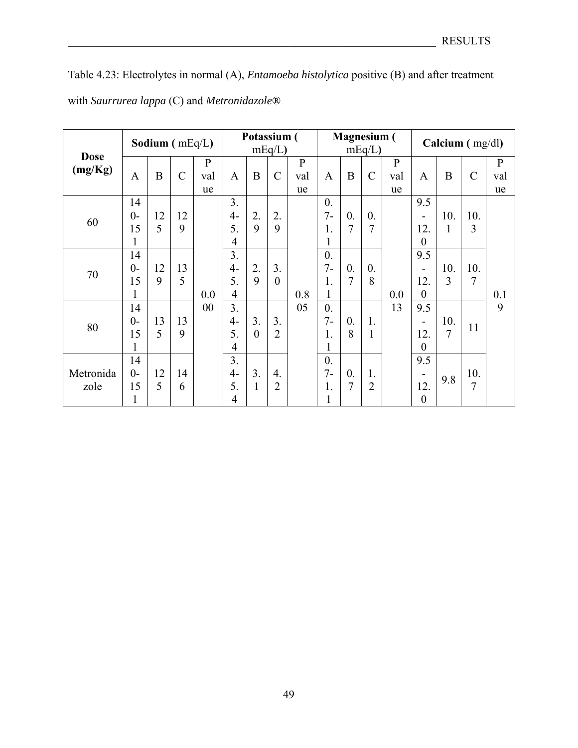Table 4.23: Electrolytes in normal (A), *Entamoeba histolytica* positive (B) and after treatment with *Saurrurea lappa* (C) and *Metronidazole®*

| Dose (mg/Kg) | **Sodium (** mEq/L**)** | | | | **Potassium (** mEq/L**)** | | | | **Magnesium (** mEq/L**)** | | | | **Calcium (** mg/dl**)** | | | |
|---|---|---|---|---|---|---|---|---|---|---|---|---|---|---|---|---|
| | A | B | C | P value | A | B | C | P value | A | B | C | P value | A | B | C | P value |
| 60 | 140-151 | 125 | 129 | 0.000 | 3.4-5.4 | 2.9 | 2.9 | 0.805 | 0.7-1.1 | 0.7 | 0.7 | 0.013 | 9.5-12.0 | 10.1 | 10.3 | 0.19 |
| 70 | 140-151 | 129 | 135 | | 3.4-5.4 | 2.9 | 3.0 | | 0.7-1.1 | 0.7 | 0.8 | | 9.5-12.0 | 10.3 | 10.7 | |
| 80 | 140-151 | 135 | 139 | | 3.4-5.4 | 3.0 | 3.2 | | 0.7-1.1 | 0.8 | 1.1 | | 9.5-12.0 | 10.7 | 11 | |
| Metronidazole | 140-151 | 125 | 146 | | 3.4-5.4 | 3.1 | 4.2 | | 0.7-1.1 | 0.7 | 1.2 | | 9.5-12.0 | 9.8 | 10.7 | |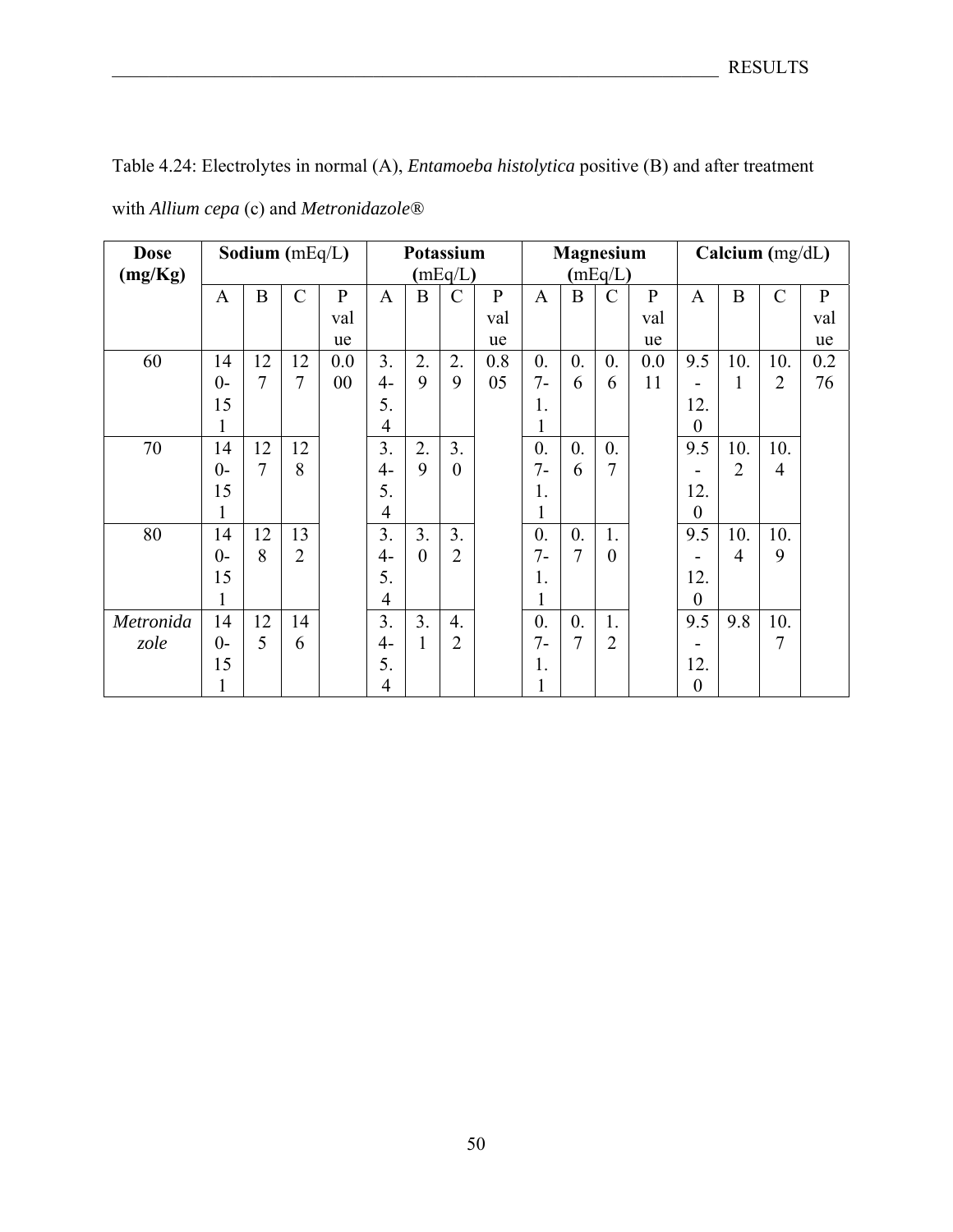Table 4.24: Electrolytes in normal (A), *Entamoeba histolytica* positive (B) and after treatment with *Allium cepa* (c) and *Metronidazole®*

| Dose (mg/Kg) | Sodium (mEq/L) | | | | Potassium (mEq/L) | | | | Magnesium (mEq/L) | | | | Calcium (mg/dL) | | | |
|---|---|---|---|---|---|---|---|---|---|---|---|---|---|---|---|---|
| | A | B | C | P value | A | B | C | P value | A | B | C | P value | A | B | C | P value |
| 60 | 140-151 | 127 | 127 | 0.000 | 3.4-5.4 | 2.9 | 2.9 | 0.805 | 0.7-1.1 | 0.6 | 0.6 | 0.011 | 9.5-12.0 | 10.1 | 10.2 | 0.276 |
| 70 | 140-151 | 127 | 128 | | 3.4-5.4 | 2.9 | 3.0 | | 0.7-1.1 | 0.6 | 0.7 | | 9.5-12.0 | 10.2 | 10.4 | |
| 80 | 140-151 | 128 | 132 | | 3.4-5.4 | 3.0 | 3.2 | | 0.7-1.1 | 0.7 | 1.0 | | 9.5-12.0 | 10.4 | 10.9 | |
| *Metronidazole* | 140-151 | 125 | 146 | | 3.4-5.4 | 3.1 | 4.2 | | 0.7-1.1 | 0.7 | 1.2 | | 9.5-12.0 | 9.8 | 10.7 | |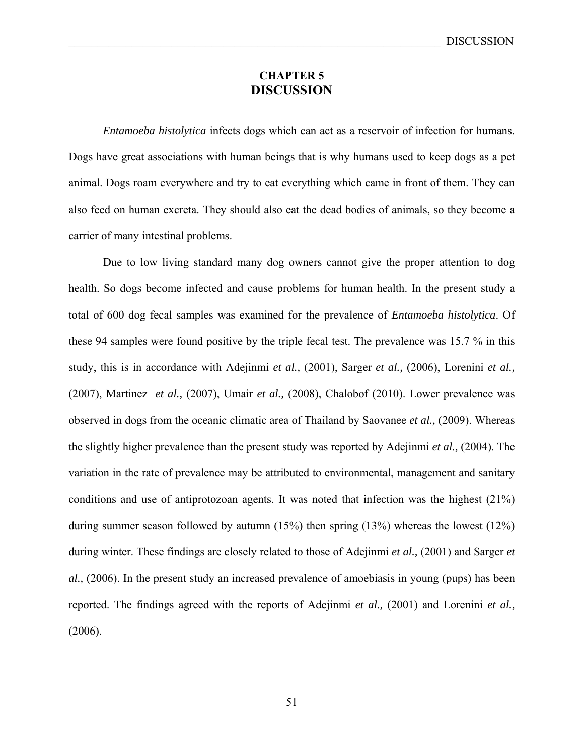# CHAPTER 5
# DISCUSSION

*Entamoeba histolytica* infects dogs which can act as a reservoir of infection for humans. Dogs have great associations with human beings that is why humans used to keep dogs as a pet animal. Dogs roam everywhere and try to eat everything which came in front of them. They can also feed on human excreta. They should also eat the dead bodies of animals, so they become a carrier of many intestinal problems.

Due to low living standard many dog owners cannot give the proper attention to dog health. So dogs become infected and cause problems for human health. In the present study a total of 600 dog fecal samples was examined for the prevalence of *Entamoeba histolytica*. Of these 94 samples were found positive by the triple fecal test. The prevalence was 15.7 % in this study, this is in accordance with Adejinmi *et al.,* (2001), Sarger *et al.,* (2006), Lorenini *et al.,* (2007), Martinez *et al.,* (2007), Umair *et al.,* (2008), Chalobof (2010). Lower prevalence was observed in dogs from the oceanic climatic area of Thailand by Saovanee *et al.,* (2009). Whereas the slightly higher prevalence than the present study was reported by Adejinmi *et al.,* (2004). The variation in the rate of prevalence may be attributed to environmental, management and sanitary conditions and use of antiprotozoan agents. It was noted that infection was the highest (21%) during summer season followed by autumn (15%) then spring (13%) whereas the lowest (12%) during winter. These findings are closely related to those of Adejinmi *et al.,* (2001) and Sarger *et al.,* (2006). In the present study an increased prevalence of amoebiasis in young (pups) has been reported. The findings agreed with the reports of Adejinmi *et al.,* (2001) and Lorenini *et al.,* (2006).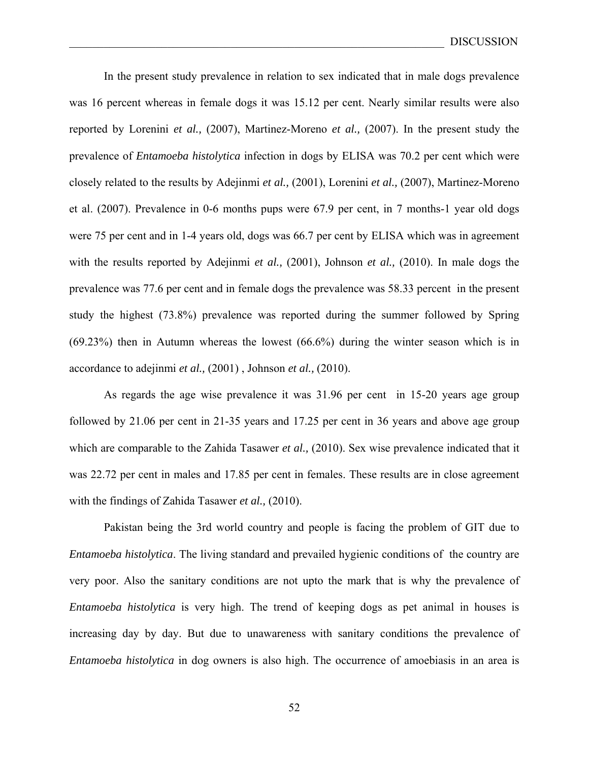In the present study prevalence in relation to sex indicated that in male dogs prevalence was 16 percent whereas in female dogs it was 15.12 per cent. Nearly similar results were also reported by Lorenini *et al.,* (2007), Martinez-Moreno *et al.,* (2007). In the present study the prevalence of *Entamoeba histolytica* infection in dogs by ELISA was 70.2 per cent which were closely related to the results by Adejinmi *et al.,* (2001), Lorenini *et al.,* (2007), Martinez-Moreno et al. (2007). Prevalence in 0-6 months pups were 67.9 per cent, in 7 months-1 year old dogs were 75 per cent and in 1-4 years old, dogs was 66.7 per cent by ELISA which was in agreement with the results reported by Adejinmi *et al.,* (2001), Johnson *et al.,* (2010). In male dogs the prevalence was 77.6 per cent and in female dogs the prevalence was 58.33 percent in the present study the highest (73.8%) prevalence was reported during the summer followed by Spring (69.23%) then in Autumn whereas the lowest (66.6%) during the winter season which is in accordance to adejinmi *et al.,* (2001) , Johnson *et al.,* (2010).

As regards the age wise prevalence it was 31.96 per cent in 15-20 years age group followed by 21.06 per cent in 21-35 years and 17.25 per cent in 36 years and above age group which are comparable to the Zahida Tasawer *et al.,* (2010). Sex wise prevalence indicated that it was 22.72 per cent in males and 17.85 per cent in females. These results are in close agreement with the findings of Zahida Tasawer *et al.,* (2010).

Pakistan being the 3rd world country and people is facing the problem of GIT due to *Entamoeba histolytica*. The living standard and prevailed hygienic conditions of the country are very poor. Also the sanitary conditions are not upto the mark that is why the prevalence of *Entamoeba histolytica* is very high. The trend of keeping dogs as pet animal in houses is increasing day by day. But due to unawareness with sanitary conditions the prevalence of *Entamoeba histolytica* in dog owners is also high. The occurrence of amoebiasis in an area is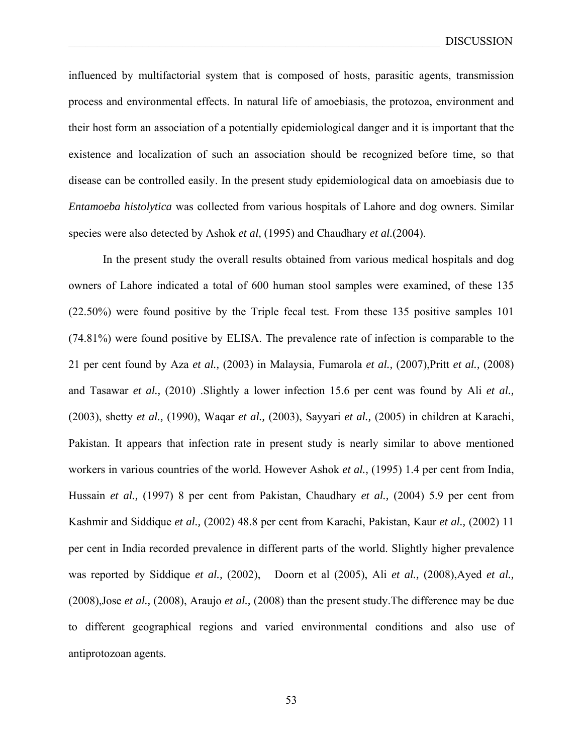influenced by multifactorial system that is composed of hosts, parasitic agents, transmission process and environmental effects. In natural life of amoebiasis, the protozoa, environment and their host form an association of a potentially epidemiological danger and it is important that the existence and localization of such an association should be recognized before time, so that disease can be controlled easily. In the present study epidemiological data on amoebiasis due to *Entamoeba histolytica* was collected from various hospitals of Lahore and dog owners. Similar species were also detected by Ashok *et al,* (1995) and Chaudhary *et al.*(2004).

In the present study the overall results obtained from various medical hospitals and dog owners of Lahore indicated a total of 600 human stool samples were examined, of these 135 (22.50%) were found positive by the Triple fecal test. From these 135 positive samples 101 (74.81%) were found positive by ELISA. The prevalence rate of infection is comparable to the 21 per cent found by Aza *et al.,* (2003) in Malaysia, Fumarola *et al.,* (2007),Pritt *et al.,* (2008) and Tasawar *et al.,* (2010) .Slightly a lower infection 15.6 per cent was found by Ali *et al.,* (2003), shetty *et al.,* (1990), Waqar *et al.,* (2003), Sayyari *et al.,* (2005) in children at Karachi, Pakistan. It appears that infection rate in present study is nearly similar to above mentioned workers in various countries of the world. However Ashok *et al.,* (1995) 1.4 per cent from India, Hussain *et al.,* (1997) 8 per cent from Pakistan, Chaudhary *et al.,* (2004) 5.9 per cent from Kashmir and Siddique *et al.,* (2002) 48.8 per cent from Karachi, Pakistan, Kaur *et al.,* (2002) 11 per cent in India recorded prevalence in different parts of the world. Slightly higher prevalence was reported by Siddique *et al.,* (2002), Doorn et al (2005), Ali *et al.,* (2008),Ayed *et al.,* (2008),Jose *et al.,* (2008), Araujo *et al.,* (2008) than the present study.The difference may be due to different geographical regions and varied environmental conditions and also use of antiprotozoan agents.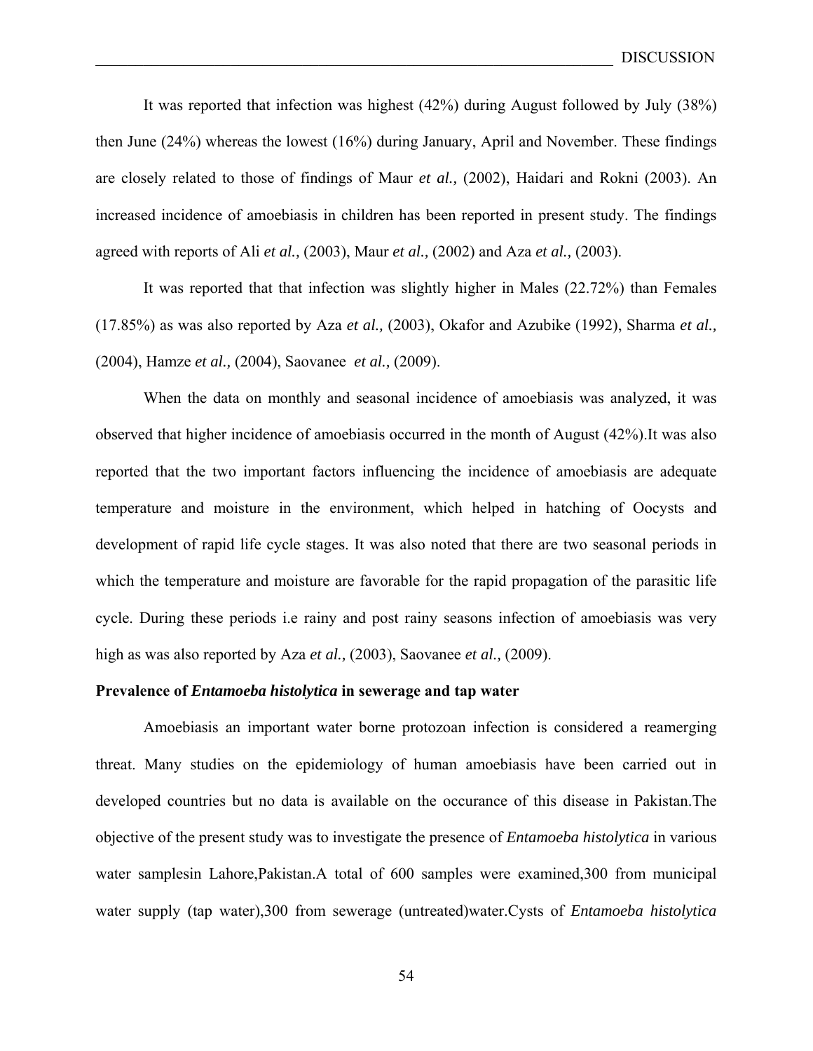It was reported that infection was highest (42%) during August followed by July (38%) then June (24%) whereas the lowest (16%) during January, April and November. These findings are closely related to those of findings of Maur *et al.,* (2002), Haidari and Rokni (2003). An increased incidence of amoebiasis in children has been reported in present study. The findings agreed with reports of Ali *et al.,* (2003), Maur *et al.,* (2002) and Aza *et al.,* (2003).

It was reported that that infection was slightly higher in Males (22.72%) than Females (17.85%) as was also reported by Aza *et al.,* (2003), Okafor and Azubike (1992), Sharma *et al.,* (2004), Hamze *et al.,* (2004), Saovanee *et al.,* (2009).

When the data on monthly and seasonal incidence of amoebiasis was analyzed, it was observed that higher incidence of amoebiasis occurred in the month of August (42%).It was also reported that the two important factors influencing the incidence of amoebiasis are adequate temperature and moisture in the environment, which helped in hatching of Oocysts and development of rapid life cycle stages. It was also noted that there are two seasonal periods in which the temperature and moisture are favorable for the rapid propagation of the parasitic life cycle. During these periods i.e rainy and post rainy seasons infection of amoebiasis was very high as was also reported by Aza *et al.,* (2003), Saovanee *et al.,* (2009).

**Prevalence of *Entamoeba histolytica* in sewerage and tap water**

Amoebiasis an important water borne protozoan infection is considered a reamerging threat. Many studies on the epidemiology of human amoebiasis have been carried out in developed countries but no data is available on the occurance of this disease in Pakistan.The objective of the present study was to investigate the presence of *Entamoeba histolytica* in various water samplesin Lahore,Pakistan.A total of 600 samples were examined,300 from municipal water supply (tap water),300 from sewerage (untreated)water.Cysts of *Entamoeba histolytica*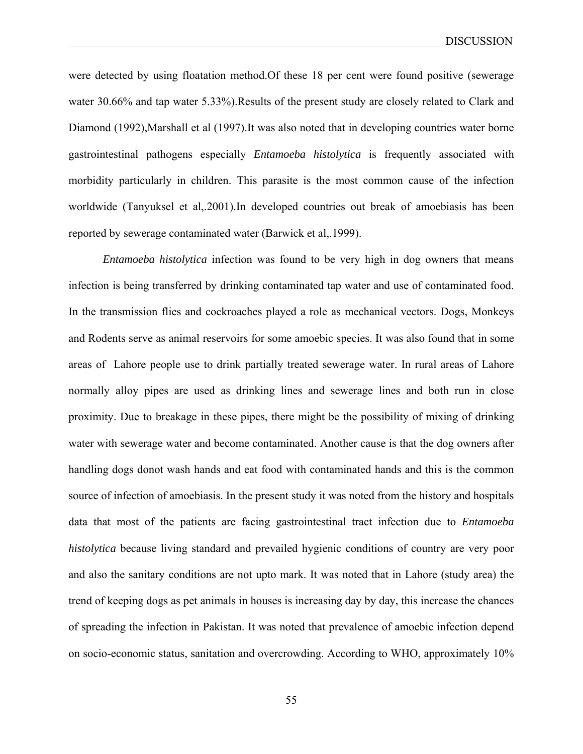were detected by using floatation method.Of these 18 per cent were found positive (sewerage water 30.66% and tap water 5.33%).Results of the present study are closely related to Clark and Diamond (1992),Marshall et al (1997).It was also noted that in developing countries water borne gastrointestinal pathogens especially *Entamoeba histolytica* is frequently associated with morbidity particularly in children. This parasite is the most common cause of the infection worldwide (Tanyuksel et al,.2001).In developed countries out break of amoebiasis has been reported by sewerage contaminated water (Barwick et al,.1999).

*Entamoeba histolytica* infection was found to be very high in dog owners that means infection is being transferred by drinking contaminated tap water and use of contaminated food. In the transmission flies and cockroaches played a role as mechanical vectors. Dogs, Monkeys and Rodents serve as animal reservoirs for some amoebic species. It was also found that in some areas of Lahore people use to drink partially treated sewerage water. In rural areas of Lahore normally alloy pipes are used as drinking lines and sewerage lines and both run in close proximity. Due to breakage in these pipes, there might be the possibility of mixing of drinking water with sewerage water and become contaminated. Another cause is that the dog owners after handling dogs donot wash hands and eat food with contaminated hands and this is the common source of infection of amoebiasis. In the present study it was noted from the history and hospitals data that most of the patients are facing gastrointestinal tract infection due to *Entamoeba histolytica* because living standard and prevailed hygienic conditions of country are very poor and also the sanitary conditions are not upto mark. It was noted that in Lahore (study area) the trend of keeping dogs as pet animals in houses is increasing day by day, this increase the chances of spreading the infection in Pakistan. It was noted that prevalence of amoebic infection depend on socio-economic status, sanitation and overcrowding. According to WHO, approximately 10%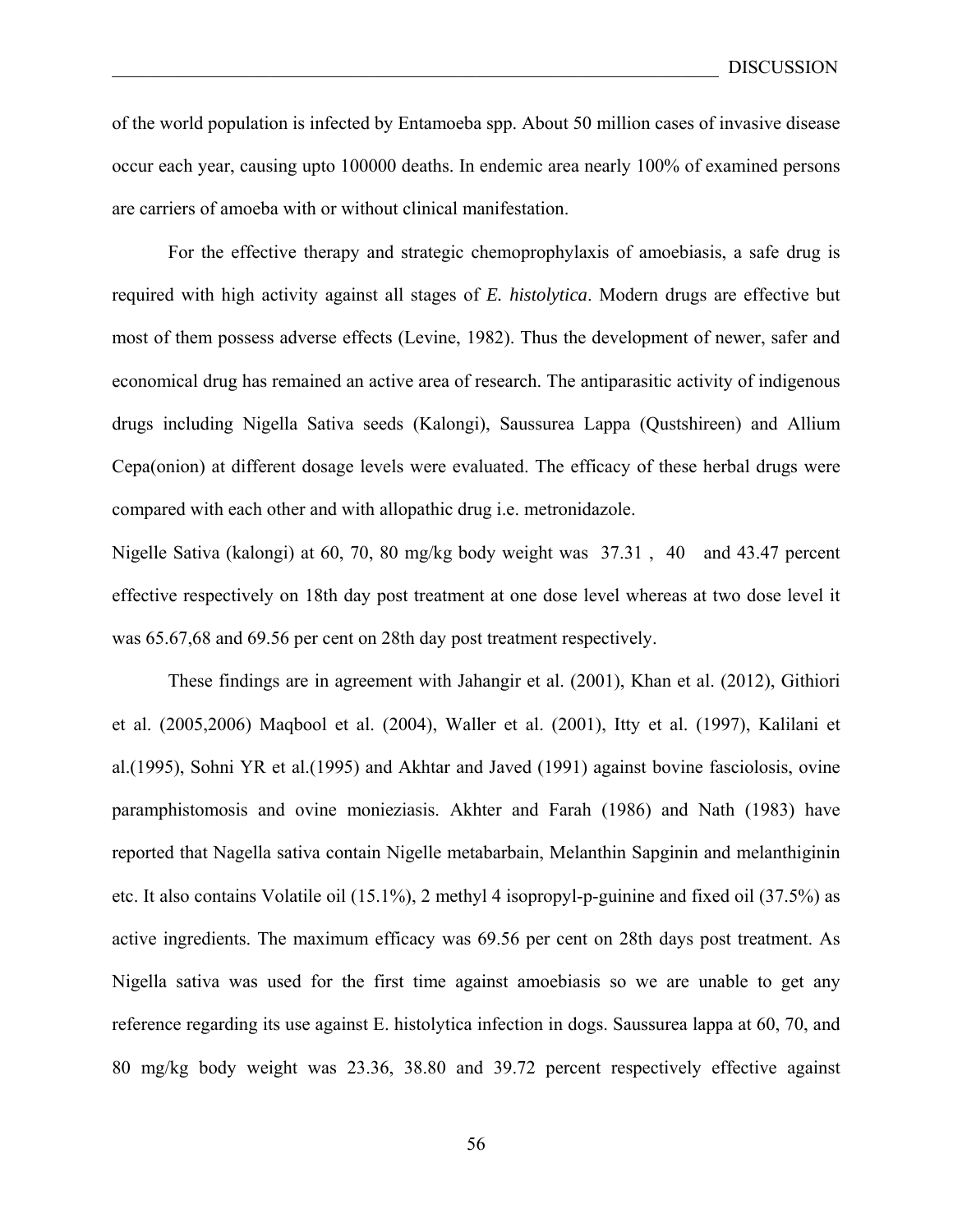of the world population is infected by Entamoeba spp. About 50 million cases of invasive disease occur each year, causing upto 100000 deaths. In endemic area nearly 100% of examined persons are carriers of amoeba with or without clinical manifestation.

For the effective therapy and strategic chemoprophylaxis of amoebiasis, a safe drug is required with high activity against all stages of *E. histolytica*. Modern drugs are effective but most of them possess adverse effects (Levine, 1982). Thus the development of newer, safer and economical drug has remained an active area of research. The antiparasitic activity of indigenous drugs including Nigella Sativa seeds (Kalongi), Saussurea Lappa (Qustshireen) and Allium Cepa(onion) at different dosage levels were evaluated. The efficacy of these herbal drugs were compared with each other and with allopathic drug i.e. metronidazole.

Nigelle Sativa (kalongi) at 60, 70, 80 mg/kg body weight was 37.31 , 40 and 43.47 percent effective respectively on 18th day post treatment at one dose level whereas at two dose level it was 65.67,68 and 69.56 per cent on 28th day post treatment respectively.

These findings are in agreement with Jahangir et al. (2001), Khan et al. (2012), Githiori et al. (2005,2006) Maqbool et al. (2004), Waller et al. (2001), Itty et al. (1997), Kalilani et al.(1995), Sohni YR et al.(1995) and Akhtar and Javed (1991) against bovine fasciolosis, ovine paramphistomosis and ovine monieziasis. Akhter and Farah (1986) and Nath (1983) have reported that Nagella sativa contain Nigelle metabarbain, Melanthin Sapginin and melanthiginin etc. It also contains Volatile oil (15.1%), 2 methyl 4 isopropyl-p-guinine and fixed oil (37.5%) as active ingredients. The maximum efficacy was 69.56 per cent on 28th days post treatment. As Nigella sativa was used for the first time against amoebiasis so we are unable to get any reference regarding its use against E. histolytica infection in dogs. Saussurea lappa at 60, 70, and 80 mg/kg body weight was 23.36, 38.80 and 39.72 percent respectively effective against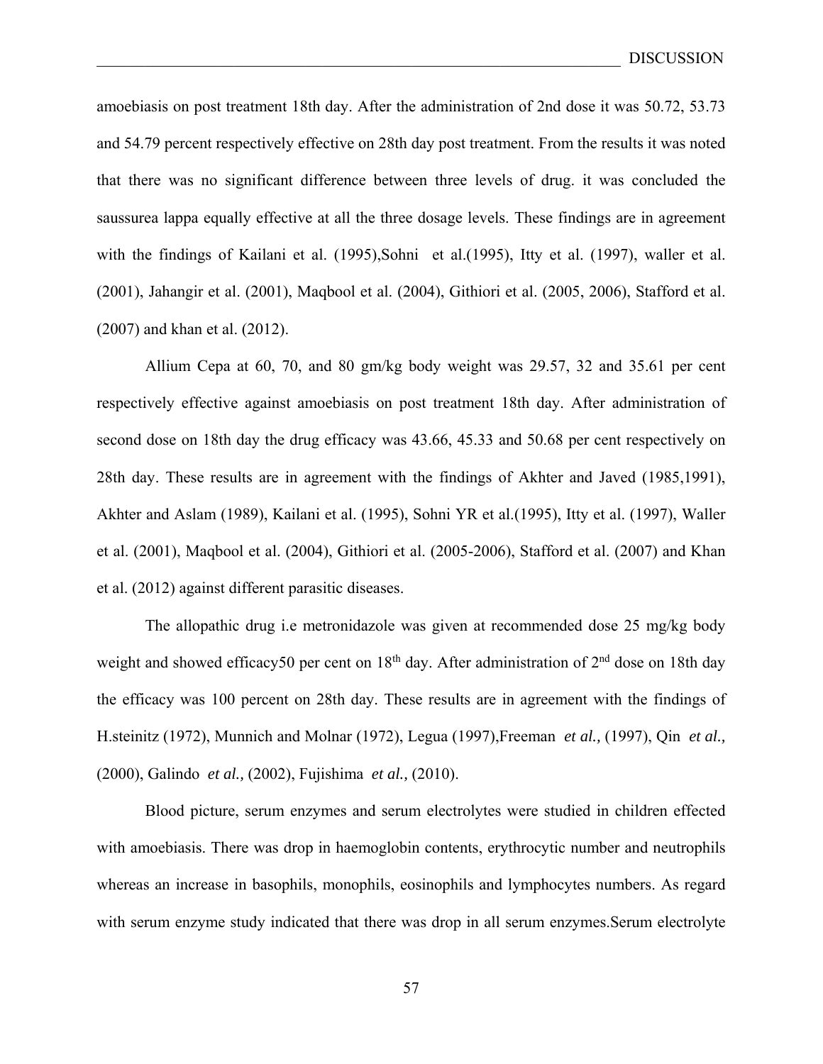amoebiasis on post treatment 18th day. After the administration of 2nd dose it was 50.72, 53.73 and 54.79 percent respectively effective on 28th day post treatment. From the results it was noted that there was no significant difference between three levels of drug. it was concluded the saussurea lappa equally effective at all the three dosage levels. These findings are in agreement with the findings of Kailani et al. (1995),Sohni et al.(1995), Itty et al. (1997), waller et al. (2001), Jahangir et al. (2001), Maqbool et al. (2004), Githiori et al. (2005, 2006), Stafford et al. (2007) and khan et al. (2012).

Allium Cepa at 60, 70, and 80 gm/kg body weight was 29.57, 32 and 35.61 per cent respectively effective against amoebiasis on post treatment 18th day. After administration of second dose on 18th day the drug efficacy was 43.66, 45.33 and 50.68 per cent respectively on 28th day. These results are in agreement with the findings of Akhter and Javed (1985,1991), Akhter and Aslam (1989), Kailani et al. (1995), Sohni YR et al.(1995), Itty et al. (1997), Waller et al. (2001), Maqbool et al. (2004), Githiori et al. (2005-2006), Stafford et al. (2007) and Khan et al. (2012) against different parasitic diseases.

The allopathic drug i.e metronidazole was given at recommended dose 25 mg/kg body weight and showed efficacy50 per cent on 18$^{th}$ day. After administration of 2$^{nd}$ dose on 18th day the efficacy was 100 percent on 28th day. These results are in agreement with the findings of H.steinitz (1972), Munnich and Molnar (1972), Legua (1997),Freeman *et al.,* (1997), Qin *et al.,* (2000), Galindo *et al.,* (2002), Fujishima *et al.,* (2010).

Blood picture, serum enzymes and serum electrolytes were studied in children effected with amoebiasis. There was drop in haemoglobin contents, erythrocytic number and neutrophils whereas an increase in basophils, monophils, eosinophils and lymphocytes numbers. As regard with serum enzyme study indicated that there was drop in all serum enzymes.Serum electrolyte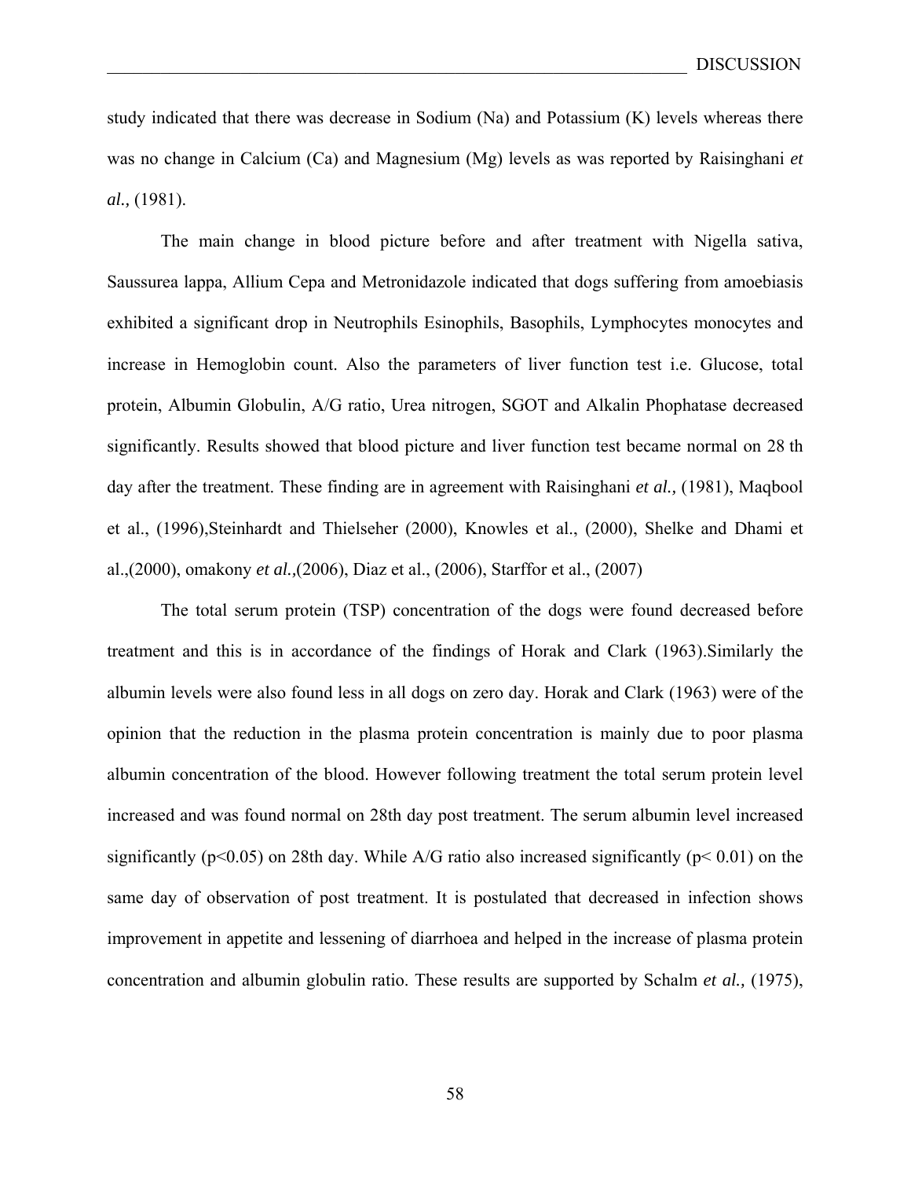study indicated that there was decrease in Sodium (Na) and Potassium (K) levels whereas there was no change in Calcium (Ca) and Magnesium (Mg) levels as was reported by Raisinghani *et al.,* (1981).

The main change in blood picture before and after treatment with Nigella sativa, Saussurea lappa, Allium Cepa and Metronidazole indicated that dogs suffering from amoebiasis exhibited a significant drop in Neutrophils Esinophils, Basophils, Lymphocytes monocytes and increase in Hemoglobin count. Also the parameters of liver function test i.e. Glucose, total protein, Albumin Globulin, A/G ratio, Urea nitrogen, SGOT and Alkalin Phophatase decreased significantly. Results showed that blood picture and liver function test became normal on 28 th day after the treatment. These finding are in agreement with Raisinghani *et al.,* (1981), Maqbool et al., (1996),Steinhardt and Thielseher (2000), Knowles et al., (2000), Shelke and Dhami et al.,(2000), omakony *et al.,*(2006), Diaz et al., (2006), Starffor et al., (2007)

The total serum protein (TSP) concentration of the dogs were found decreased before treatment and this is in accordance of the findings of Horak and Clark (1963).Similarly the albumin levels were also found less in all dogs on zero day. Horak and Clark (1963) were of the opinion that the reduction in the plasma protein concentration is mainly due to poor plasma albumin concentration of the blood. However following treatment the total serum protein level increased and was found normal on 28th day post treatment. The serum albumin level increased significantly ($p<0.05$) on 28th day. While A/G ratio also increased significantly ($p< 0.01$) on the same day of observation of post treatment. It is postulated that decreased in infection shows improvement in appetite and lessening of diarrhoea and helped in the increase of plasma protein concentration and albumin globulin ratio. These results are supported by Schalm *et al.,* (1975),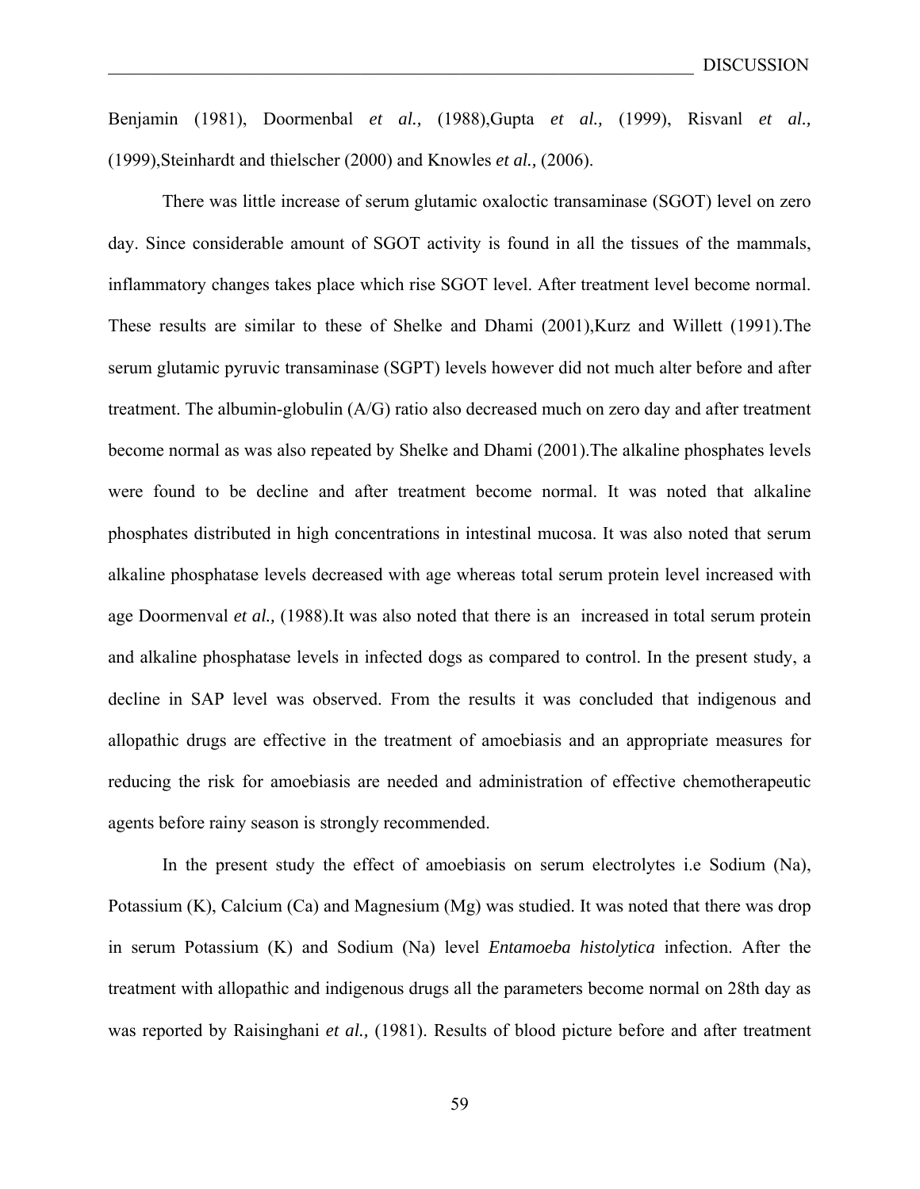Benjamin (1981), Doormenbal *et al.,* (1988),Gupta *et al.,* (1999), Risvanl *et al.,* (1999),Steinhardt and thielscher (2000) and Knowles *et al.,* (2006).

There was little increase of serum glutamic oxaloctic transaminase (SGOT) level on zero day. Since considerable amount of SGOT activity is found in all the tissues of the mammals, inflammatory changes takes place which rise SGOT level. After treatment level become normal. These results are similar to these of Shelke and Dhami (2001),Kurz and Willett (1991).The serum glutamic pyruvic transaminase (SGPT) levels however did not much alter before and after treatment. The albumin-globulin (A/G) ratio also decreased much on zero day and after treatment become normal as was also repeated by Shelke and Dhami (2001).The alkaline phosphates levels were found to be decline and after treatment become normal. It was noted that alkaline phosphates distributed in high concentrations in intestinal mucosa. It was also noted that serum alkaline phosphatase levels decreased with age whereas total serum protein level increased with age Doormenval *et al.,* (1988).It was also noted that there is an increased in total serum protein and alkaline phosphatase levels in infected dogs as compared to control. In the present study, a decline in SAP level was observed. From the results it was concluded that indigenous and allopathic drugs are effective in the treatment of amoebiasis and an appropriate measures for reducing the risk for amoebiasis are needed and administration of effective chemotherapeutic agents before rainy season is strongly recommended.

In the present study the effect of amoebiasis on serum electrolytes i.e Sodium (Na), Potassium (K), Calcium (Ca) and Magnesium (Mg) was studied. It was noted that there was drop in serum Potassium (K) and Sodium (Na) level *Entamoeba histolytica* infection. After the treatment with allopathic and indigenous drugs all the parameters become normal on 28th day as was reported by Raisinghani *et al.,* (1981). Results of blood picture before and after treatment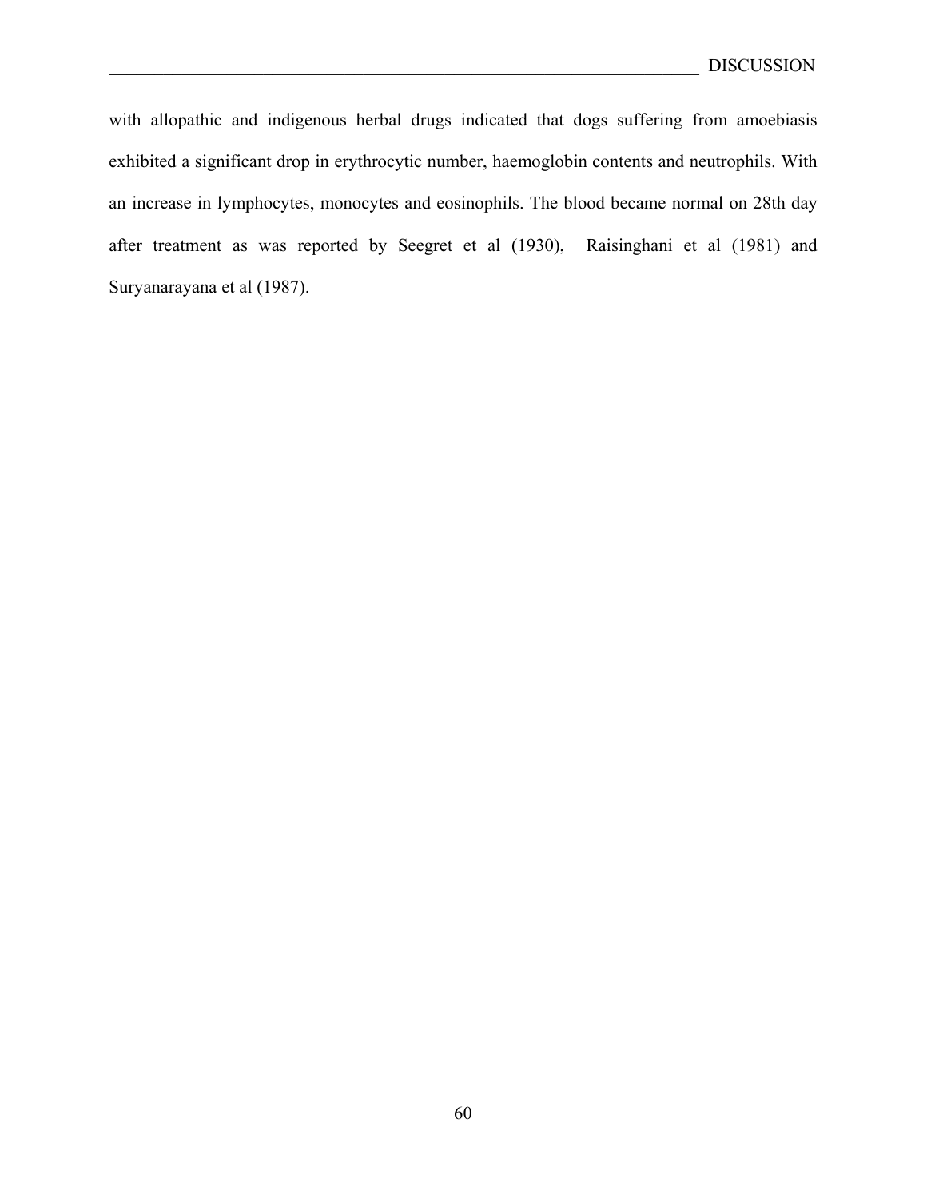with allopathic and indigenous herbal drugs indicated that dogs suffering from amoebiasis exhibited a significant drop in erythrocytic number, haemoglobin contents and neutrophils. With an increase in lymphocytes, monocytes and eosinophils. The blood became normal on 28th day after treatment as was reported by Seegret et al (1930), Raisinghani et al (1981) and Suryanarayana et al (1987).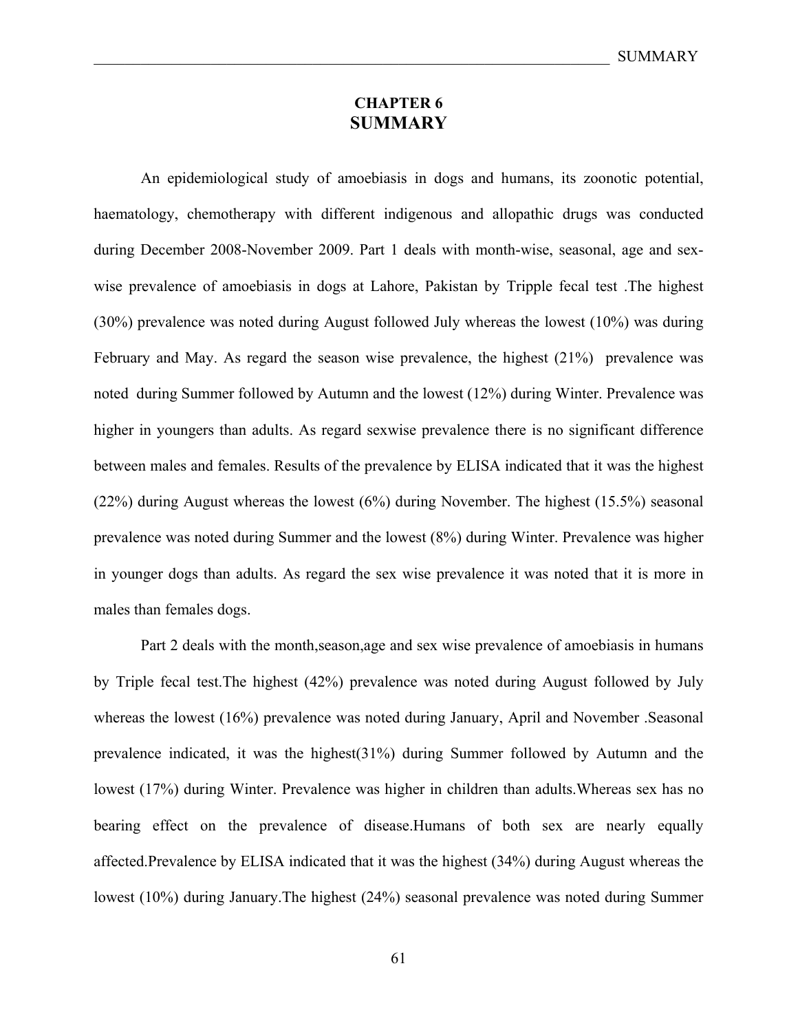# CHAPTER 6
# SUMMARY

An epidemiological study of amoebiasis in dogs and humans, its zoonotic potential, haematology, chemotherapy with different indigenous and allopathic drugs was conducted during December 2008-November 2009. Part 1 deals with month-wise, seasonal, age and sex-wise prevalence of amoebiasis in dogs at Lahore, Pakistan by Tripple fecal test .The highest (30%) prevalence was noted during August followed July whereas the lowest (10%) was during February and May. As regard the season wise prevalence, the highest (21%) prevalence was noted during Summer followed by Autumn and the lowest (12%) during Winter. Prevalence was higher in youngers than adults. As regard sexwise prevalence there is no significant difference between males and females. Results of the prevalence by ELISA indicated that it was the highest (22%) during August whereas the lowest (6%) during November. The highest (15.5%) seasonal prevalence was noted during Summer and the lowest (8%) during Winter. Prevalence was higher in younger dogs than adults. As regard the sex wise prevalence it was noted that it is more in males than females dogs.

Part 2 deals with the month,season,age and sex wise prevalence of amoebiasis in humans by Triple fecal test.The highest (42%) prevalence was noted during August followed by July whereas the lowest (16%) prevalence was noted during January, April and November .Seasonal prevalence indicated, it was the highest(31%) during Summer followed by Autumn and the lowest (17%) during Winter. Prevalence was higher in children than adults.Whereas sex has no bearing effect on the prevalence of disease.Humans of both sex are nearly equally affected.Prevalence by ELISA indicated that it was the highest (34%) during August whereas the lowest (10%) during January.The highest (24%) seasonal prevalence was noted during Summer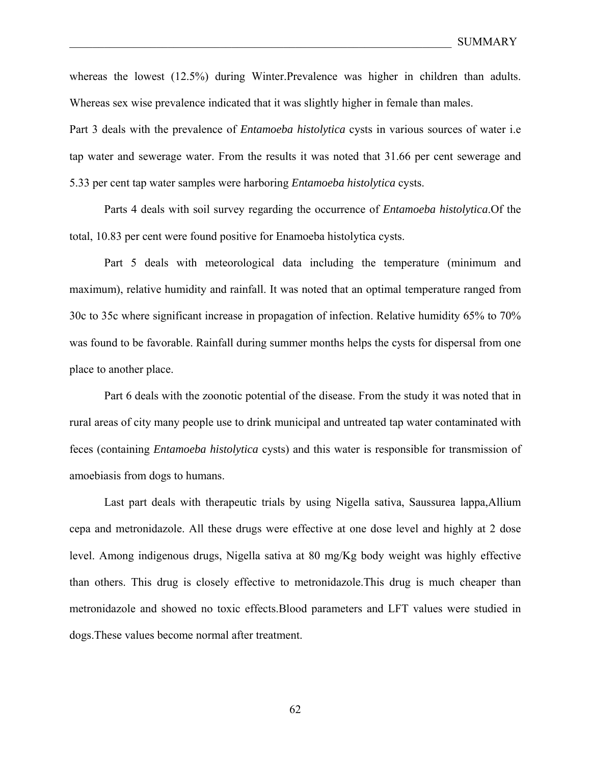whereas the lowest (12.5%) during Winter.Prevalence was higher in children than adults. Whereas sex wise prevalence indicated that it was slightly higher in female than males.

Part 3 deals with the prevalence of *Entamoeba histolytica* cysts in various sources of water i.e tap water and sewerage water. From the results it was noted that 31.66 per cent sewerage and 5.33 per cent tap water samples were harboring *Entamoeba histolytica* cysts.

Parts 4 deals with soil survey regarding the occurrence of *Entamoeba histolytica*.Of the total, 10.83 per cent were found positive for Enamoeba histolytica cysts.

Part 5 deals with meteorological data including the temperature (minimum and maximum), relative humidity and rainfall. It was noted that an optimal temperature ranged from 30c to 35c where significant increase in propagation of infection. Relative humidity 65% to 70% was found to be favorable. Rainfall during summer months helps the cysts for dispersal from one place to another place.

Part 6 deals with the zoonotic potential of the disease. From the study it was noted that in rural areas of city many people use to drink municipal and untreated tap water contaminated with feces (containing *Entamoeba histolytica* cysts) and this water is responsible for transmission of amoebiasis from dogs to humans.

Last part deals with therapeutic trials by using Nigella sativa, Saussurea lappa,Allium cepa and metronidazole. All these drugs were effective at one dose level and highly at 2 dose level. Among indigenous drugs, Nigella sativa at 80 mg/Kg body weight was highly effective than others. This drug is closely effective to metronidazole.This drug is much cheaper than metronidazole and showed no toxic effects.Blood parameters and LFT values were studied in dogs.These values become normal after treatment.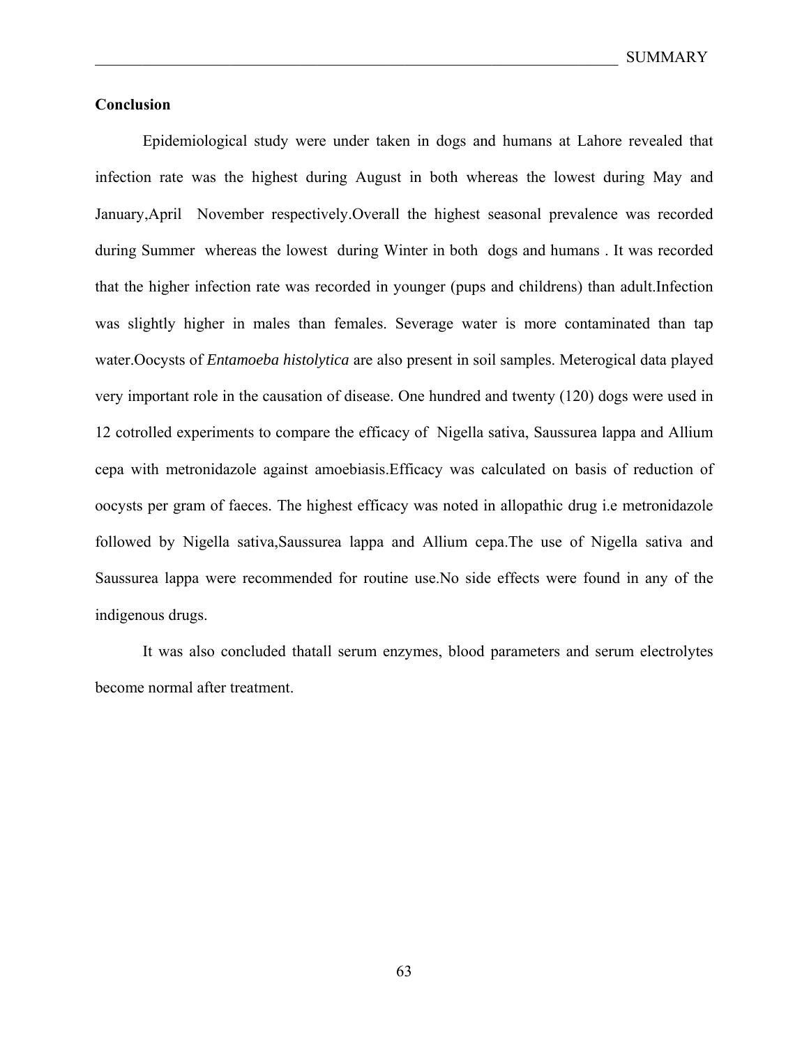## Conclusion

Epidemiological study were under taken in dogs and humans at Lahore revealed that infection rate was the highest during August in both whereas the lowest during May and January,April November respectively.Overall the highest seasonal prevalence was recorded during Summer whereas the lowest during Winter in both dogs and humans . It was recorded that the higher infection rate was recorded in younger (pups and childrens) than adult.Infection was slightly higher in males than females. Severage water is more contaminated than tap water.Oocysts of *Entamoeba histolytica* are also present in soil samples. Meterogical data played very important role in the causation of disease. One hundred and twenty (120) dogs were used in 12 cotrolled experiments to compare the efficacy of Nigella sativa, Saussurea lappa and Allium cepa with metronidazole against amoebiasis.Efficacy was calculated on basis of reduction of oocysts per gram of faeces. The highest efficacy was noted in allopathic drug i.e metronidazole followed by Nigella sativa,Saussurea lappa and Allium cepa.The use of Nigella sativa and Saussurea lappa were recommended for routine use.No side effects were found in any of the indigenous drugs.

It was also concluded thatall serum enzymes, blood parameters and serum electrolytes become normal after treatment.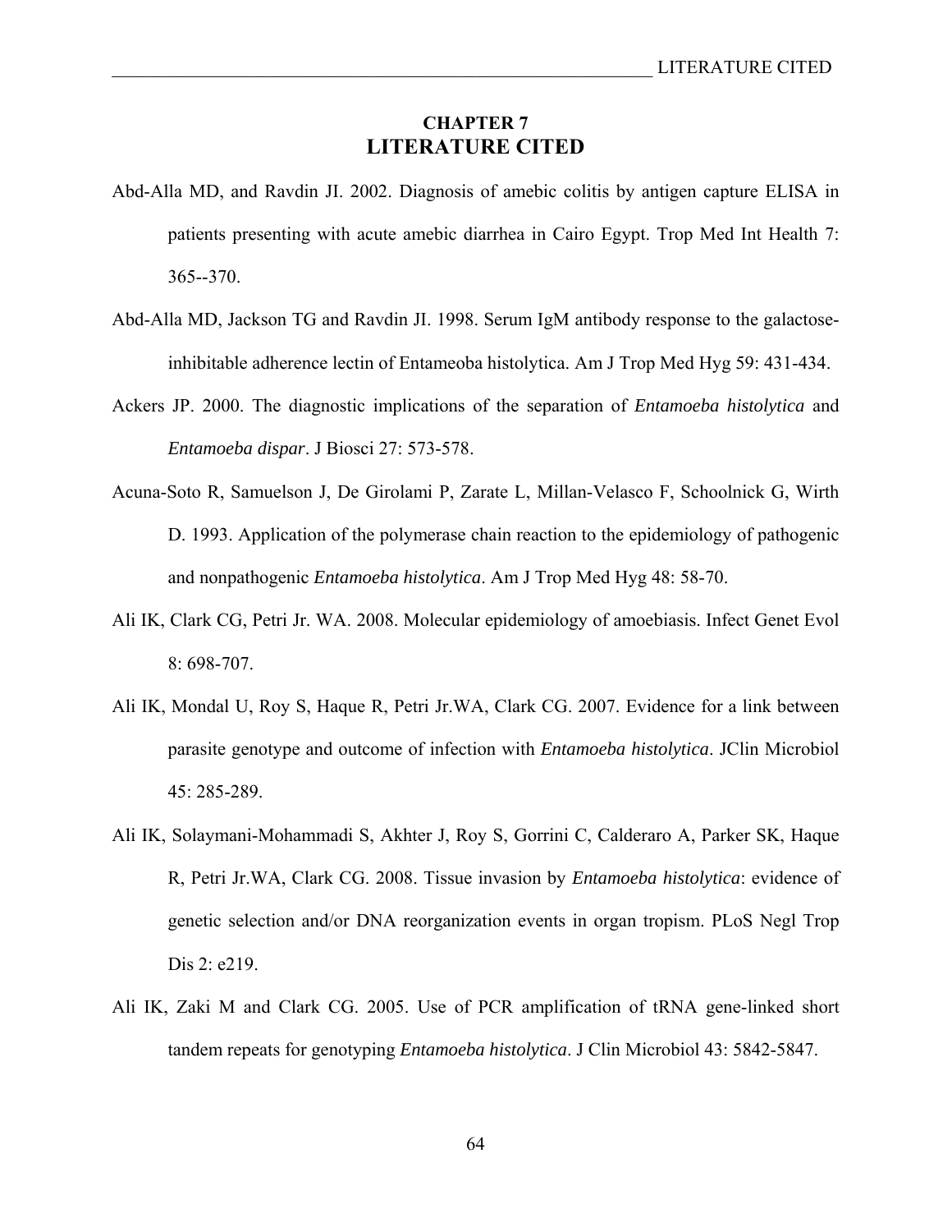# CHAPTER 7
# LITERATURE CITED

Abd-Alla MD, and Ravdin JI. 2002. Diagnosis of amebic colitis by antigen capture ELISA in patients presenting with acute amebic diarrhea in Cairo Egypt. Trop Med Int Health 7: 365--370.

Abd-Alla MD, Jackson TG and Ravdin JI. 1998. Serum IgM antibody response to the galactose-inhibitable adherence lectin of Entameoba histolytica. Am J Trop Med Hyg 59: 431-434.

Ackers JP. 2000. The diagnostic implications of the separation of *Entamoeba histolytica* and *Entamoeba dispar*. J Biosci 27: 573-578.

Acuna-Soto R, Samuelson J, De Girolami P, Zarate L, Millan-Velasco F, Schoolnick G, Wirth D. 1993. Application of the polymerase chain reaction to the epidemiology of pathogenic and nonpathogenic *Entamoeba histolytica*. Am J Trop Med Hyg 48: 58-70.

Ali IK, Clark CG, Petri Jr. WA. 2008. Molecular epidemiology of amoebiasis. Infect Genet Evol 8: 698-707.

Ali IK, Mondal U, Roy S, Haque R, Petri Jr.WA, Clark CG. 2007. Evidence for a link between parasite genotype and outcome of infection with *Entamoeba histolytica*. JClin Microbiol 45: 285-289.

Ali IK, Solaymani-Mohammadi S, Akhter J, Roy S, Gorrini C, Calderaro A, Parker SK, Haque R, Petri Jr.WA, Clark CG. 2008. Tissue invasion by *Entamoeba histolytica*: evidence of genetic selection and/or DNA reorganization events in organ tropism. PLoS Negl Trop Dis 2: e219.

Ali IK, Zaki M and Clark CG. 2005. Use of PCR amplification of tRNA gene-linked short tandem repeats for genotyping *Entamoeba histolytica*. J Clin Microbiol 43: 5842-5847.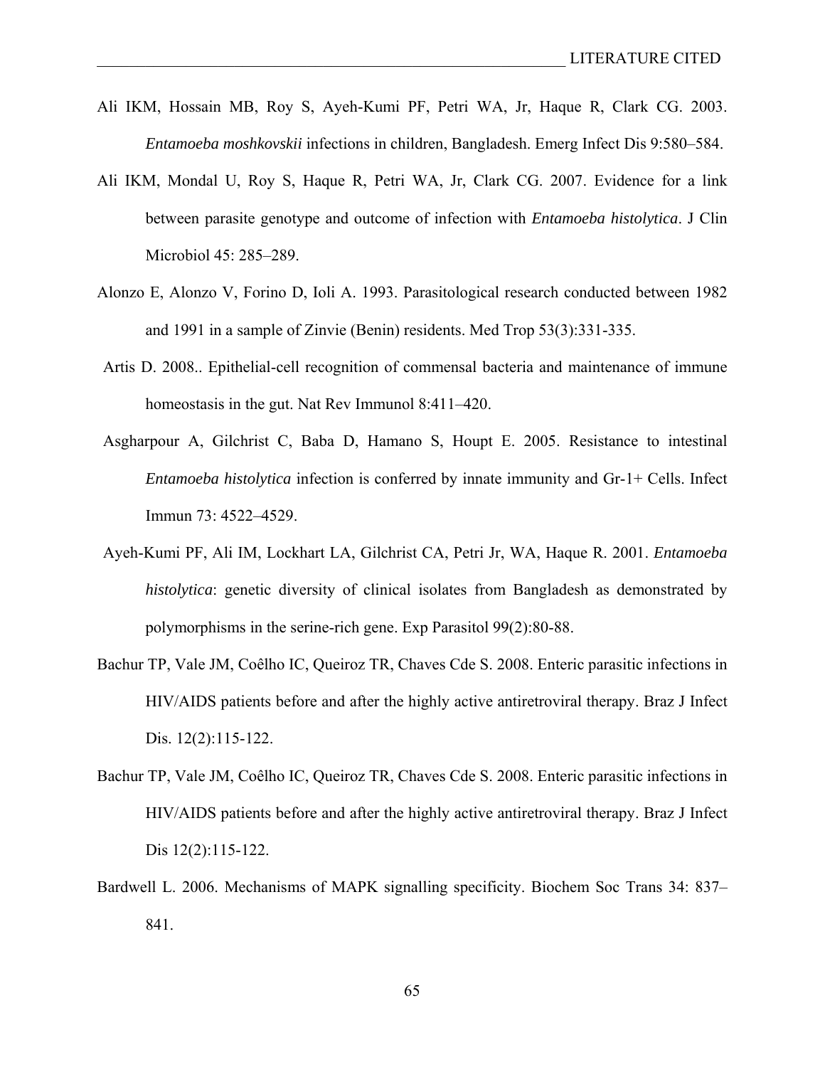Ali IKM, Hossain MB, Roy S, Ayeh-Kumi PF, Petri WA, Jr, Haque R, Clark CG. 2003. *Entamoeba moshkovskii* infections in children, Bangladesh. Emerg Infect Dis 9:580–584.

Ali IKM, Mondal U, Roy S, Haque R, Petri WA, Jr, Clark CG. 2007. Evidence for a link between parasite genotype and outcome of infection with *Entamoeba histolytica*. J Clin Microbiol 45: 285–289.

Alonzo E, Alonzo V, Forino D, Ioli A. 1993. Parasitological research conducted between 1982 and 1991 in a sample of Zinvie (Benin) residents. Med Trop 53(3):331-335.

Artis D. 2008.. Epithelial-cell recognition of commensal bacteria and maintenance of immune homeostasis in the gut. Nat Rev Immunol 8:411–420.

Asgharpour A, Gilchrist C, Baba D, Hamano S, Houpt E. 2005. Resistance to intestinal *Entamoeba histolytica* infection is conferred by innate immunity and Gr-1+ Cells. Infect Immun 73: 4522–4529.

Ayeh-Kumi PF, Ali IM, Lockhart LA, Gilchrist CA, Petri Jr, WA, Haque R. 2001. *Entamoeba histolytica*: genetic diversity of clinical isolates from Bangladesh as demonstrated by polymorphisms in the serine-rich gene. Exp Parasitol 99(2):80-88.

Bachur TP, Vale JM, Coêlho IC, Queiroz TR, Chaves Cde S. 2008. Enteric parasitic infections in HIV/AIDS patients before and after the highly active antiretroviral therapy. Braz J Infect Dis. 12(2):115-122.

Bachur TP, Vale JM, Coêlho IC, Queiroz TR, Chaves Cde S. 2008. Enteric parasitic infections in HIV/AIDS patients before and after the highly active antiretroviral therapy. Braz J Infect Dis 12(2):115-122.

Bardwell L. 2006. Mechanisms of MAPK signalling specificity. Biochem Soc Trans 34: 837–841.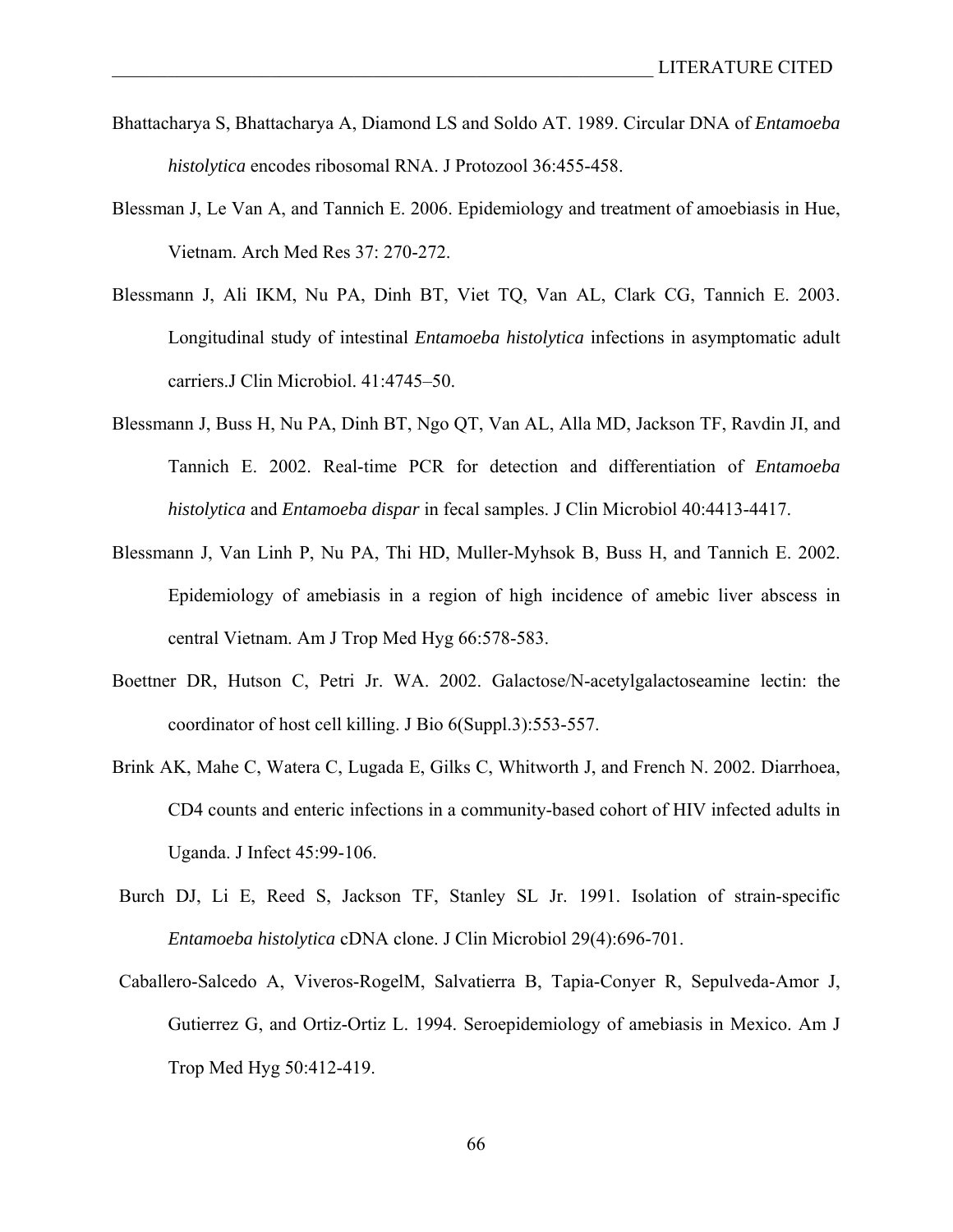Bhattacharya S, Bhattacharya A, Diamond LS and Soldo AT. 1989. Circular DNA of *Entamoeba histolytica* encodes ribosomal RNA. J Protozool 36:455-458.

Blessman J, Le Van A, and Tannich E. 2006. Epidemiology and treatment of amoebiasis in Hue, Vietnam. Arch Med Res 37: 270-272.

Blessmann J, Ali IKM, Nu PA, Dinh BT, Viet TQ, Van AL, Clark CG, Tannich E. 2003. Longitudinal study of intestinal *Entamoeba histolytica* infections in asymptomatic adult carriers.J Clin Microbiol. 41:4745–50.

Blessmann J, Buss H, Nu PA, Dinh BT, Ngo QT, Van AL, Alla MD, Jackson TF, Ravdin JI, and Tannich E. 2002. Real-time PCR for detection and differentiation of *Entamoeba histolytica* and *Entamoeba dispar* in fecal samples. J Clin Microbiol 40:4413-4417.

Blessmann J, Van Linh P, Nu PA, Thi HD, Muller-Myhsok B, Buss H, and Tannich E. 2002. Epidemiology of amebiasis in a region of high incidence of amebic liver abscess in central Vietnam. Am J Trop Med Hyg 66:578-583.

Boettner DR, Hutson C, Petri Jr. WA. 2002. Galactose/N-acetylgalactoseamine lectin: the coordinator of host cell killing. J Bio 6(Suppl.3):553-557.

Brink AK, Mahe C, Watera C, Lugada E, Gilks C, Whitworth J, and French N. 2002. Diarrhoea, CD4 counts and enteric infections in a community-based cohort of HIV infected adults in Uganda. J Infect 45:99-106.

Burch DJ, Li E, Reed S, Jackson TF, Stanley SL Jr. 1991. Isolation of strain-specific *Entamoeba histolytica* cDNA clone. J Clin Microbiol 29(4):696-701.

Caballero-Salcedo A, Viveros-RogelM, Salvatierra B, Tapia-Conyer R, Sepulveda-Amor J, Gutierrez G, and Ortiz-Ortiz L. 1994. Seroepidemiology of amebiasis in Mexico. Am J Trop Med Hyg 50:412-419.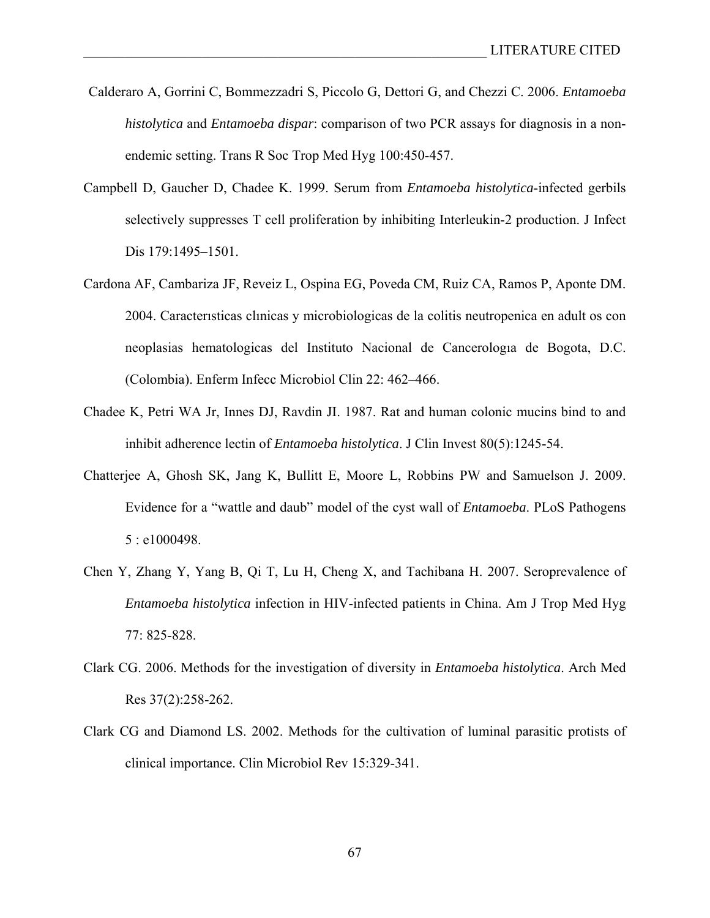Calderaro A, Gorrini C, Bommezzadri S, Piccolo G, Dettori G, and Chezzi C. 2006. *Entamoeba histolytica* and *Entamoeba dispar*: comparison of two PCR assays for diagnosis in a non-endemic setting. Trans R Soc Trop Med Hyg 100:450-457.

Campbell D, Gaucher D, Chadee K. 1999. Serum from *Entamoeba histolytica*-infected gerbils selectively suppresses T cell proliferation by inhibiting Interleukin-2 production. J Infect Dis 179:1495–1501.

Cardona AF, Cambariza JF, Reveiz L, Ospina EG, Poveda CM, Ruiz CA, Ramos P, Aponte DM. 2004. Caracterısticas clınicas y microbiologicas de la colitis neutropenica en adult os con neoplasias hematologicas del Instituto Nacional de Cancerologıa de Bogota, D.C. (Colombia). Enferm Infecc Microbiol Clin 22: 462–466.

Chadee K, Petri WA Jr, Innes DJ, Ravdin JI. 1987. Rat and human colonic mucins bind to and inhibit adherence lectin of *Entamoeba histolytica*. J Clin Invest 80(5):1245-54.

Chatterjee A, Ghosh SK, Jang K, Bullitt E, Moore L, Robbins PW and Samuelson J. 2009. Evidence for a "wattle and daub" model of the cyst wall of *Entamoeba*. PLoS Pathogens 5 : e1000498.

Chen Y, Zhang Y, Yang B, Qi T, Lu H, Cheng X, and Tachibana H. 2007. Seroprevalence of *Entamoeba histolytica* infection in HIV-infected patients in China. Am J Trop Med Hyg 77: 825-828.

Clark CG. 2006. Methods for the investigation of diversity in *Entamoeba histolytica*. Arch Med Res 37(2):258-262.

Clark CG and Diamond LS. 2002. Methods for the cultivation of luminal parasitic protists of clinical importance. Clin Microbiol Rev 15:329-341.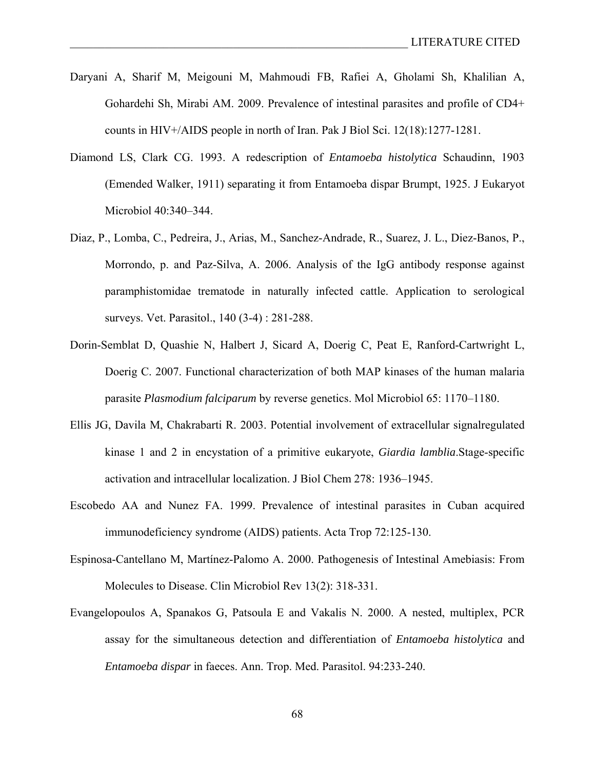Daryani A, Sharif M, Meigouni M, Mahmoudi FB, Rafiei A, Gholami Sh, Khalilian A, Gohardehi Sh, Mirabi AM. 2009. Prevalence of intestinal parasites and profile of CD4+ counts in HIV+/AIDS people in north of Iran. Pak J Biol Sci. 12(18):1277-1281.

Diamond LS, Clark CG. 1993. A redescription of *Entamoeba histolytica* Schaudinn, 1903 (Emended Walker, 1911) separating it from Entamoeba dispar Brumpt, 1925. J Eukaryot Microbiol 40:340–344.

Diaz, P., Lomba, C., Pedreira, J., Arias, M., Sanchez-Andrade, R., Suarez, J. L., Diez-Banos, P., Morrondo, p. and Paz-Silva, A. 2006. Analysis of the IgG antibody response against paramphistomidae trematode in naturally infected cattle. Application to serological surveys. Vet. Parasitol., 140 (3-4) : 281-288.

Dorin-Semblat D, Quashie N, Halbert J, Sicard A, Doerig C, Peat E, Ranford-Cartwright L, Doerig C. 2007. Functional characterization of both MAP kinases of the human malaria parasite *Plasmodium falciparum* by reverse genetics. Mol Microbiol 65: 1170–1180.

Ellis JG, Davila M, Chakrabarti R. 2003. Potential involvement of extracellular signalregulated kinase 1 and 2 in encystation of a primitive eukaryote, *Giardia lamblia*.Stage-specific activation and intracellular localization. J Biol Chem 278: 1936–1945.

Escobedo AA and Nunez FA. 1999. Prevalence of intestinal parasites in Cuban acquired immunodeficiency syndrome (AIDS) patients. Acta Trop 72:125-130.

Espinosa-Cantellano M, Martínez-Palomo A. 2000. Pathogenesis of Intestinal Amebiasis: From Molecules to Disease. Clin Microbiol Rev 13(2): 318-331.

Evangelopoulos A, Spanakos G, Patsoula E and Vakalis N. 2000. A nested, multiplex, PCR assay for the simultaneous detection and differentiation of *Entamoeba histolytica* and *Entamoeba dispar* in faeces. Ann. Trop. Med. Parasitol. 94:233-240.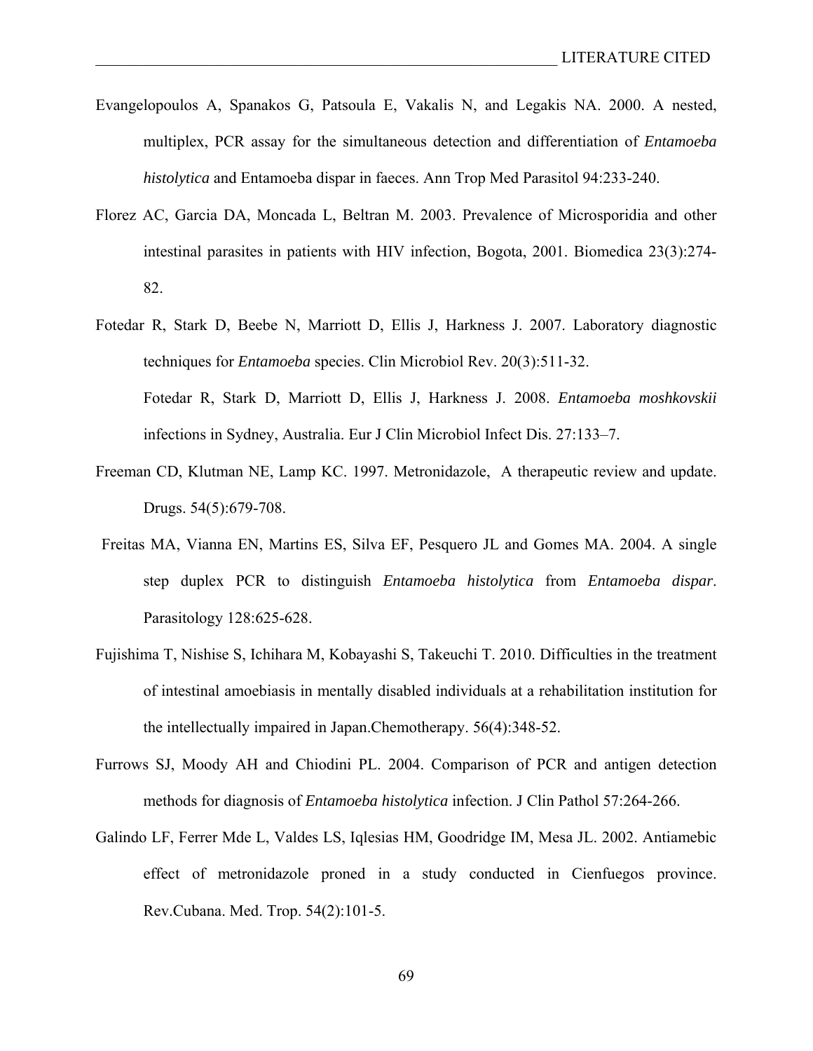Evangelopoulos A, Spanakos G, Patsoula E, Vakalis N, and Legakis NA. 2000. A nested, multiplex, PCR assay for the simultaneous detection and differentiation of *Entamoeba histolytica* and Entamoeba dispar in faeces. Ann Trop Med Parasitol 94:233-240.

Florez AC, Garcia DA, Moncada L, Beltran M. 2003. Prevalence of Microsporidia and other intestinal parasites in patients with HIV infection, Bogota, 2001. Biomedica 23(3):274-82.

Fotedar R, Stark D, Beebe N, Marriott D, Ellis J, Harkness J. 2007. Laboratory diagnostic techniques for *Entamoeba* species. Clin Microbiol Rev. 20(3):511-32.

Fotedar R, Stark D, Marriott D, Ellis J, Harkness J. 2008. *Entamoeba moshkovskii* infections in Sydney, Australia. Eur J Clin Microbiol Infect Dis. 27:133–7.

Freeman CD, Klutman NE, Lamp KC. 1997. Metronidazole, A therapeutic review and update. Drugs. 54(5):679-708.

Freitas MA, Vianna EN, Martins ES, Silva EF, Pesquero JL and Gomes MA. 2004. A single step duplex PCR to distinguish *Entamoeba histolytica* from *Entamoeba dispar*. Parasitology 128:625-628.

Fujishima T, Nishise S, Ichihara M, Kobayashi S, Takeuchi T. 2010. Difficulties in the treatment of intestinal amoebiasis in mentally disabled individuals at a rehabilitation institution for the intellectually impaired in Japan.Chemotherapy. 56(4):348-52.

Furrows SJ, Moody AH and Chiodini PL. 2004. Comparison of PCR and antigen detection methods for diagnosis of *Entamoeba histolytica* infection. J Clin Pathol 57:264-266.

Galindo LF, Ferrer Mde L, Valdes LS, Iqlesias HM, Goodridge IM, Mesa JL. 2002. Antiamebic effect of metronidazole proned in a study conducted in Cienfuegos province. Rev.Cubana. Med. Trop. 54(2):101-5.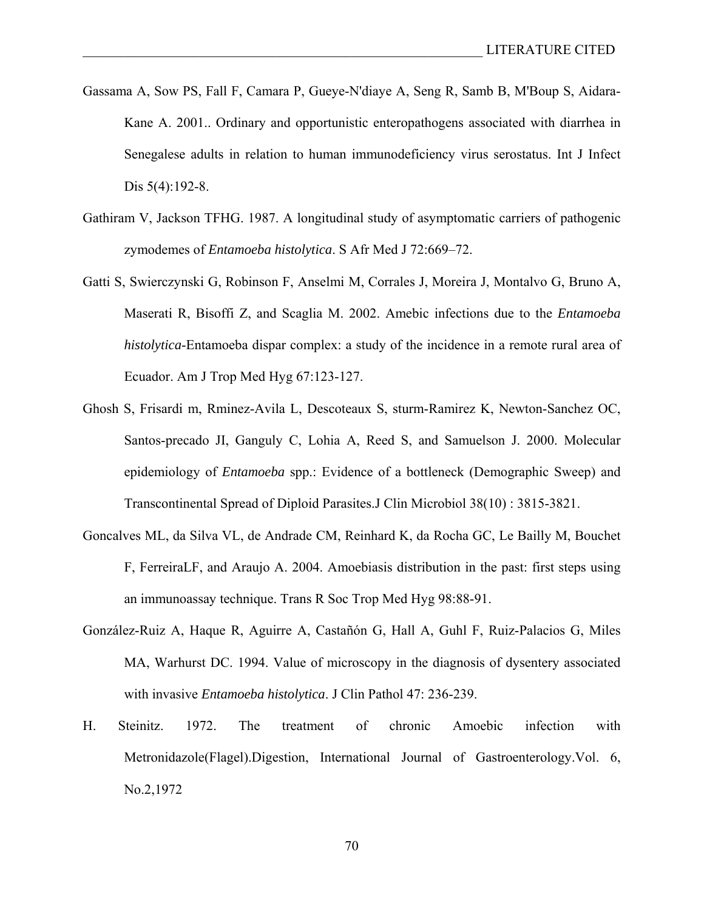Gassama A, Sow PS, Fall F, Camara P, Gueye-N'diaye A, Seng R, Samb B, M'Boup S, Aidara-Kane A. 2001.. Ordinary and opportunistic enteropathogens associated with diarrhea in Senegalese adults in relation to human immunodeficiency virus serostatus. Int J Infect Dis 5(4):192-8.

Gathiram V, Jackson TFHG. 1987. A longitudinal study of asymptomatic carriers of pathogenic zymodemes of *Entamoeba histolytica*. S Afr Med J 72:669–72.

Gatti S, Swierczynski G, Robinson F, Anselmi M, Corrales J, Moreira J, Montalvo G, Bruno A, Maserati R, Bisoffi Z, and Scaglia M. 2002. Amebic infections due to the *Entamoeba histolytica*-Entamoeba dispar complex: a study of the incidence in a remote rural area of Ecuador. Am J Trop Med Hyg 67:123-127.

Ghosh S, Frisardi m, Rminez-Avila L, Descoteaux S, sturm-Ramirez K, Newton-Sanchez OC, Santos-precado JI, Ganguly C, Lohia A, Reed S, and Samuelson J. 2000. Molecular epidemiology of *Entamoeba* spp.: Evidence of a bottleneck (Demographic Sweep) and Transcontinental Spread of Diploid Parasites.J Clin Microbiol 38(10) : 3815-3821.

Goncalves ML, da Silva VL, de Andrade CM, Reinhard K, da Rocha GC, Le Bailly M, Bouchet F, FerreiraLF, and Araujo A. 2004. Amoebiasis distribution in the past: first steps using an immunoassay technique. Trans R Soc Trop Med Hyg 98:88-91.

González-Ruiz A, Haque R, Aguirre A, Castañón G, Hall A, Guhl F, Ruiz-Palacios G, Miles MA, Warhurst DC. 1994. Value of microscopy in the diagnosis of dysentery associated with invasive *Entamoeba histolytica*. J Clin Pathol 47: 236-239.

H. Steinitz. 1972. The treatment of chronic Amoebic infection with Metronidazole(Flagel).Digestion, International Journal of Gastroenterology.Vol. 6, No.2,1972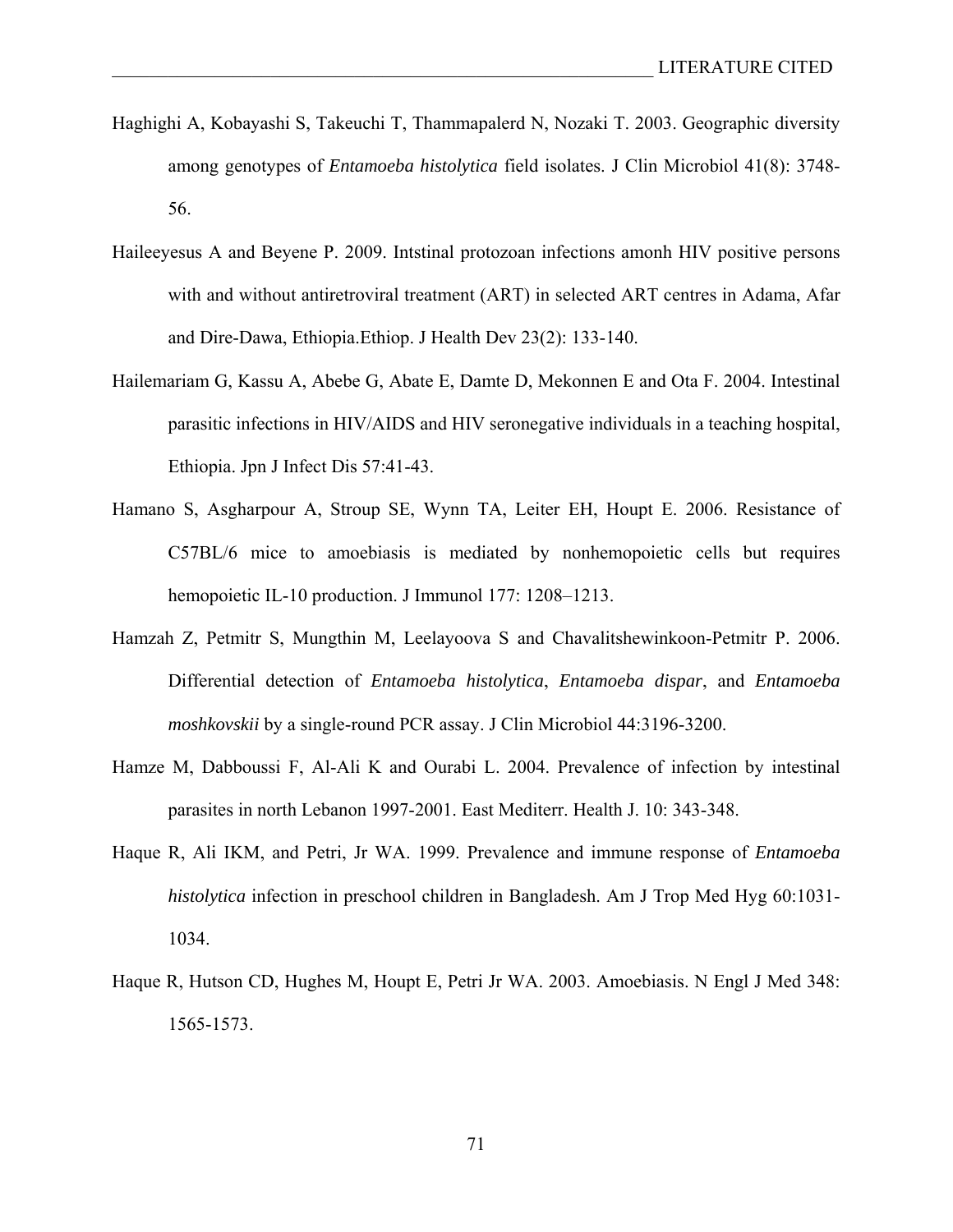Haghighi A, Kobayashi S, Takeuchi T, Thammapalerd N, Nozaki T. 2003. Geographic diversity among genotypes of *Entamoeba histolytica* field isolates. J Clin Microbiol 41(8): 3748-56.

Haileeyesus A and Beyene P. 2009. Intstinal protozoan infections amonh HIV positive persons with and without antiretroviral treatment (ART) in selected ART centres in Adama, Afar and Dire-Dawa, Ethiopia.Ethiop. J Health Dev 23(2): 133-140.

Hailemariam G, Kassu A, Abebe G, Abate E, Damte D, Mekonnen E and Ota F. 2004. Intestinal parasitic infections in HIV/AIDS and HIV seronegative individuals in a teaching hospital, Ethiopia. Jpn J Infect Dis 57:41-43.

Hamano S, Asgharpour A, Stroup SE, Wynn TA, Leiter EH, Houpt E. 2006. Resistance of C57BL/6 mice to amoebiasis is mediated by nonhemopoietic cells but requires hemopoietic IL-10 production. J Immunol 177: 1208–1213.

Hamzah Z, Petmitr S, Mungthin M, Leelayoova S and Chavalitshewinkoon-Petmitr P. 2006. Differential detection of *Entamoeba histolytica*, *Entamoeba dispar*, and *Entamoeba moshkovskii* by a single-round PCR assay. J Clin Microbiol 44:3196-3200.

Hamze M, Dabboussi F, Al-Ali K and Ourabi L. 2004. Prevalence of infection by intestinal parasites in north Lebanon 1997-2001. East Mediterr. Health J. 10: 343-348.

Haque R, Ali IKM, and Petri, Jr WA. 1999. Prevalence and immune response of *Entamoeba histolytica* infection in preschool children in Bangladesh. Am J Trop Med Hyg 60:1031-1034.

Haque R, Hutson CD, Hughes M, Houpt E, Petri Jr WA. 2003. Amoebiasis. N Engl J Med 348: 1565-1573.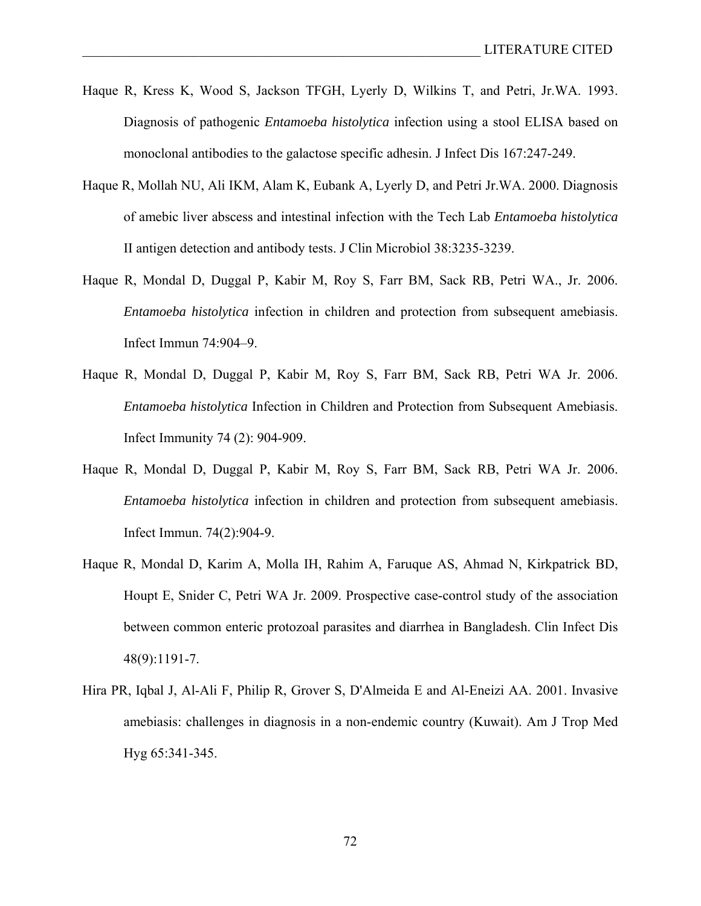Haque R, Kress K, Wood S, Jackson TFGH, Lyerly D, Wilkins T, and Petri, Jr.WA. 1993. Diagnosis of pathogenic *Entamoeba histolytica* infection using a stool ELISA based on monoclonal antibodies to the galactose specific adhesin. J Infect Dis 167:247-249.

Haque R, Mollah NU, Ali IKM, Alam K, Eubank A, Lyerly D, and Petri Jr.WA. 2000. Diagnosis of amebic liver abscess and intestinal infection with the Tech Lab *Entamoeba histolytica* II antigen detection and antibody tests. J Clin Microbiol 38:3235-3239.

Haque R, Mondal D, Duggal P, Kabir M, Roy S, Farr BM, Sack RB, Petri WA., Jr. 2006. *Entamoeba histolytica* infection in children and protection from subsequent amebiasis. Infect Immun 74:904–9.

Haque R, Mondal D, Duggal P, Kabir M, Roy S, Farr BM, Sack RB, Petri WA Jr. 2006. *Entamoeba histolytica* Infection in Children and Protection from Subsequent Amebiasis. Infect Immunity 74 (2): 904-909.

Haque R, Mondal D, Duggal P, Kabir M, Roy S, Farr BM, Sack RB, Petri WA Jr. 2006. *Entamoeba histolytica* infection in children and protection from subsequent amebiasis. Infect Immun. 74(2):904-9.

Haque R, Mondal D, Karim A, Molla IH, Rahim A, Faruque AS, Ahmad N, Kirkpatrick BD, Houpt E, Snider C, Petri WA Jr. 2009. Prospective case-control study of the association between common enteric protozoal parasites and diarrhea in Bangladesh. Clin Infect Dis 48(9):1191-7.

Hira PR, Iqbal J, Al-Ali F, Philip R, Grover S, D'Almeida E and Al-Eneizi AA. 2001. Invasive amebiasis: challenges in diagnosis in a non-endemic country (Kuwait). Am J Trop Med Hyg 65:341-345.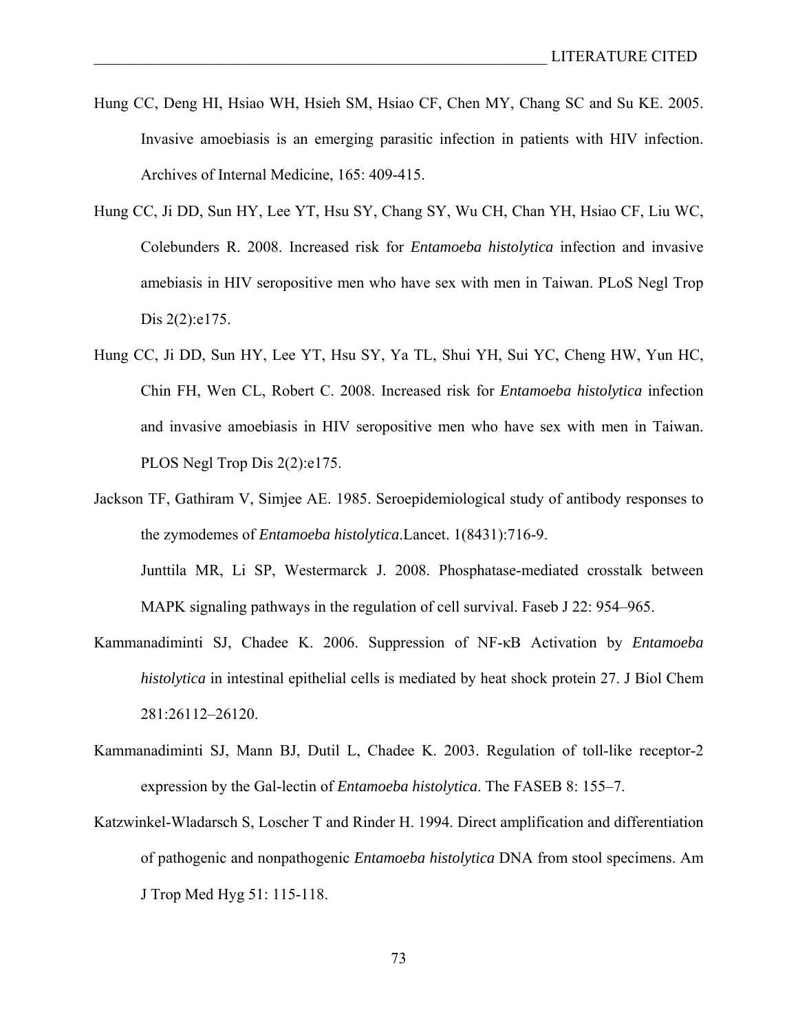Hung CC, Deng HI, Hsiao WH, Hsieh SM, Hsiao CF, Chen MY, Chang SC and Su KE. 2005. Invasive amoebiasis is an emerging parasitic infection in patients with HIV infection. Archives of Internal Medicine, 165: 409-415.

Hung CC, Ji DD, Sun HY, Lee YT, Hsu SY, Chang SY, Wu CH, Chan YH, Hsiao CF, Liu WC, Colebunders R. 2008. Increased risk for *Entamoeba histolytica* infection and invasive amebiasis in HIV seropositive men who have sex with men in Taiwan. PLoS Negl Trop Dis 2(2):e175.

Hung CC, Ji DD, Sun HY, Lee YT, Hsu SY, Ya TL, Shui YH, Sui YC, Cheng HW, Yun HC, Chin FH, Wen CL, Robert C. 2008. Increased risk for *Entamoeba histolytica* infection and invasive amoebiasis in HIV seropositive men who have sex with men in Taiwan. PLOS Negl Trop Dis 2(2):e175.

Jackson TF, Gathiram V, Simjee AE. 1985. Seroepidemiological study of antibody responses to the zymodemes of *Entamoeba histolytica*.Lancet. 1(8431):716-9.

Junttila MR, Li SP, Westermarck J. 2008. Phosphatase-mediated crosstalk between MAPK signaling pathways in the regulation of cell survival. Faseb J 22: 954–965.

Kammanadiminti SJ, Chadee K. 2006. Suppression of NF-κB Activation by *Entamoeba histolytica* in intestinal epithelial cells is mediated by heat shock protein 27. J Biol Chem 281:26112–26120.

Kammanadiminti SJ, Mann BJ, Dutil L, Chadee K. 2003. Regulation of toll-like receptor-2 expression by the Gal-lectin of *Entamoeba histolytica*. The FASEB 8: 155–7.

Katzwinkel-Wladarsch S, Loscher T and Rinder H. 1994. Direct amplification and differentiation of pathogenic and nonpathogenic *Entamoeba histolytica* DNA from stool specimens. Am J Trop Med Hyg 51: 115-118.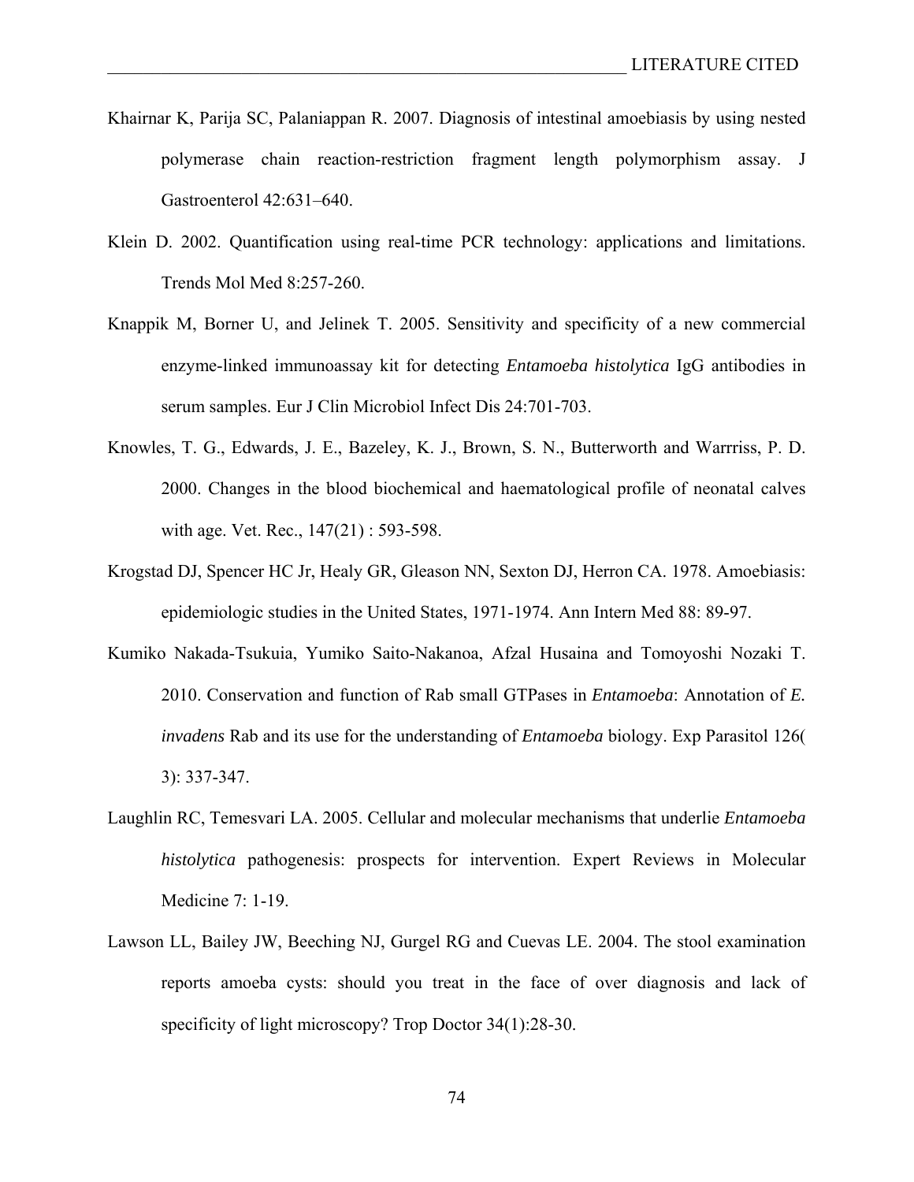Khairnar K, Parija SC, Palaniappan R. 2007. Diagnosis of intestinal amoebiasis by using nested polymerase chain reaction-restriction fragment length polymorphism assay. J Gastroenterol 42:631–640.

Klein D. 2002. Quantification using real-time PCR technology: applications and limitations. Trends Mol Med 8:257-260.

Knappik M, Borner U, and Jelinek T. 2005. Sensitivity and specificity of a new commercial enzyme-linked immunoassay kit for detecting *Entamoeba histolytica* IgG antibodies in serum samples. Eur J Clin Microbiol Infect Dis 24:701-703.

Knowles, T. G., Edwards, J. E., Bazeley, K. J., Brown, S. N., Butterworth and Warrriss, P. D. 2000. Changes in the blood biochemical and haematological profile of neonatal calves with age. Vet. Rec., 147(21) : 593-598.

Krogstad DJ, Spencer HC Jr, Healy GR, Gleason NN, Sexton DJ, Herron CA. 1978. Amoebiasis: epidemiologic studies in the United States, 1971-1974. Ann Intern Med 88: 89-97.

Kumiko Nakada-Tsukuia, Yumiko Saito-Nakanoa, Afzal Husaina and Tomoyoshi Nozaki T. 2010. Conservation and function of Rab small GTPases in *Entamoeba*: Annotation of *E. invadens* Rab and its use for the understanding of *Entamoeba* biology. Exp Parasitol 126( 3): 337-347.

Laughlin RC, Temesvari LA. 2005. Cellular and molecular mechanisms that underlie *Entamoeba histolytica* pathogenesis: prospects for intervention. Expert Reviews in Molecular Medicine 7: 1-19.

Lawson LL, Bailey JW, Beeching NJ, Gurgel RG and Cuevas LE. 2004. The stool examination reports amoeba cysts: should you treat in the face of over diagnosis and lack of specificity of light microscopy? Trop Doctor 34(1):28-30.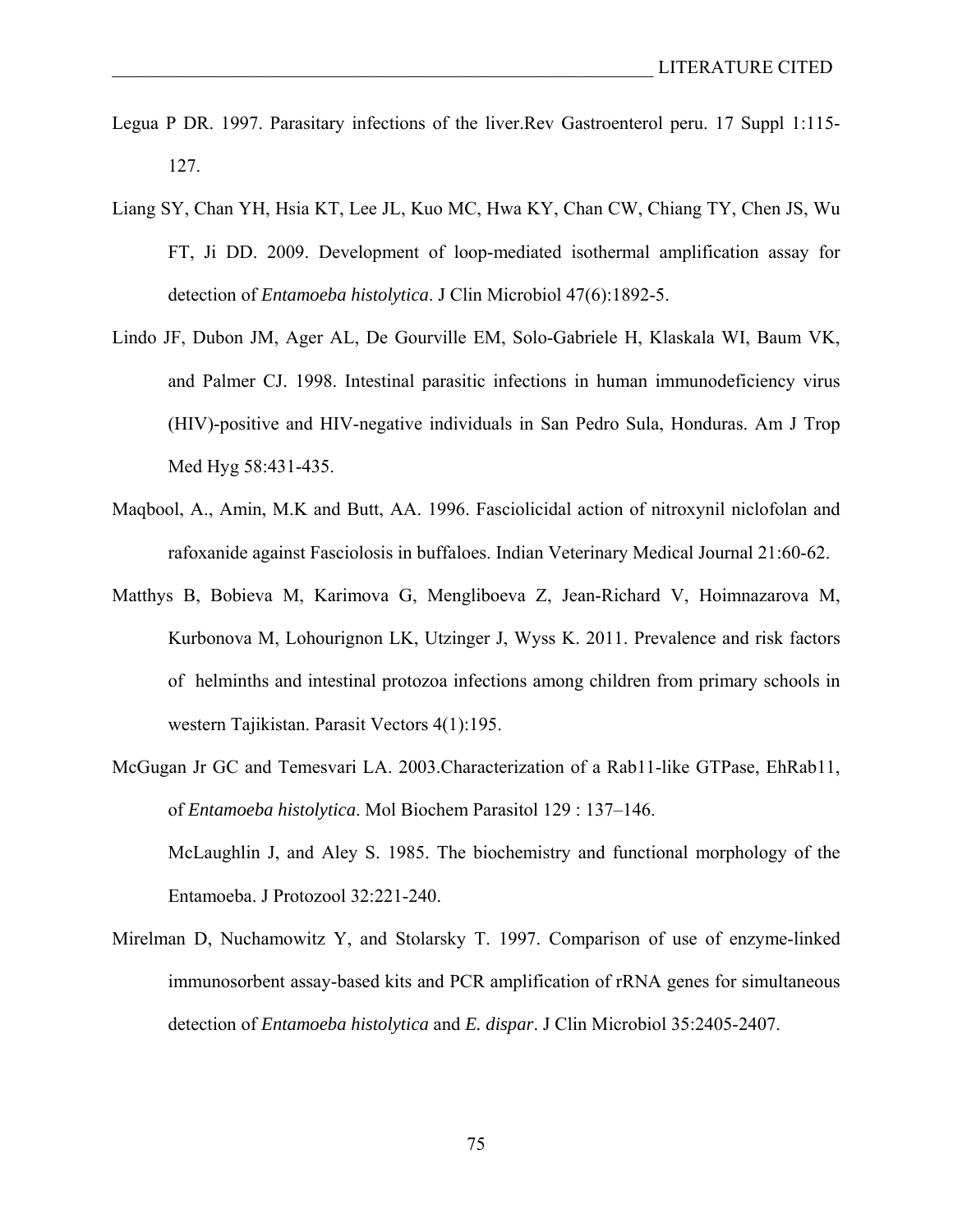Legua P DR. 1997. Parasitary infections of the liver.Rev Gastroenterol peru. 17 Suppl 1:115-127.

Liang SY, Chan YH, Hsia KT, Lee JL, Kuo MC, Hwa KY, Chan CW, Chiang TY, Chen JS, Wu FT, Ji DD. 2009. Development of loop-mediated isothermal amplification assay for detection of *Entamoeba histolytica*. J Clin Microbiol 47(6):1892-5.

Lindo JF, Dubon JM, Ager AL, De Gourville EM, Solo-Gabriele H, Klaskala WI, Baum VK, and Palmer CJ. 1998. Intestinal parasitic infections in human immunodeficiency virus (HIV)-positive and HIV-negative individuals in San Pedro Sula, Honduras. Am J Trop Med Hyg 58:431-435.

Maqbool, A., Amin, M.K and Butt, AA. 1996. Fasciolicidal action of nitroxynil niclofolan and rafoxanide against Fasciolosis in buffaloes. Indian Veterinary Medical Journal 21:60-62.

Matthys B, Bobieva M, Karimova G, Mengliboeva Z, Jean-Richard V, Hoimnazarova M, Kurbonova M, Lohourignon LK, Utzinger J, Wyss K. 2011. Prevalence and risk factors of helminths and intestinal protozoa infections among children from primary schools in western Tajikistan. Parasit Vectors 4(1):195.

McGugan Jr GC and Temesvari LA. 2003.Characterization of a Rab11-like GTPase, EhRab11, of *Entamoeba histolytica*. Mol Biochem Parasitol 129 : 137–146.

McLaughlin J, and Aley S. 1985. The biochemistry and functional morphology of the Entamoeba. J Protozool 32:221-240.

Mirelman D, Nuchamowitz Y, and Stolarsky T. 1997. Comparison of use of enzyme-linked immunosorbent assay-based kits and PCR amplification of rRNA genes for simultaneous detection of *Entamoeba histolytica* and *E. dispar*. J Clin Microbiol 35:2405-2407.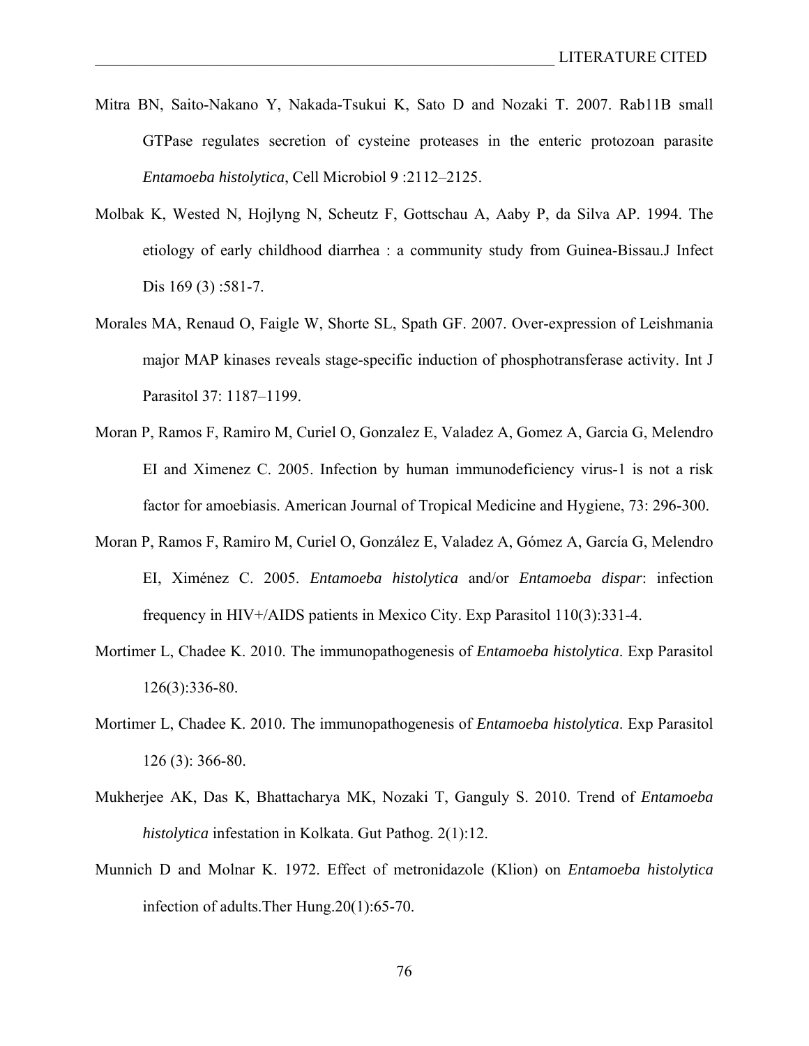Mitra BN, Saito-Nakano Y, Nakada-Tsukui K, Sato D and Nozaki T. 2007. Rab11B small GTPase regulates secretion of cysteine proteases in the enteric protozoan parasite *Entamoeba histolytica*, Cell Microbiol 9 :2112–2125.

Molbak K, Wested N, Hojlyng N, Scheutz F, Gottschau A, Aaby P, da Silva AP. 1994. The etiology of early childhood diarrhea : a community study from Guinea-Bissau.J Infect Dis 169 (3) :581-7.

Morales MA, Renaud O, Faigle W, Shorte SL, Spath GF. 2007. Over-expression of Leishmania major MAP kinases reveals stage-specific induction of phosphotransferase activity. Int J Parasitol 37: 1187–1199.

Moran P, Ramos F, Ramiro M, Curiel O, Gonzalez E, Valadez A, Gomez A, Garcia G, Melendro EI and Ximenez C. 2005. Infection by human immunodeficiency virus-1 is not a risk factor for amoebiasis. American Journal of Tropical Medicine and Hygiene, 73: 296-300.

Moran P, Ramos F, Ramiro M, Curiel O, González E, Valadez A, Gómez A, García G, Melendro EI, Ximénez C. 2005. *Entamoeba histolytica* and/or *Entamoeba dispar*: infection frequency in HIV+/AIDS patients in Mexico City. Exp Parasitol 110(3):331-4.

Mortimer L, Chadee K. 2010. The immunopathogenesis of *Entamoeba histolytica*. Exp Parasitol 126(3):336-80.

Mortimer L, Chadee K. 2010. The immunopathogenesis of *Entamoeba histolytica*. Exp Parasitol 126 (3): 366-80.

Mukherjee AK, Das K, Bhattacharya MK, Nozaki T, Ganguly S. 2010. Trend of *Entamoeba histolytica* infestation in Kolkata. Gut Pathog. 2(1):12.

Munnich D and Molnar K. 1972. Effect of metronidazole (Klion) on *Entamoeba histolytica* infection of adults.Ther Hung.20(1):65-70.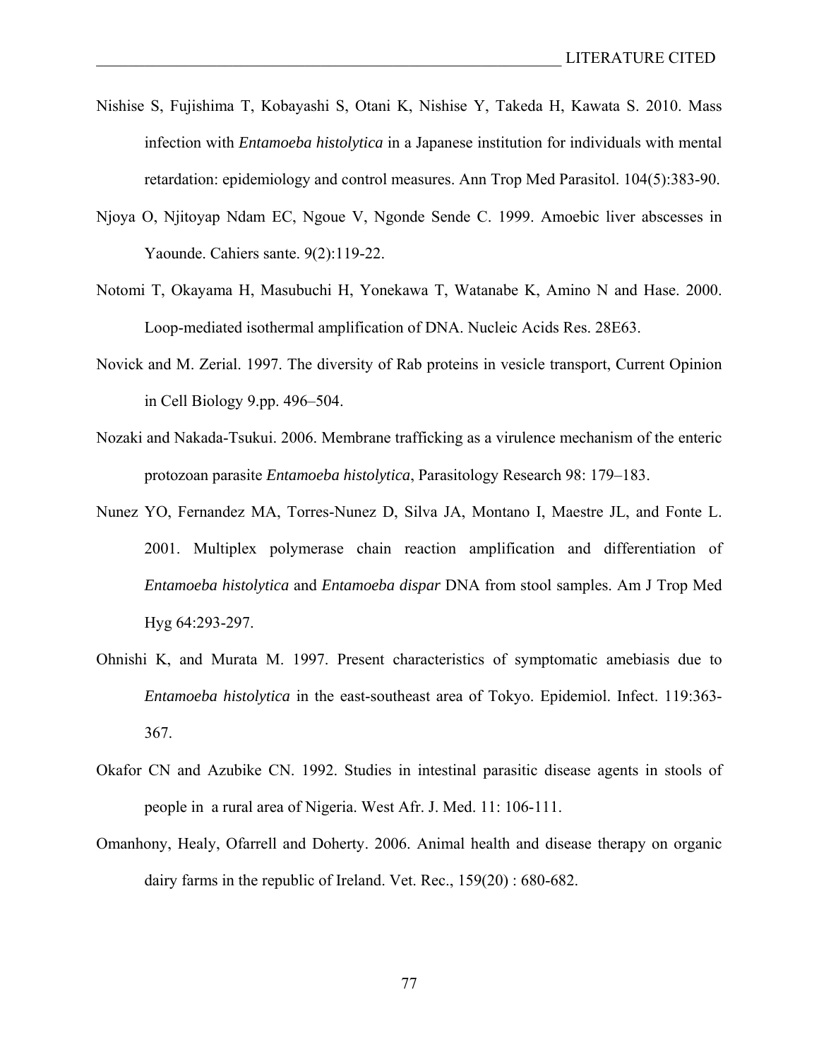Nishise S, Fujishima T, Kobayashi S, Otani K, Nishise Y, Takeda H, Kawata S. 2010. Mass infection with *Entamoeba histolytica* in a Japanese institution for individuals with mental retardation: epidemiology and control measures. Ann Trop Med Parasitol. 104(5):383-90.

Njoya O, Njitoyap Ndam EC, Ngoue V, Ngonde Sende C. 1999. Amoebic liver abscesses in Yaounde. Cahiers sante. 9(2):119-22.

Notomi T, Okayama H, Masubuchi H, Yonekawa T, Watanabe K, Amino N and Hase. 2000. Loop-mediated isothermal amplification of DNA. Nucleic Acids Res. 28E63.

Novick and M. Zerial. 1997. The diversity of Rab proteins in vesicle transport, Current Opinion in Cell Biology 9.pp. 496–504.

Nozaki and Nakada-Tsukui. 2006. Membrane trafficking as a virulence mechanism of the enteric protozoan parasite *Entamoeba histolytica*, Parasitology Research 98: 179–183.

Nunez YO, Fernandez MA, Torres-Nunez D, Silva JA, Montano I, Maestre JL, and Fonte L. 2001. Multiplex polymerase chain reaction amplification and differentiation of *Entamoeba histolytica* and *Entamoeba dispar* DNA from stool samples. Am J Trop Med Hyg 64:293-297.

Ohnishi K, and Murata M. 1997. Present characteristics of symptomatic amebiasis due to *Entamoeba histolytica* in the east-southeast area of Tokyo. Epidemiol. Infect. 119:363-367.

Okafor CN and Azubike CN. 1992. Studies in intestinal parasitic disease agents in stools of people in a rural area of Nigeria. West Afr. J. Med. 11: 106-111.

Omanhony, Healy, Ofarrell and Doherty. 2006. Animal health and disease therapy on organic dairy farms in the republic of Ireland. Vet. Rec., 159(20) : 680-682.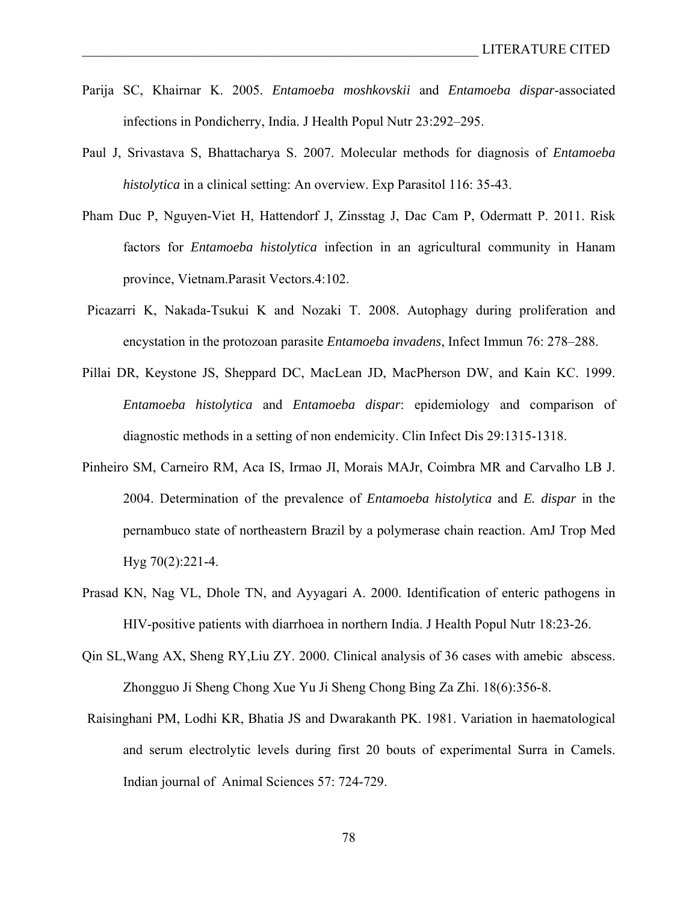Parija SC, Khairnar K. 2005. *Entamoeba moshkovskii* and *Entamoeba dispar*-associated infections in Pondicherry, India. J Health Popul Nutr 23:292–295.

Paul J, Srivastava S, Bhattacharya S. 2007. Molecular methods for diagnosis of *Entamoeba histolytica* in a clinical setting: An overview. Exp Parasitol 116: 35-43.

Pham Duc P, Nguyen-Viet H, Hattendorf J, Zinsstag J, Dac Cam P, Odermatt P. 2011. Risk factors for *Entamoeba histolytica* infection in an agricultural community in Hanam province, Vietnam.Parasit Vectors.4:102.

Picazarri K, Nakada-Tsukui K and Nozaki T. 2008. Autophagy during proliferation and encystation in the protozoan parasite *Entamoeba invadens*, Infect Immun 76: 278–288.

Pillai DR, Keystone JS, Sheppard DC, MacLean JD, MacPherson DW, and Kain KC. 1999. *Entamoeba histolytica* and *Entamoeba dispar*: epidemiology and comparison of diagnostic methods in a setting of non endemicity. Clin Infect Dis 29:1315-1318.

Pinheiro SM, Carneiro RM, Aca IS, Irmao JI, Morais MAJr, Coimbra MR and Carvalho LB J. 2004. Determination of the prevalence of *Entamoeba histolytica* and *E. dispar* in the pernambuco state of northeastern Brazil by a polymerase chain reaction. AmJ Trop Med Hyg 70(2):221-4.

Prasad KN, Nag VL, Dhole TN, and Ayyagari A. 2000. Identification of enteric pathogens in HIV-positive patients with diarrhoea in northern India. J Health Popul Nutr 18:23-26.

Qin SL,Wang AX, Sheng RY,Liu ZY. 2000. Clinical analysis of 36 cases with amebic abscess. Zhongguo Ji Sheng Chong Xue Yu Ji Sheng Chong Bing Za Zhi. 18(6):356-8.

Raisinghani PM, Lodhi KR, Bhatia JS and Dwarakanth PK. 1981. Variation in haematological and serum electrolytic levels during first 20 bouts of experimental Surra in Camels. Indian journal of Animal Sciences 57: 724-729.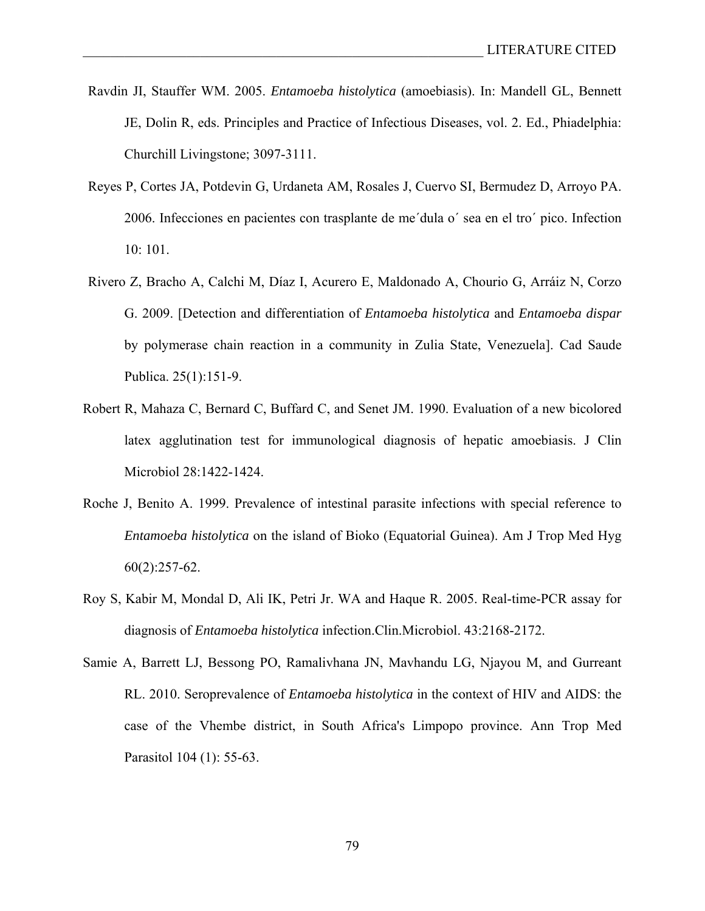Ravdin JI, Stauffer WM. 2005. *Entamoeba histolytica* (amoebiasis). In: Mandell GL, Bennett JE, Dolin R, eds. Principles and Practice of Infectious Diseases, vol. 2. Ed., Phiadelphia: Churchill Livingstone; 3097-3111.

Reyes P, Cortes JA, Potdevin G, Urdaneta AM, Rosales J, Cuervo SI, Bermudez D, Arroyo PA. 2006. Infecciones en pacientes con trasplante de me´dula o´ sea en el tro´ pico. Infection 10: 101.

Rivero Z, Bracho A, Calchi M, Díaz I, Acurero E, Maldonado A, Chourio G, Arráiz N, Corzo G. 2009. [Detection and differentiation of *Entamoeba histolytica* and *Entamoeba dispar* by polymerase chain reaction in a community in Zulia State, Venezuela]. Cad Saude Publica. 25(1):151-9.

Robert R, Mahaza C, Bernard C, Buffard C, and Senet JM. 1990. Evaluation of a new bicolored latex agglutination test for immunological diagnosis of hepatic amoebiasis. J Clin Microbiol 28:1422-1424.

Roche J, Benito A. 1999. Prevalence of intestinal parasite infections with special reference to *Entamoeba histolytica* on the island of Bioko (Equatorial Guinea). Am J Trop Med Hyg 60(2):257-62.

Roy S, Kabir M, Mondal D, Ali IK, Petri Jr. WA and Haque R. 2005. Real-time-PCR assay for diagnosis of *Entamoeba histolytica* infection.Clin.Microbiol. 43:2168-2172.

Samie A, Barrett LJ, Bessong PO, Ramalivhana JN, Mavhandu LG, Njayou M, and Gurreant RL. 2010. Seroprevalence of *Entamoeba histolytica* in the context of HIV and AIDS: the case of the Vhembe district, in South Africa's Limpopo province. Ann Trop Med Parasitol 104 (1): 55-63.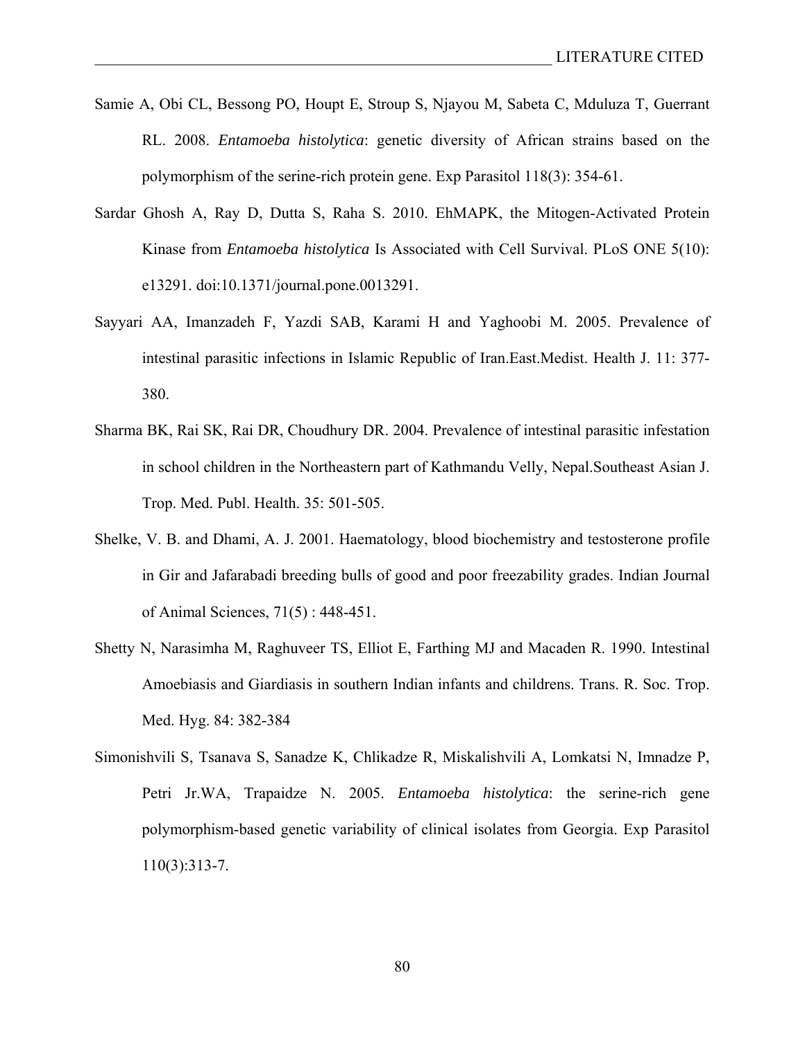Samie A, Obi CL, Bessong PO, Houpt E, Stroup S, Njayou M, Sabeta C, Mduluza T, Guerrant RL. 2008. *Entamoeba histolytica*: genetic diversity of African strains based on the polymorphism of the serine-rich protein gene. Exp Parasitol 118(3): 354-61.

Sardar Ghosh A, Ray D, Dutta S, Raha S. 2010. EhMAPK, the Mitogen-Activated Protein Kinase from *Entamoeba histolytica* Is Associated with Cell Survival. PLoS ONE 5(10): e13291. doi:10.1371/journal.pone.0013291.

Sayyari AA, Imanzadeh F, Yazdi SAB, Karami H and Yaghoobi M. 2005. Prevalence of intestinal parasitic infections in Islamic Republic of Iran.East.Medist. Health J. 11: 377-380.

Sharma BK, Rai SK, Rai DR, Choudhury DR. 2004. Prevalence of intestinal parasitic infestation in school children in the Northeastern part of Kathmandu Velly, Nepal.Southeast Asian J. Trop. Med. Publ. Health. 35: 501-505.

Shelke, V. B. and Dhami, A. J. 2001. Haematology, blood biochemistry and testosterone profile in Gir and Jafarabadi breeding bulls of good and poor freezability grades. Indian Journal of Animal Sciences, 71(5) : 448-451.

Shetty N, Narasimha M, Raghuveer TS, Elliot E, Farthing MJ and Macaden R. 1990. Intestinal Amoebiasis and Giardiasis in southern Indian infants and childrens. Trans. R. Soc. Trop. Med. Hyg. 84: 382-384

Simonishvili S, Tsanava S, Sanadze K, Chlikadze R, Miskalishvili A, Lomkatsi N, Imnadze P, Petri Jr.WA, Trapaidze N. 2005. *Entamoeba histolytica*: the serine-rich gene polymorphism-based genetic variability of clinical isolates from Georgia. Exp Parasitol 110(3):313-7.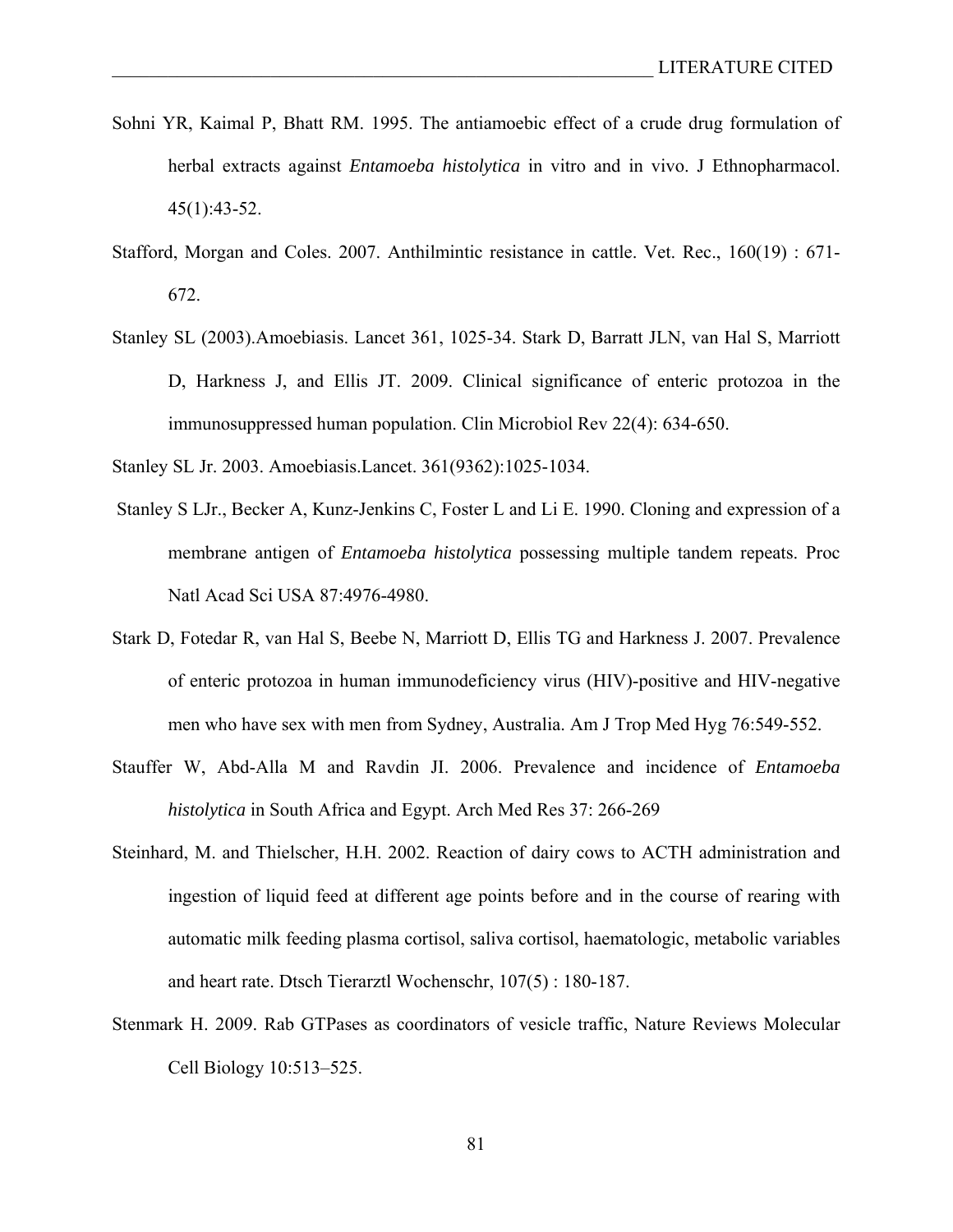Sohni YR, Kaimal P, Bhatt RM. 1995. The antiamoebic effect of a crude drug formulation of herbal extracts against *Entamoeba histolytica* in vitro and in vivo. J Ethnopharmacol. 45(1):43-52.

Stafford, Morgan and Coles. 2007. Anthilmintic resistance in cattle. Vet. Rec., 160(19) : 671-672.

Stanley SL (2003).Amoebiasis. Lancet 361, 1025-34. Stark D, Barratt JLN, van Hal S, Marriott D, Harkness J, and Ellis JT. 2009. Clinical significance of enteric protozoa in the immunosuppressed human population. Clin Microbiol Rev 22(4): 634-650.

Stanley SL Jr. 2003. Amoebiasis.Lancet. 361(9362):1025-1034.

Stanley S LJr., Becker A, Kunz-Jenkins C, Foster L and Li E. 1990. Cloning and expression of a membrane antigen of *Entamoeba histolytica* possessing multiple tandem repeats. Proc Natl Acad Sci USA 87:4976-4980.

Stark D, Fotedar R, van Hal S, Beebe N, Marriott D, Ellis TG and Harkness J. 2007. Prevalence of enteric protozoa in human immunodeficiency virus (HIV)-positive and HIV-negative men who have sex with men from Sydney, Australia. Am J Trop Med Hyg 76:549-552.

Stauffer W, Abd-Alla M and Ravdin JI. 2006. Prevalence and incidence of *Entamoeba histolytica* in South Africa and Egypt. Arch Med Res 37: 266-269

Steinhard, M. and Thielscher, H.H. 2002. Reaction of dairy cows to ACTH administration and ingestion of liquid feed at different age points before and in the course of rearing with automatic milk feeding plasma cortisol, saliva cortisol, haematologic, metabolic variables and heart rate. Dtsch Tierarztl Wochenschr, 107(5) : 180-187.

Stenmark H. 2009. Rab GTPases as coordinators of vesicle traffic, Nature Reviews Molecular Cell Biology 10:513–525.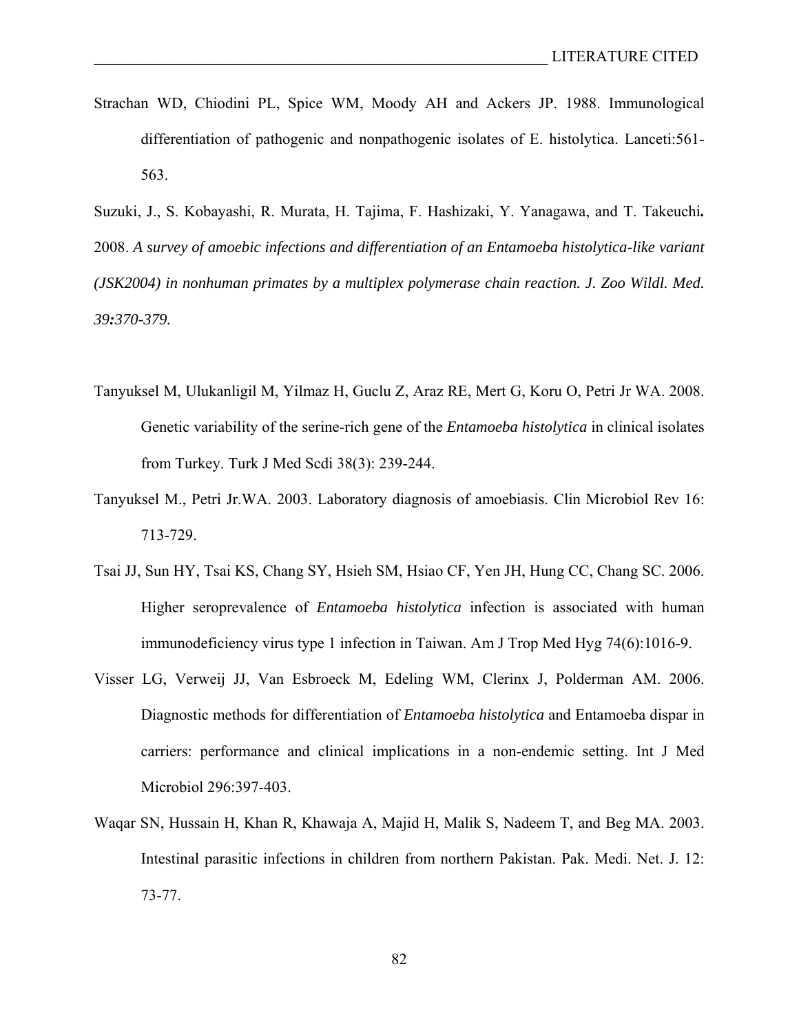Strachan WD, Chiodini PL, Spice WM, Moody AH and Ackers JP. 1988. Immunological differentiation of pathogenic and nonpathogenic isolates of E. histolytica. Lanceti:561-563.

Suzuki, J., S. Kobayashi, R. Murata, H. Tajima, F. Hashizaki, Y. Yanagawa, and T. Takeuchi**.** 2008. *A survey of amoebic infections and differentiation of an Entamoeba histolytica-like variant (JSK2004) in nonhuman primates by a multiplex polymerase chain reaction. J. Zoo Wildl. Med. 39**:**370-379.*

Tanyuksel M, Ulukanligil M, Yilmaz H, Guclu Z, Araz RE, Mert G, Koru O, Petri Jr WA. 2008. Genetic variability of the serine-rich gene of the *Entamoeba histolytica* in clinical isolates from Turkey. Turk J Med Scdi 38(3): 239-244.

Tanyuksel M., Petri Jr.WA. 2003. Laboratory diagnosis of amoebiasis. Clin Microbiol Rev 16: 713-729.

Tsai JJ, Sun HY, Tsai KS, Chang SY, Hsieh SM, Hsiao CF, Yen JH, Hung CC, Chang SC. 2006. Higher seroprevalence of *Entamoeba histolytica* infection is associated with human immunodeficiency virus type 1 infection in Taiwan. Am J Trop Med Hyg 74(6):1016-9.

Visser LG, Verweij JJ, Van Esbroeck M, Edeling WM, Clerinx J, Polderman AM. 2006. Diagnostic methods for differentiation of *Entamoeba histolytica* and Entamoeba dispar in carriers: performance and clinical implications in a non-endemic setting. Int J Med Microbiol 296:397-403.

Waqar SN, Hussain H, Khan R, Khawaja A, Majid H, Malik S, Nadeem T, and Beg MA. 2003. Intestinal parasitic infections in children from northern Pakistan. Pak. Medi. Net. J. 12: 73-77.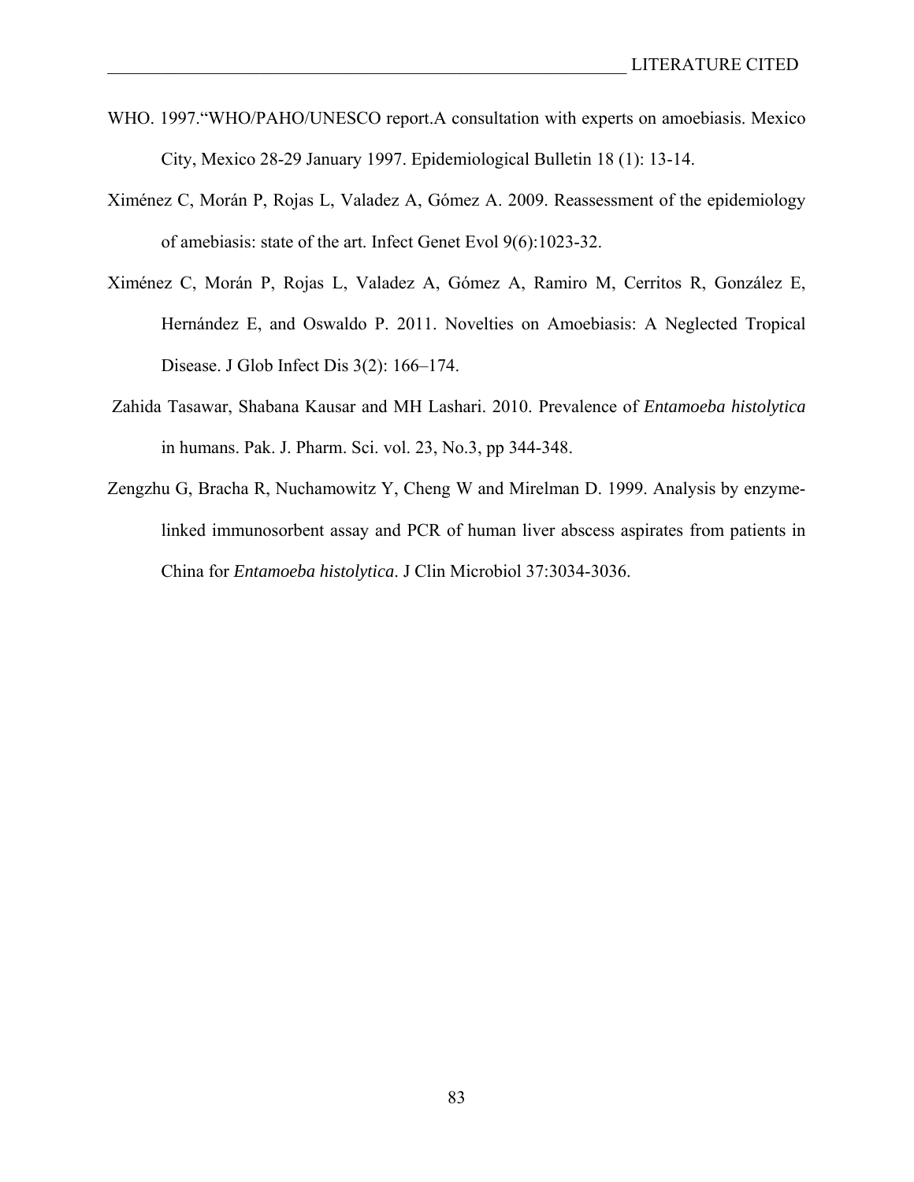WHO. 1997."WHO/PAHO/UNESCO report.A consultation with experts on amoebiasis. Mexico City, Mexico 28-29 January 1997. Epidemiological Bulletin 18 (1): 13-14.

Ximénez C, Morán P, Rojas L, Valadez A, Gómez A. 2009. Reassessment of the epidemiology of amebiasis: state of the art. Infect Genet Evol 9(6):1023-32.

Ximénez C, Morán P, Rojas L, Valadez A, Gómez A, Ramiro M, Cerritos R, González E, Hernández E, and Oswaldo P. 2011. Novelties on Amoebiasis: A Neglected Tropical Disease. J Glob Infect Dis 3(2): 166–174.

Zahida Tasawar, Shabana Kausar and MH Lashari. 2010. Prevalence of *Entamoeba histolytica* in humans. Pak. J. Pharm. Sci. vol. 23, No.3, pp 344-348.

Zengzhu G, Bracha R, Nuchamowitz Y, Cheng W and Mirelman D. 1999. Analysis by enzyme-linked immunosorbent assay and PCR of human liver abscess aspirates from patients in China for *Entamoeba histolytica*. J Clin Microbiol 37:3034-3036.